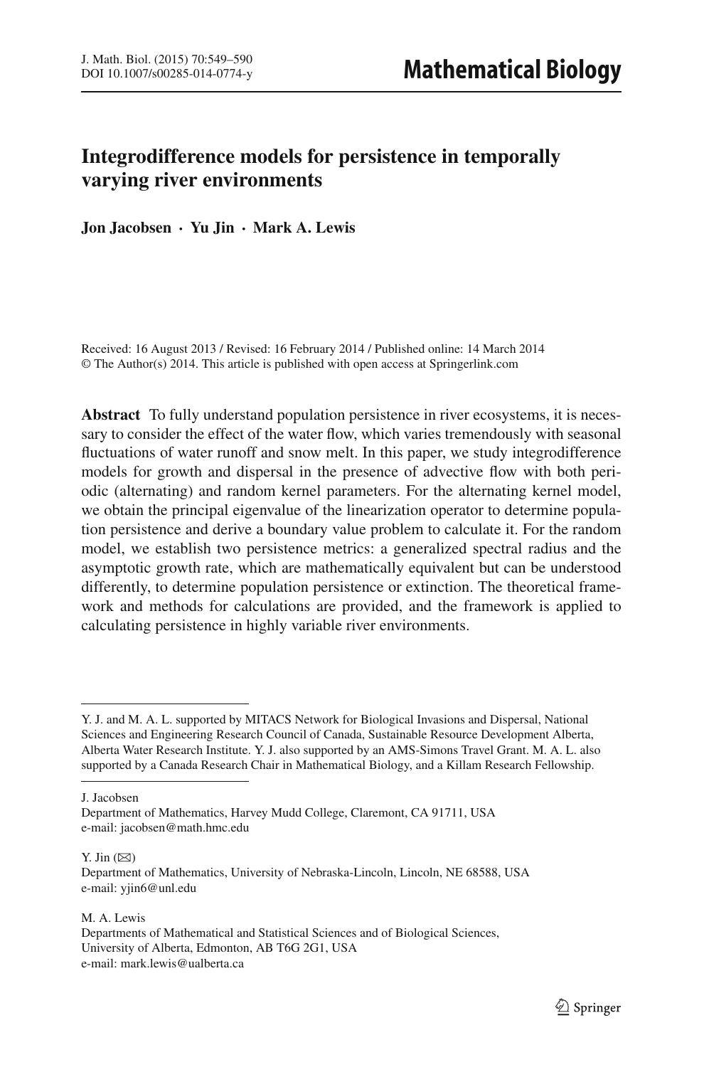# Integrodifference models for persistence in temporally varying river environments

**Jon Jacobsen · Yu Jin · Mark A. Lewis**

Received: 16 August 2013 / Revised: 16 February 2014 / Published online: 14 March 2014
© The Author(s) 2014. This article is published with open access at Springerlink.com

**Abstract** To fully understand population persistence in river ecosystems, it is necessary to consider the effect of the water flow, which varies tremendously with seasonal fluctuations of water runoff and snow melt. In this paper, we study integrodifference models for growth and dispersal in the presence of advective flow with both periodic (alternating) and random kernel parameters. For the alternating kernel model, we obtain the principal eigenvalue of the linearization operator to determine population persistence and derive a boundary value problem to calculate it. For the random model, we establish two persistence metrics: a generalized spectral radius and the asymptotic growth rate, which are mathematically equivalent but can be understood differently, to determine population persistence or extinction. The theoretical framework and methods for calculations are provided, and the framework is applied to calculating persistence in highly variable river environments.

---

Y. J. and M. A. L. supported by MITACS Network for Biological Invasions and Dispersal, National Sciences and Engineering Research Council of Canada, Sustainable Resource Development Alberta, Alberta Water Research Institute. Y. J. also supported by an AMS-Simons Travel Grant. M. A. L. also supported by a Canada Research Chair in Mathematical Biology, and a Killam Research Fellowship.

---

J. Jacobsen
Department of Mathematics, Harvey Mudd College, Claremont, CA 91711, USA
e-mail: jacobsen@math.hmc.edu

Y. Jin (✉)
Department of Mathematics, University of Nebraska-Lincoln, Lincoln, NE 68588, USA
e-mail: yjin6@unl.edu

M. A. Lewis
Departments of Mathematical and Statistical Sciences and of Biological Sciences,
University of Alberta, Edmonton, AB T6G 2G1, USA
e-mail: mark.lewis@ualberta.ca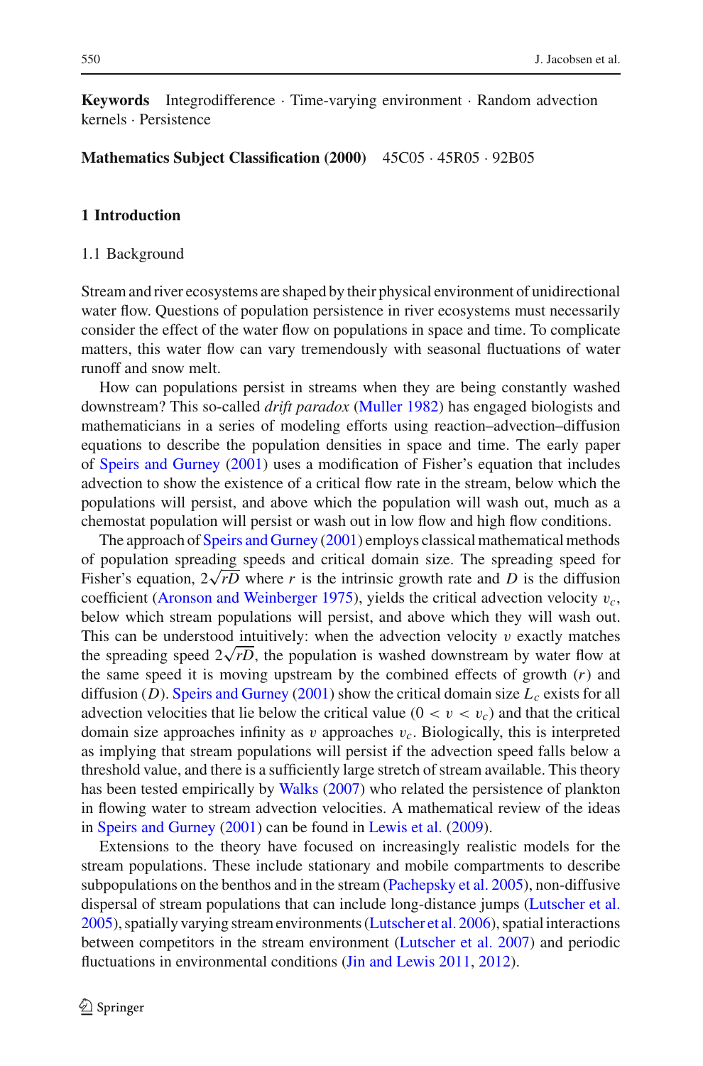**Keywords** Integrodifference · Time-varying environment · Random advection kernels · Persistence

**Mathematics Subject Classification (2000)** 45C05 · 45R05 · 92B05

## 1 Introduction

### 1.1 Background

Stream and river ecosystems are shaped by their physical environment of unidirectional water flow. Questions of population persistence in river ecosystems must necessarily consider the effect of the water flow on populations in space and time. To complicate matters, this water flow can vary tremendously with seasonal fluctuations of water runoff and snow melt.

How can populations persist in streams when they are being constantly washed downstream? This so-called *drift paradox* (Muller 1982) has engaged biologists and mathematicians in a series of modeling efforts using reaction–advection–diffusion equations to describe the population densities in space and time. The early paper of Speirs and Gurney (2001) uses a modification of Fisher's equation that includes advection to show the existence of a critical flow rate in the stream, below which the populations will persist, and above which the population will wash out, much as a chemostat population will persist or wash out in low flow and high flow conditions.

The approach of Speirs and Gurney (2001) employs classical mathematical methods of population spreading speeds and critical domain size. The spreading speed for Fisher's equation, $2\sqrt{rD}$ where $r$ is the intrinsic growth rate and $D$ is the diffusion coefficient (Aronson and Weinberger 1975), yields the critical advection velocity $v_c$, below which stream populations will persist, and above which they will wash out. This can be understood intuitively: when the advection velocity $v$ exactly matches the spreading speed $2\sqrt{rD}$, the population is washed downstream by water flow at the same speed it is moving upstream by the combined effects of growth ($r$) and diffusion ($D$). Speirs and Gurney (2001) show the critical domain size $L_c$ exists for all advection velocities that lie below the critical value ($0 < v < v_c$) and that the critical domain size approaches infinity as $v$ approaches $v_c$. Biologically, this is interpreted as implying that stream populations will persist if the advection speed falls below a threshold value, and there is a sufficiently large stretch of stream available. This theory has been tested empirically by Walks (2007) who related the persistence of plankton in flowing water to stream advection velocities. A mathematical review of the ideas in Speirs and Gurney (2001) can be found in Lewis et al. (2009).

Extensions to the theory have focused on increasingly realistic models for the stream populations. These include stationary and mobile compartments to describe subpopulations on the benthos and in the stream (Pachepsky et al. 2005), non-diffusive dispersal of stream populations that can include long-distance jumps (Lutscher et al. 2005), spatially varying stream environments (Lutscher et al. 2006), spatial interactions between competitors in the stream environment (Lutscher et al. 2007) and periodic fluctuations in environmental conditions (Jin and Lewis 2011, 2012).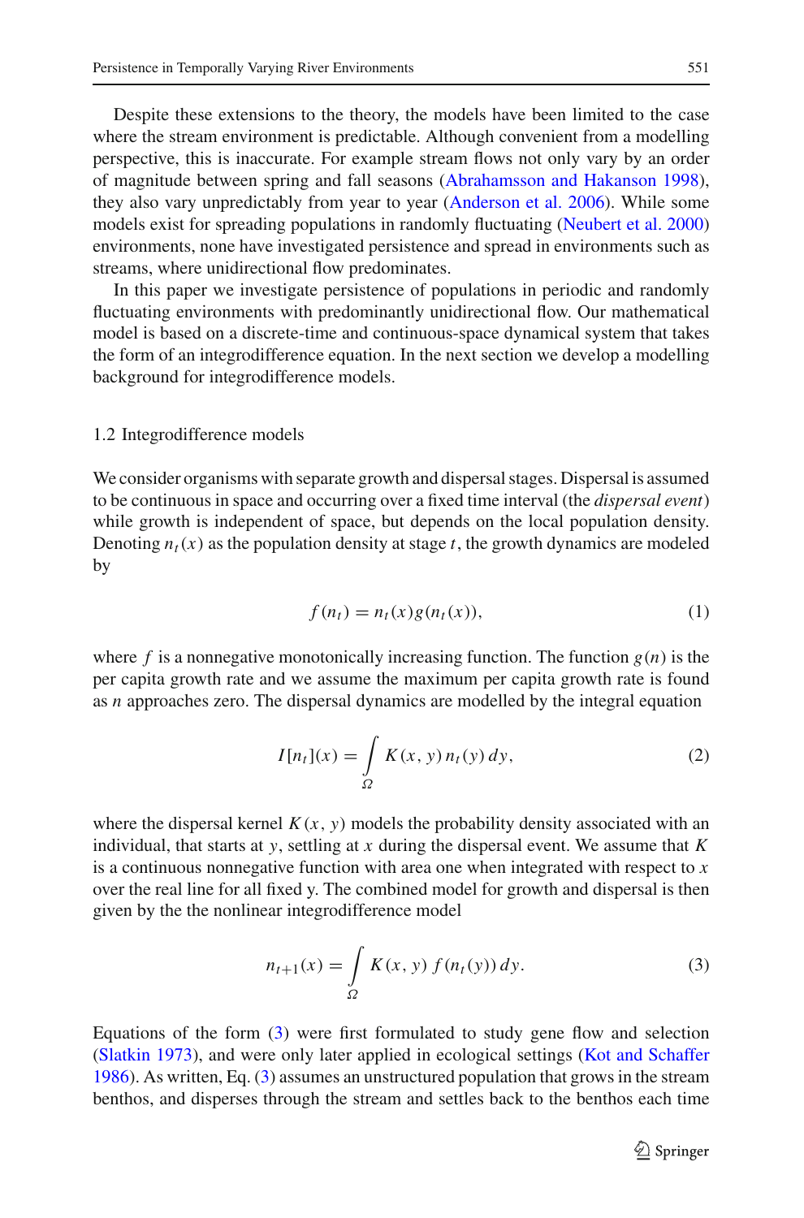Despite these extensions to the theory, the models have been limited to the case where the stream environment is predictable. Although convenient from a modelling perspective, this is inaccurate. For example stream flows not only vary by an order of magnitude between spring and fall seasons (Abrahamsson and Hakanson 1998), they also vary unpredictably from year to year (Anderson et al. 2006). While some models exist for spreading populations in randomly fluctuating (Neubert et al. 2000) environments, none have investigated persistence and spread in environments such as streams, where unidirectional flow predominates.

In this paper we investigate persistence of populations in periodic and randomly fluctuating environments with predominantly unidirectional flow. Our mathematical model is based on a discrete-time and continuous-space dynamical system that takes the form of an integrodifference equation. In the next section we develop a modelling background for integrodifference models.

### 1.2 Integrodifference models

We consider organisms with separate growth and dispersal stages. Dispersal is assumed to be continuous in space and occurring over a fixed time interval (the *dispersal event*) while growth is independent of space, but depends on the local population density. Denoting $n_t(x)$ as the population density at stage $t$, the growth dynamics are modeled by

$$f(n_t) = n_t(x)g(n_t(x)), \tag{1}$$

where $f$ is a nonnegative monotonically increasing function. The function $g(n)$ is the per capita growth rate and we assume the maximum per capita growth rate is found as $n$ approaches zero. The dispersal dynamics are modelled by the integral equation

$$I[n_t](x) = \int_{\Omega} K(x, y)\, n_t(y)\, dy, \tag{2}$$

where the dispersal kernel $K(x, y)$ models the probability density associated with an individual, that starts at $y$, settling at $x$ during the dispersal event. We assume that $K$ is a continuous nonnegative function with area one when integrated with respect to $x$ over the real line for all fixed y. The combined model for growth and dispersal is then given by the the nonlinear integrodifference model

$$n_{t+1}(x) = \int_{\Omega} K(x, y)\, f(n_t(y))\, dy. \tag{3}$$

Equations of the form (3) were first formulated to study gene flow and selection (Slatkin 1973), and were only later applied in ecological settings (Kot and Schaffer 1986). As written, Eq. (3) assumes an unstructured population that grows in the stream benthos, and disperses through the stream and settles back to the benthos each time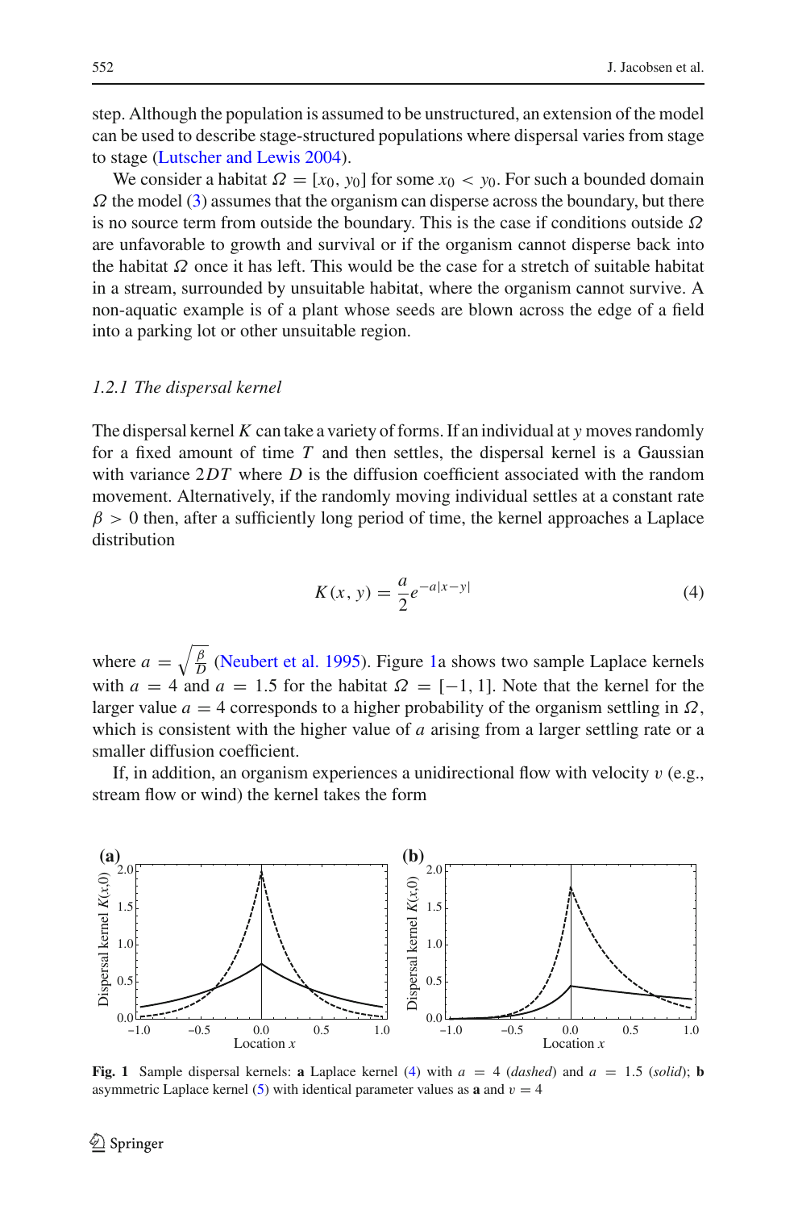step. Although the population is assumed to be unstructured, an extension of the model can be used to describe stage-structured populations where dispersal varies from stage to stage (Lutscher and Lewis 2004).

We consider a habitat $\Omega = [x_0, y_0]$ for some $x_0 < y_0$. For such a bounded domain $\Omega$ the model (3) assumes that the organism can disperse across the boundary, but there is no source term from outside the boundary. This is the case if conditions outside $\Omega$ are unfavorable to growth and survival or if the organism cannot disperse back into the habitat $\Omega$ once it has left. This would be the case for a stretch of suitable habitat in a stream, surrounded by unsuitable habitat, where the organism cannot survive. A non-aquatic example is of a plant whose seeds are blown across the edge of a field into a parking lot or other unsuitable region.

### *1.2.1 The dispersal kernel*

The dispersal kernel $K$ can take a variety of forms. If an individual at $y$ moves randomly for a fixed amount of time $T$ and then settles, the dispersal kernel is a Gaussian with variance $2DT$ where $D$ is the diffusion coefficient associated with the random movement. Alternatively, if the randomly moving individual settles at a constant rate $\beta > 0$ then, after a sufficiently long period of time, the kernel approaches a Laplace distribution

$$K(x, y) = \frac{a}{2} e^{-a|x-y|} \tag{4}$$

where $a = \sqrt{\frac{\beta}{D}}$ (Neubert et al. 1995). Figure 1a shows two sample Laplace kernels with $a = 4$ and $a = 1.5$ for the habitat $\Omega = [-1, 1]$. Note that the kernel for the larger value $a = 4$ corresponds to a higher probability of the organism settling in $\Omega$, which is consistent with the higher value of $a$ arising from a larger settling rate or a smaller diffusion coefficient.

If, in addition, an organism experiences a unidirectional flow with velocity $v$ (e.g., stream flow or wind) the kernel takes the form

**Fig. 1** Sample dispersal kernels: **a** Laplace kernel (4) with $a = 4$ (*dashed*) and $a = 1.5$ (*solid*); **b** asymmetric Laplace kernel (5) with identical parameter values as **a** and $v = 4$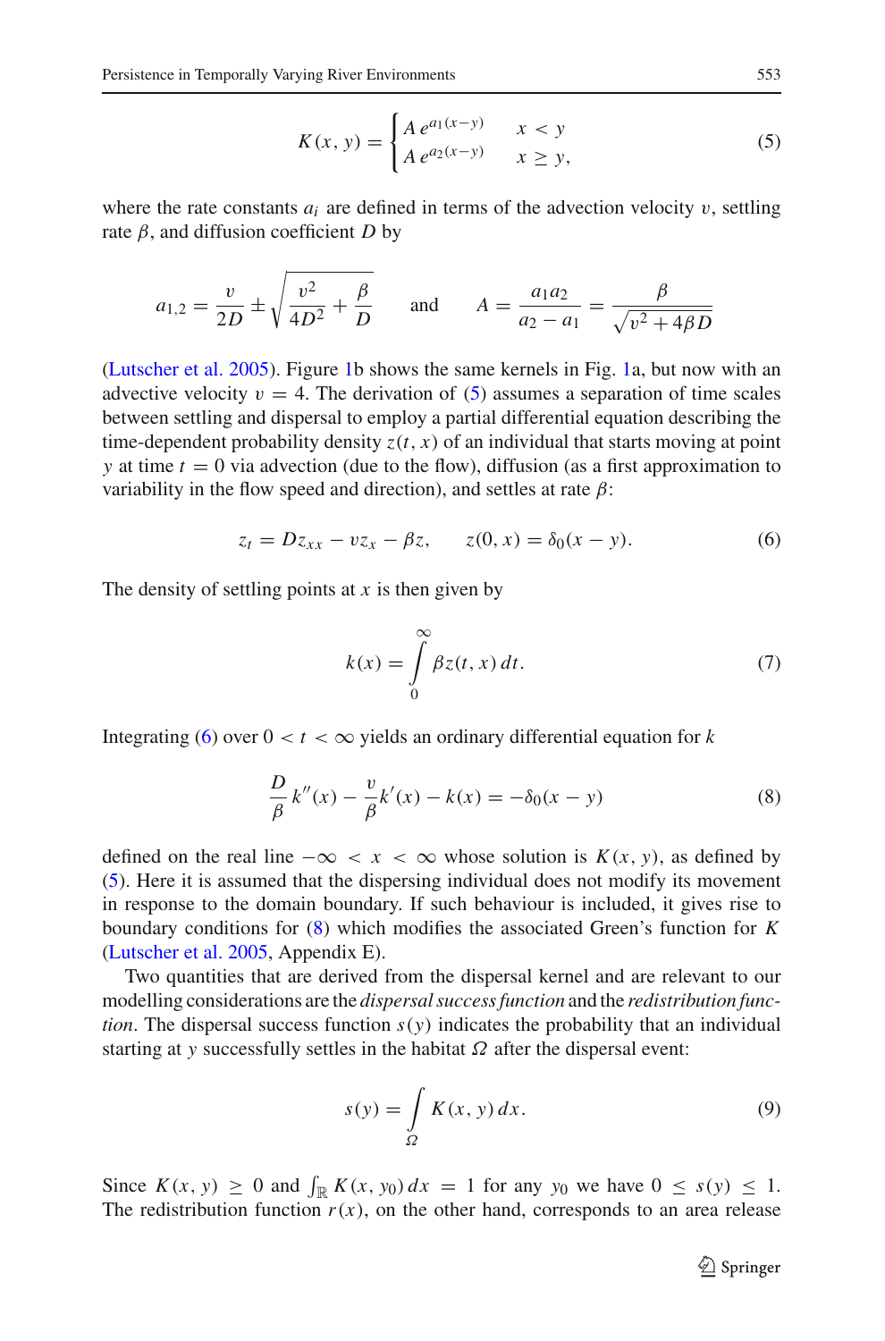$$K(x,y) = \begin{cases} A\, e^{a_1(x-y)} & x < y \\ A\, e^{a_2(x-y)} & x \geq y, \end{cases} \tag{5}$$

where the rate constants $a_i$ are defined in terms of the advection velocity $v$, settling rate $\beta$, and diffusion coefficient $D$ by

$$a_{1,2} = \frac{v}{2D} \pm \sqrt{\frac{v^2}{4D^2} + \frac{\beta}{D}} \qquad \text{and} \qquad A = \frac{a_1 a_2}{a_2 - a_1} = \frac{\beta}{\sqrt{v^2 + 4\beta D}}$$

(Lutscher et al. 2005). Figure 1b shows the same kernels in Fig. 1a, but now with an advective velocity $v = 4$. The derivation of (5) assumes a separation of time scales between settling and dispersal to employ a partial differential equation describing the time-dependent probability density $z(t, x)$ of an individual that starts moving at point $y$ at time $t = 0$ via advection (due to the flow), diffusion (as a first approximation to variability in the flow speed and direction), and settles at rate $\beta$:

$$z_t = Dz_{xx} - vz_x - \beta z, \qquad z(0, x) = \delta_0(x - y). \tag{6}$$

The density of settling points at $x$ is then given by

$$k(x) = \int_0^\infty \beta z(t, x)\, dt. \tag{7}$$

Integrating (6) over $0 < t < \infty$ yields an ordinary differential equation for $k$

$$\frac{D}{\beta} k''(x) - \frac{v}{\beta} k'(x) - k(x) = -\delta_0(x - y) \tag{8}$$

defined on the real line $-\infty < x < \infty$ whose solution is $K(x, y)$, as defined by (5). Here it is assumed that the dispersing individual does not modify its movement in response to the domain boundary. If such behaviour is included, it gives rise to boundary conditions for (8) which modifies the associated Green's function for $K$ (Lutscher et al. 2005, Appendix E).

Two quantities that are derived from the dispersal kernel and are relevant to our modelling considerations are the *dispersal success function* and the *redistribution function*. The dispersal success function $s(y)$ indicates the probability that an individual starting at $y$ successfully settles in the habitat $\Omega$ after the dispersal event:

$$s(y) = \int_\Omega K(x, y)\, dx. \tag{9}$$

Since $K(x, y) \geq 0$ and $\int_{\mathbb{R}} K(x, y_0)\, dx = 1$ for any $y_0$ we have $0 \leq s(y) \leq 1$. The redistribution function $r(x)$, on the other hand, corresponds to an area release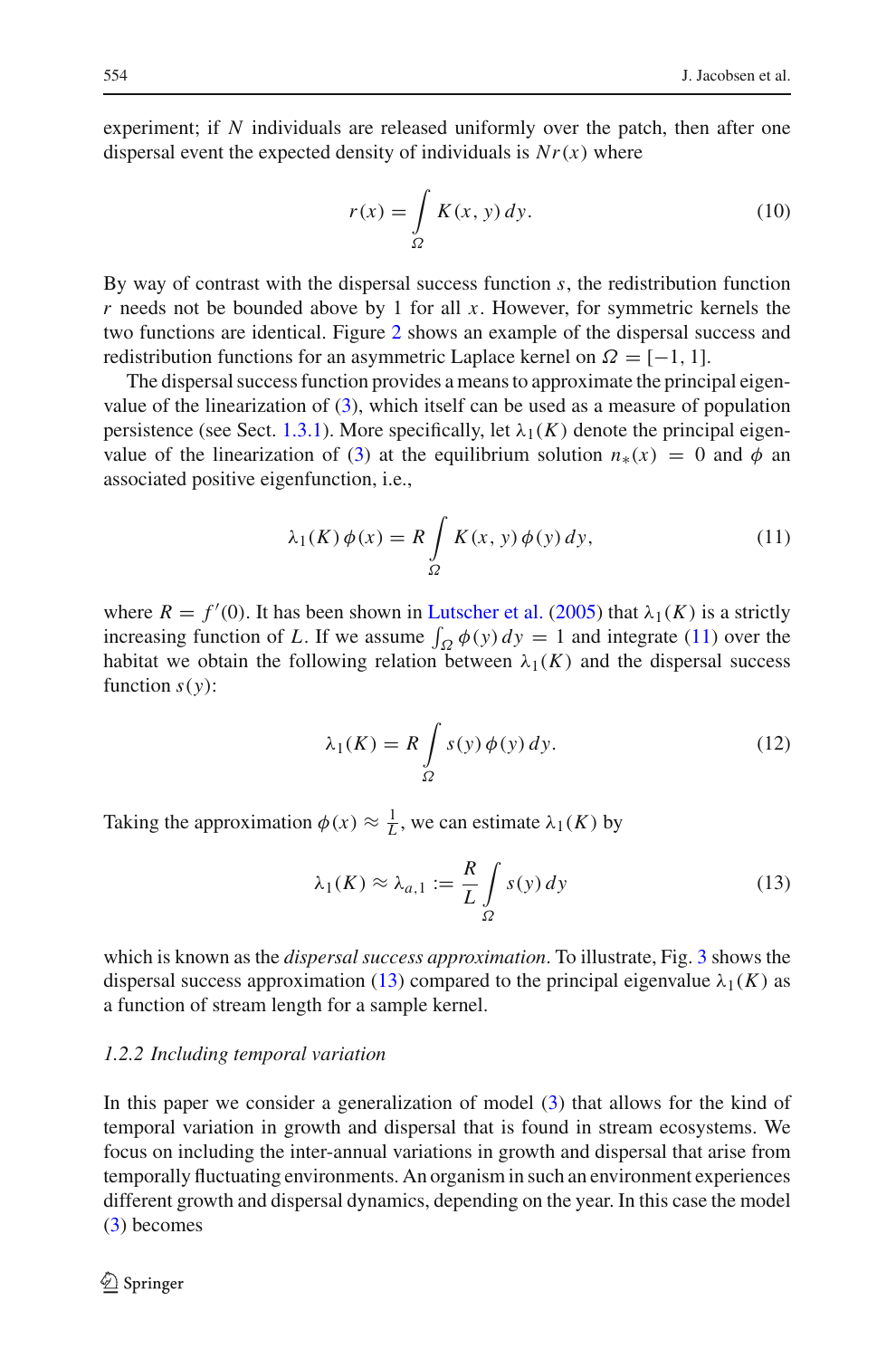experiment; if $N$ individuals are released uniformly over the patch, then after one dispersal event the expected density of individuals is $Nr(x)$ where

$$r(x) = \int_{\Omega} K(x, y)\, dy. \tag{10}$$

By way of contrast with the dispersal success function $s$, the redistribution function $r$ needs not be bounded above by 1 for all $x$. However, for symmetric kernels the two functions are identical. Figure 2 shows an example of the dispersal success and redistribution functions for an asymmetric Laplace kernel on $\Omega = [-1, 1]$.

The dispersal success function provides a means to approximate the principal eigenvalue of the linearization of (3), which itself can be used as a measure of population persistence (see Sect. 1.3.1). More specifically, let $\lambda_1(K)$ denote the principal eigenvalue of the linearization of (3) at the equilibrium solution $n_*(x) = 0$ and $\phi$ an associated positive eigenfunction, i.e.,

$$\lambda_1(K)\, \phi(x) = R \int_{\Omega} K(x, y)\, \phi(y)\, dy, \tag{11}$$

where $R = f'(0)$. It has been shown in Lutscher et al. (2005) that $\lambda_1(K)$ is a strictly increasing function of $L$. If we assume $\int_{\Omega} \phi(y)\, dy = 1$ and integrate (11) over the habitat we obtain the following relation between $\lambda_1(K)$ and the dispersal success function $s(y)$:

$$\lambda_1(K) = R \int_{\Omega} s(y)\, \phi(y)\, dy. \tag{12}$$

Taking the approximation $\phi(x) \approx \frac{1}{L}$, we can estimate $\lambda_1(K)$ by

$$\lambda_1(K) \approx \lambda_{a,1} := \frac{R}{L} \int_{\Omega} s(y)\, dy \tag{13}$$

which is known as the *dispersal success approximation*. To illustrate, Fig. 3 shows the dispersal success approximation (13) compared to the principal eigenvalue $\lambda_1(K)$ as a function of stream length for a sample kernel.

### *1.2.2 Including temporal variation*

In this paper we consider a generalization of model (3) that allows for the kind of temporal variation in growth and dispersal that is found in stream ecosystems. We focus on including the inter-annual variations in growth and dispersal that arise from temporally fluctuating environments. An organism in such an environment experiences different growth and dispersal dynamics, depending on the year. In this case the model (3) becomes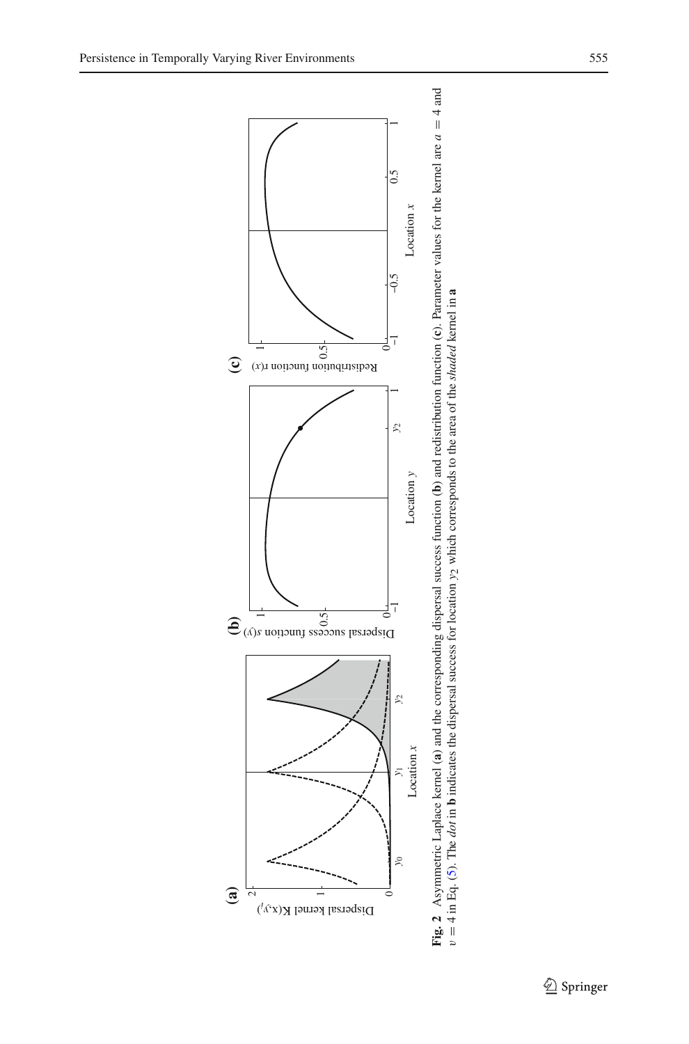**Fig. 2** Asymmetric Laplace kernel (**a**) and the corresponding dispersal success function (**b**) and redistribution function (**c**). Parameter values for the kernel are $a = 4$ and $v = 4$ in Eq. (5). The *dot* in **b** indicates the dispersal success for location $y_2$ which corresponds to the area of the *shaded* kernel in **a**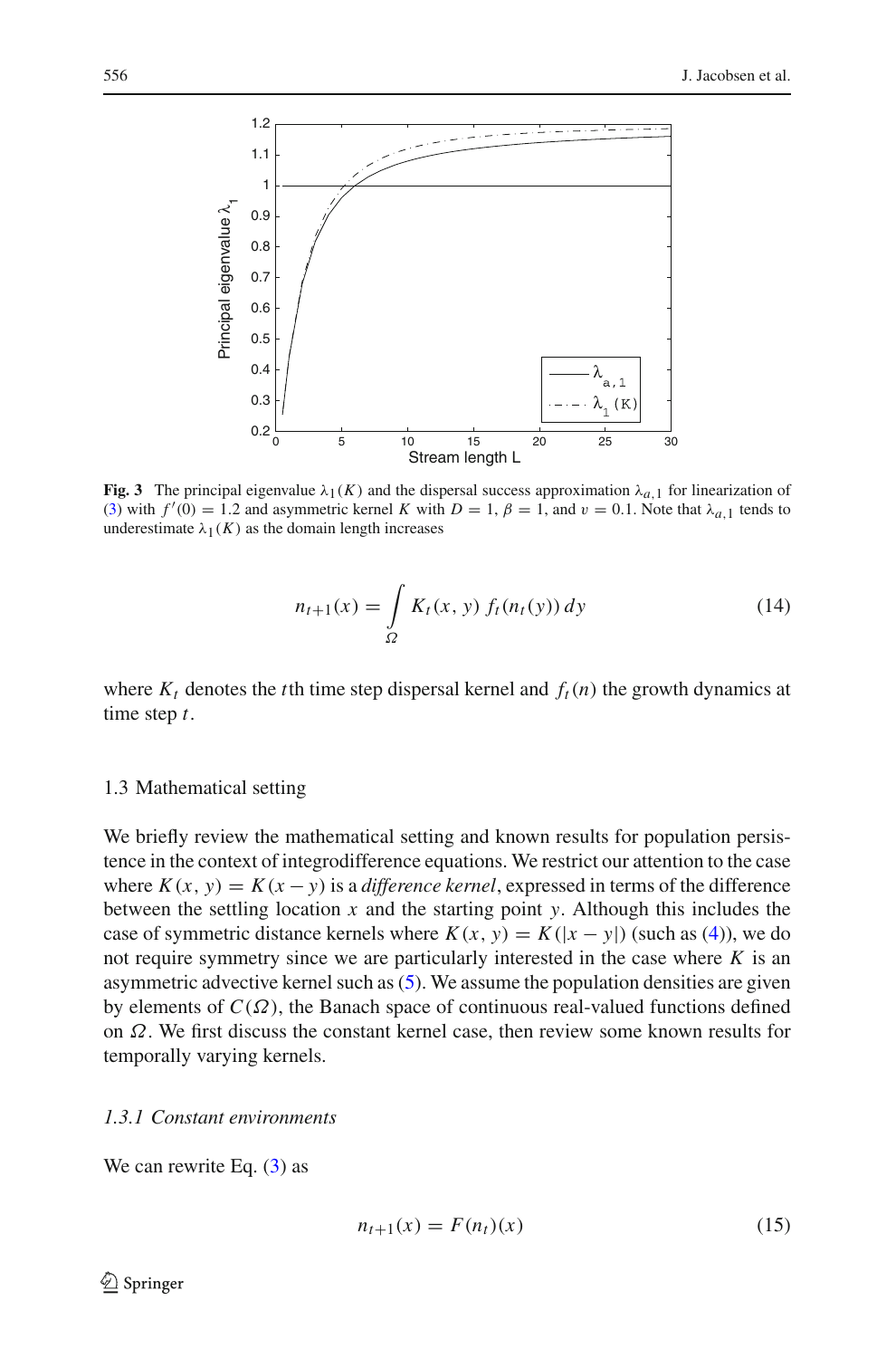**Fig. 3** The principal eigenvalue $\lambda_1(K)$ and the dispersal success approximation $\lambda_{a,1}$ for linearization of (3) with $f'(0) = 1.2$ and asymmetric kernel $K$ with $D = 1$, $\beta = 1$, and $v = 0.1$. Note that $\lambda_{a,1}$ tends to underestimate $\lambda_1(K)$ as the domain length increases

$$n_{t+1}(x) = \int_{\Omega} K_t(x, y)\, f_t(n_t(y))\, dy \tag{14}$$

where $K_t$ denotes the $t$th time step dispersal kernel and $f_t(n)$ the growth dynamics at time step $t$.

### 1.3 Mathematical setting

We briefly review the mathematical setting and known results for population persistence in the context of integrodifference equations. We restrict our attention to the case where $K(x, y) = K(x - y)$ is a *difference kernel*, expressed in terms of the difference between the settling location $x$ and the starting point $y$. Although this includes the case of symmetric distance kernels where $K(x, y) = K(|x - y|)$ (such as (4)), we do not require symmetry since we are particularly interested in the case where $K$ is an asymmetric advective kernel such as (5). We assume the population densities are given by elements of $C(\Omega)$, the Banach space of continuous real-valued functions defined on $\Omega$. We first discuss the constant kernel case, then review some known results for temporally varying kernels.

#### *1.3.1 Constant environments*

We can rewrite Eq. (3) as

$$n_{t+1}(x) = F(n_t)(x) \tag{15}$$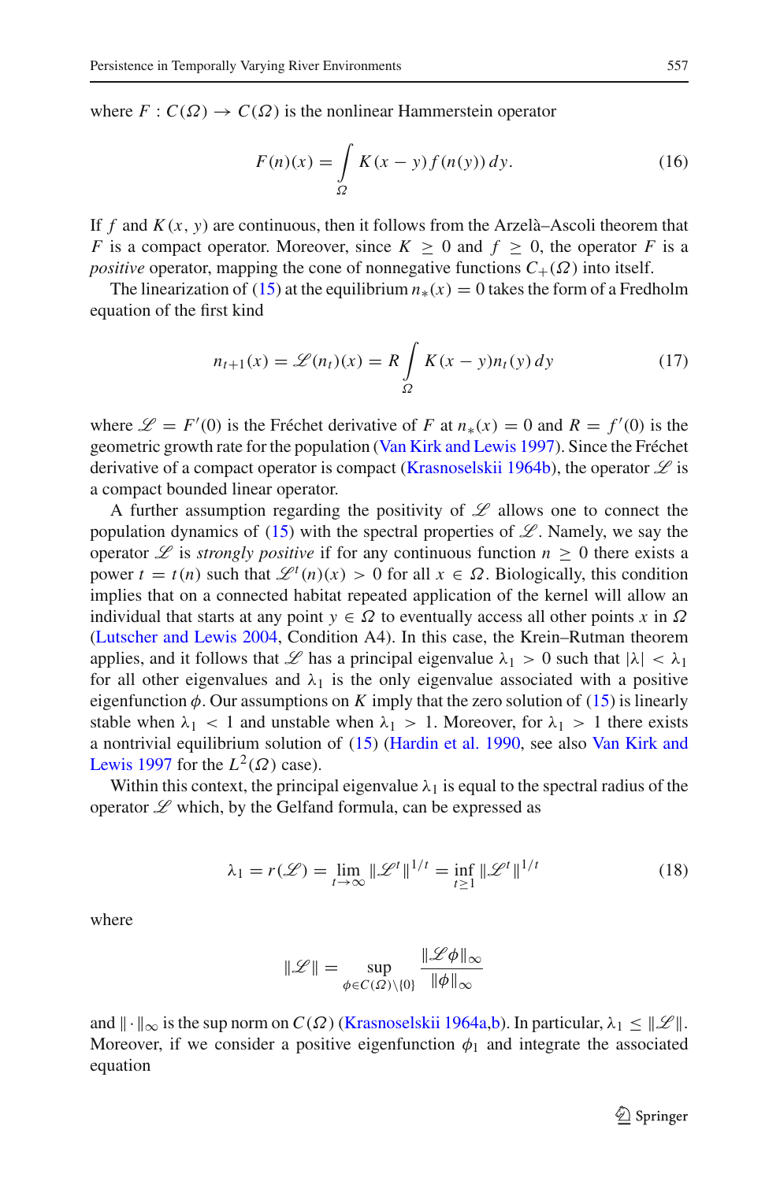where $F : C(\Omega) \to C(\Omega)$ is the nonlinear Hammerstein operator

$$F(n)(x) = \int_{\Omega} K(x-y) f(n(y))\, dy. \tag{16}$$

If $f$ and $K(x, y)$ are continuous, then it follows from the Arzelà–Ascoli theorem that $F$ is a compact operator. Moreover, since $K \geq 0$ and $f \geq 0$, the operator $F$ is a *positive* operator, mapping the cone of nonnegative functions $C_+(\Omega)$ into itself.

The linearization of (15) at the equilibrium $n_*(x) = 0$ takes the form of a Fredholm equation of the first kind

$$n_{t+1}(x) = \mathscr{L}(n_t)(x) = R \int_{\Omega} K(x-y) n_t(y)\, dy \tag{17}$$

where $\mathscr{L} = F'(0)$ is the Fréchet derivative of $F$ at $n_*(x) = 0$ and $R = f'(0)$ is the geometric growth rate for the population (Van Kirk and Lewis 1997). Since the Fréchet derivative of a compact operator is compact (Krasnoselskii 1964b), the operator $\mathscr{L}$ is a compact bounded linear operator.

A further assumption regarding the positivity of $\mathscr{L}$ allows one to connect the population dynamics of (15) with the spectral properties of $\mathscr{L}$. Namely, we say the operator $\mathscr{L}$ is *strongly positive* if for any continuous function $n \geq 0$ there exists a power $t = t(n)$ such that $\mathscr{L}^t(n)(x) > 0$ for all $x \in \Omega$. Biologically, this condition implies that on a connected habitat repeated application of the kernel will allow an individual that starts at any point $y \in \Omega$ to eventually access all other points $x$ in $\Omega$ (Lutscher and Lewis 2004, Condition A4). In this case, the Krein–Rutman theorem applies, and it follows that $\mathscr{L}$ has a principal eigenvalue $\lambda_1 > 0$ such that $|\lambda| < \lambda_1$ for all other eigenvalues and $\lambda_1$ is the only eigenvalue associated with a positive eigenfunction $\phi$. Our assumptions on $K$ imply that the zero solution of (15) is linearly stable when $\lambda_1 < 1$ and unstable when $\lambda_1 > 1$. Moreover, for $\lambda_1 > 1$ there exists a nontrivial equilibrium solution of (15) (Hardin et al. 1990, see also Van Kirk and Lewis 1997 for the $L^2(\Omega)$ case).

Within this context, the principal eigenvalue $\lambda_1$ is equal to the spectral radius of the operator $\mathscr{L}$ which, by the Gelfand formula, can be expressed as

$$\lambda_1 = r(\mathscr{L}) = \lim_{t\to\infty} \|\mathscr{L}^t\|^{1/t} = \inf_{t\geq 1} \|\mathscr{L}^t\|^{1/t} \tag{18}$$

where

$$\|\mathscr{L}\| = \sup_{\phi \in C(\Omega)\setminus\{0\}} \frac{\|\mathscr{L}\phi\|_\infty}{\|\phi\|_\infty}$$

and $\|\cdot\|_\infty$ is the sup norm on $C(\Omega)$ (Krasnoselskii 1964a,b). In particular, $\lambda_1 \leq \|\mathscr{L}\|$. Moreover, if we consider a positive eigenfunction $\phi_1$ and integrate the associated equation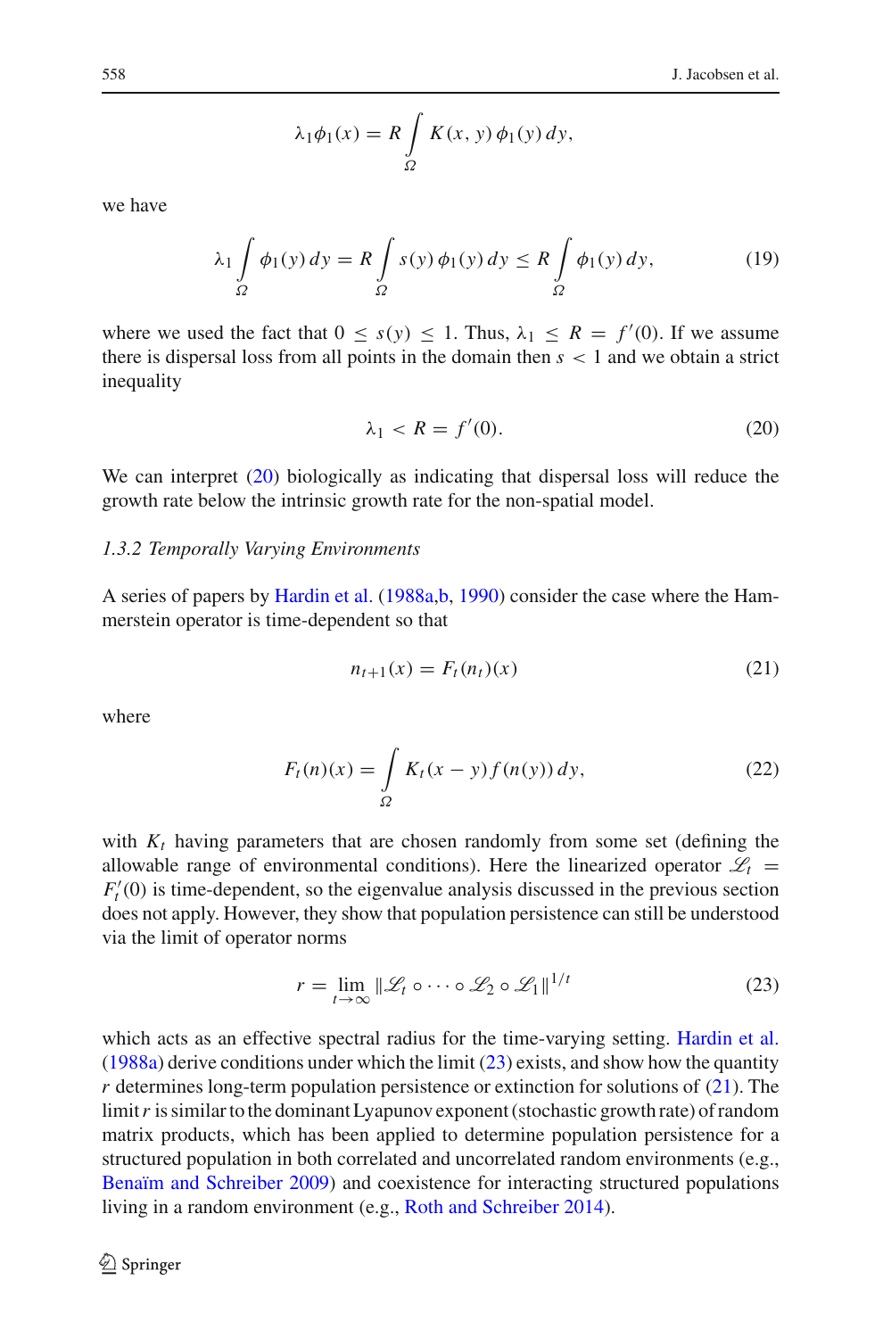$$\lambda_1 \phi_1(x) = R \int_{\Omega} K(x, y)\, \phi_1(y)\, dy,$$

we have

$$\lambda_1 \int_{\Omega} \phi_1(y)\, dy = R \int_{\Omega} s(y)\, \phi_1(y)\, dy \leq R \int_{\Omega} \phi_1(y)\, dy, \tag{19}$$

where we used the fact that $0 \leq s(y) \leq 1$. Thus, $\lambda_1 \leq R = f'(0)$. If we assume there is dispersal loss from all points in the domain then $s < 1$ and we obtain a strict inequality

$$\lambda_1 < R = f'(0). \tag{20}$$

We can interpret (20) biologically as indicating that dispersal loss will reduce the growth rate below the intrinsic growth rate for the non-spatial model.

*1.3.2 Temporally Varying Environments*

A series of papers by Hardin et al. (1988a,b, 1990) consider the case where the Hammerstein operator is time-dependent so that

$$n_{t+1}(x) = F_t(n_t)(x) \tag{21}$$

where

$$F_t(n)(x) = \int_{\Omega} K_t(x - y)\, f(n(y))\, dy, \tag{22}$$

with $K_t$ having parameters that are chosen randomly from some set (defining the allowable range of environmental conditions). Here the linearized operator $\mathscr{L}_t = F_t'(0)$ is time-dependent, so the eigenvalue analysis discussed in the previous section does not apply. However, they show that population persistence can still be understood via the limit of operator norms

$$r = \lim_{t \to \infty} \| \mathscr{L}_t \circ \cdots \circ \mathscr{L}_2 \circ \mathscr{L}_1 \|^{1/t} \tag{23}$$

which acts as an effective spectral radius for the time-varying setting. Hardin et al. (1988a) derive conditions under which the limit (23) exists, and show how the quantity $r$ determines long-term population persistence or extinction for solutions of (21). The limit $r$ is similar to the dominant Lyapunov exponent (stochastic growth rate) of random matrix products, which has been applied to determine population persistence for a structured population in both correlated and uncorrelated random environments (e.g., Benaïm and Schreiber 2009) and coexistence for interacting structured populations living in a random environment (e.g., Roth and Schreiber 2014).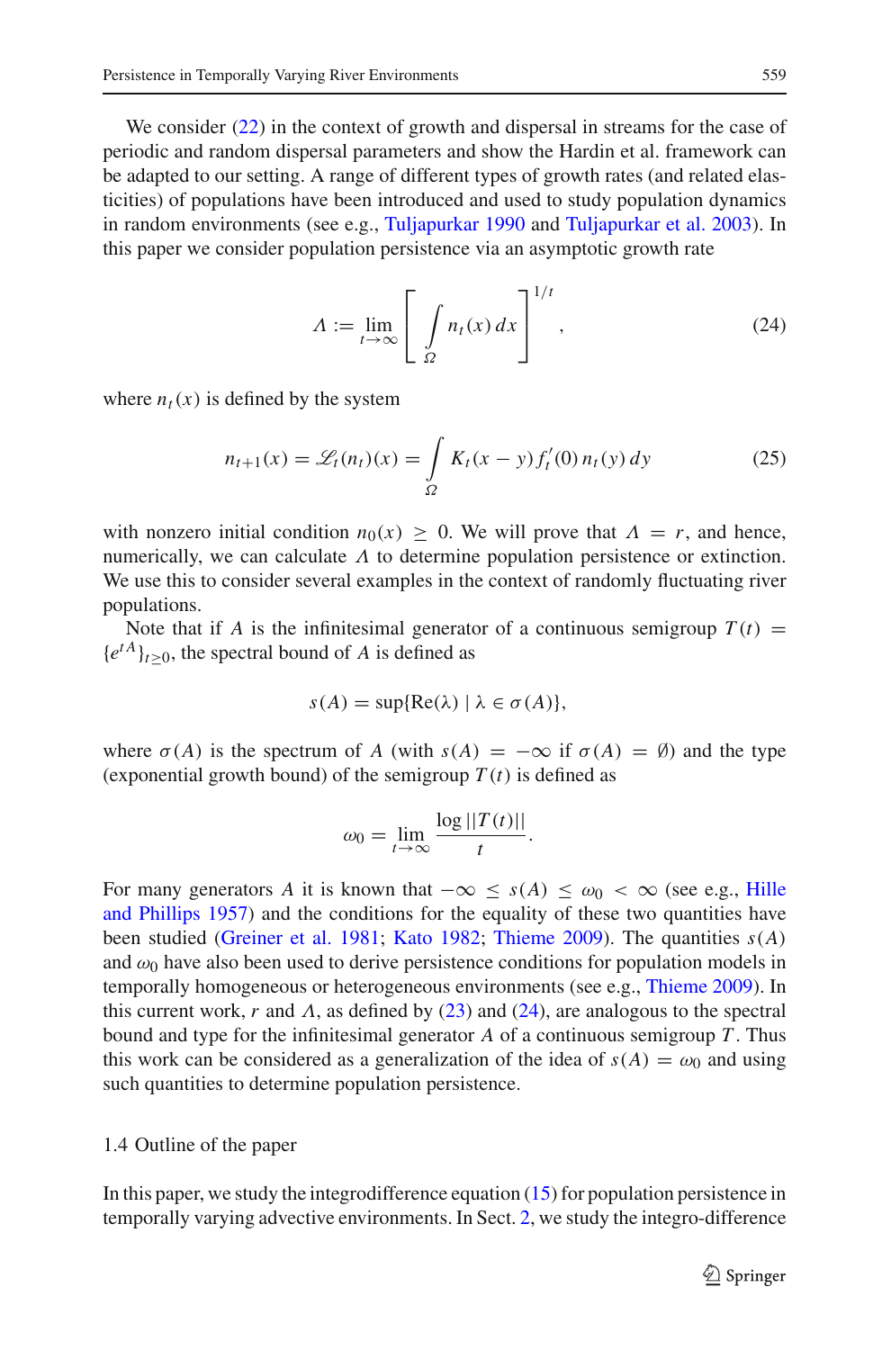We consider (22) in the context of growth and dispersal in streams for the case of periodic and random dispersal parameters and show the Hardin et al. framework can be adapted to our setting. A range of different types of growth rates (and related elasticities) of populations have been introduced and used to study population dynamics in random environments (see e.g., Tuljapurkar 1990 and Tuljapurkar et al. 2003). In this paper we consider population persistence via an asymptotic growth rate

$$\Lambda := \lim_{t\to\infty} \left[ \int_{\Omega} n_t(x)\, dx \right]^{1/t}, \tag{24}$$

where $n_t(x)$ is defined by the system

$$n_{t+1}(x) = \mathscr{L}_t(n_t)(x) = \int_{\Omega} K_t(x-y)\, f_t'(0)\, n_t(y)\, dy \tag{25}$$

with nonzero initial condition $n_0(x) \geq 0$. We will prove that $\Lambda = r$, and hence, numerically, we can calculate $\Lambda$ to determine population persistence or extinction. We use this to consider several examples in the context of randomly fluctuating river populations.

Note that if $A$ is the infinitesimal generator of a continuous semigroup $T(t) = \{e^{tA}\}_{t\geq 0}$, the spectral bound of $A$ is defined as

$$s(A) = \sup\{\mathrm{Re}(\lambda) \mid \lambda \in \sigma(A)\},$$

where $\sigma(A)$ is the spectrum of $A$ (with $s(A) = -\infty$ if $\sigma(A) = \emptyset$) and the type (exponential growth bound) of the semigroup $T(t)$ is defined as

$$\omega_0 = \lim_{t\to\infty} \frac{\log ||T(t)||}{t}.$$

For many generators $A$ it is known that $-\infty \leq s(A) \leq \omega_0 < \infty$ (see e.g., Hille and Phillips 1957) and the conditions for the equality of these two quantities have been studied (Greiner et al. 1981; Kato 1982; Thieme 2009). The quantities $s(A)$ and $\omega_0$ have also been used to derive persistence conditions for population models in temporally homogeneous or heterogeneous environments (see e.g., Thieme 2009). In this current work, $r$ and $\Lambda$, as defined by (23) and (24), are analogous to the spectral bound and type for the infinitesimal generator $A$ of a continuous semigroup $T$. Thus this work can be considered as a generalization of the idea of $s(A) = \omega_0$ and using such quantities to determine population persistence.

### 1.4 Outline of the paper

In this paper, we study the integrodifference equation (15) for population persistence in temporally varying advective environments. In Sect. 2, we study the integro-difference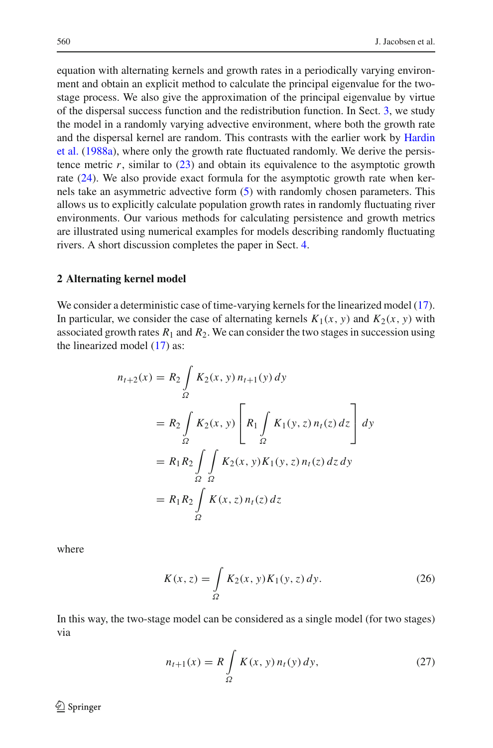equation with alternating kernels and growth rates in a periodically varying environment and obtain an explicit method to calculate the principal eigenvalue for the two-stage process. We also give the approximation of the principal eigenvalue by virtue of the dispersal success function and the redistribution function. In Sect. 3, we study the model in a randomly varying advective environment, where both the growth rate and the dispersal kernel are random. This contrasts with the earlier work by Hardin et al. (1988a), where only the growth rate fluctuated randomly. We derive the persistence metric $r$, similar to (23) and obtain its equivalence to the asymptotic growth rate (24). We also provide exact formula for the asymptotic growth rate when kernels take an asymmetric advective form (5) with randomly chosen parameters. This allows us to explicitly calculate population growth rates in randomly fluctuating river environments. Our various methods for calculating persistence and growth metrics are illustrated using numerical examples for models describing randomly fluctuating rivers. A short discussion completes the paper in Sect. 4.

## 2 Alternating kernel model

We consider a deterministic case of time-varying kernels for the linearized model (17). In particular, we consider the case of alternating kernels $K_1(x, y)$ and $K_2(x, y)$ with associated growth rates $R_1$ and $R_2$. We can consider the two stages in succession using the linearized model (17) as:

$$
\begin{aligned}
n_{t+2}(x) &= R_2 \int_{\Omega} K_2(x, y)\, n_{t+1}(y)\, dy \\
&= R_2 \int_{\Omega} K_2(x, y) \left[ R_1 \int_{\Omega} K_1(y, z)\, n_t(z)\, dz \right] dy \\
&= R_1 R_2 \int_{\Omega} \int_{\Omega} K_2(x, y) K_1(y, z)\, n_t(z)\, dz\, dy \\
&= R_1 R_2 \int_{\Omega} K(x, z)\, n_t(z)\, dz
\end{aligned}
$$

where

$$
K(x, z) = \int_{\Omega} K_2(x, y) K_1(y, z)\, dy. \tag{26}
$$

In this way, the two-stage model can be considered as a single model (for two stages) via

$$
n_{t+1}(x) = R \int_{\Omega} K(x, y)\, n_t(y)\, dy, \tag{27}
$$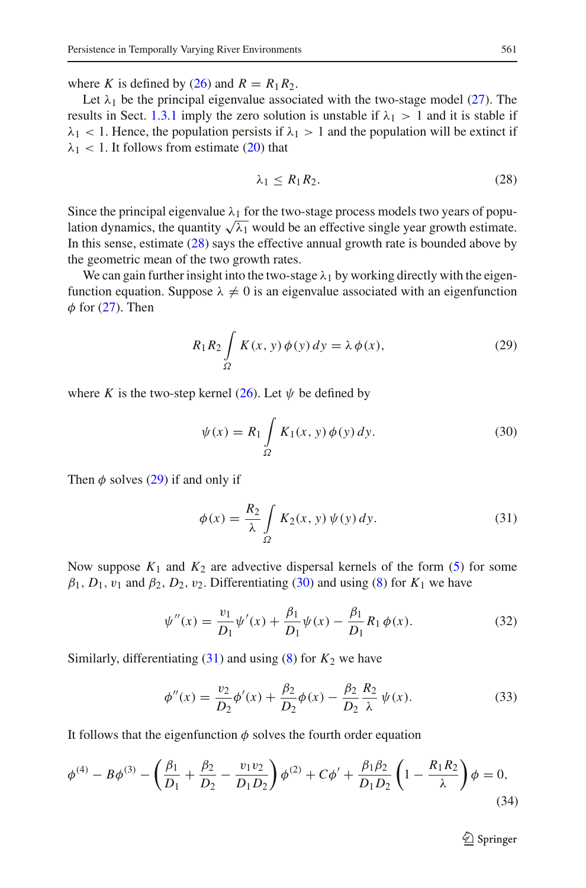where $K$ is defined by (26) and $R = R_1 R_2$.

Let $\lambda_1$ be the principal eigenvalue associated with the two-stage model (27). The results in Sect. 1.3.1 imply the zero solution is unstable if $\lambda_1 > 1$ and it is stable if $\lambda_1 < 1$. Hence, the population persists if $\lambda_1 > 1$ and the population will be extinct if $\lambda_1 < 1$. It follows from estimate (20) that

$$\lambda_1 \leq R_1 R_2. \tag{28}$$

Since the principal eigenvalue $\lambda_1$ for the two-stage process models two years of population dynamics, the quantity $\sqrt{\lambda_1}$ would be an effective single year growth estimate. In this sense, estimate (28) says the effective annual growth rate is bounded above by the geometric mean of the two growth rates.

We can gain further insight into the two-stage $\lambda_1$ by working directly with the eigenfunction equation. Suppose $\lambda \neq 0$ is an eigenvalue associated with an eigenfunction $\phi$ for (27). Then

$$R_1 R_2 \int_{\Omega} K(x, y)\, \phi(y)\, dy = \lambda\, \phi(x), \tag{29}$$

where $K$ is the two-step kernel (26). Let $\psi$ be defined by

$$\psi(x) = R_1 \int_{\Omega} K_1(x, y)\, \phi(y)\, dy. \tag{30}$$

Then $\phi$ solves (29) if and only if

$$\phi(x) = \frac{R_2}{\lambda} \int_{\Omega} K_2(x, y)\, \psi(y)\, dy. \tag{31}$$

Now suppose $K_1$ and $K_2$ are advective dispersal kernels of the form (5) for some $\beta_1, D_1, v_1$ and $\beta_2, D_2, v_2$. Differentiating (30) and using (8) for $K_1$ we have

$$\psi''(x) = \frac{v_1}{D_1}\psi'(x) + \frac{\beta_1}{D_1}\psi(x) - \frac{\beta_1}{D_1} R_1\, \phi(x). \tag{32}$$

Similarly, differentiating (31) and using (8) for $K_2$ we have

$$\phi''(x) = \frac{v_2}{D_2}\phi'(x) + \frac{\beta_2}{D_2}\phi(x) - \frac{\beta_2}{D_2}\frac{R_2}{\lambda}\, \psi(x). \tag{33}$$

It follows that the eigenfunction $\phi$ solves the fourth order equation

$$\phi^{(4)} - B\phi^{(3)} - \left(\frac{\beta_1}{D_1} + \frac{\beta_2}{D_2} - \frac{v_1 v_2}{D_1 D_2}\right)\phi^{(2)} + C\phi' + \frac{\beta_1 \beta_2}{D_1 D_2}\left(1 - \frac{R_1 R_2}{\lambda}\right)\phi = 0, \tag{34}$$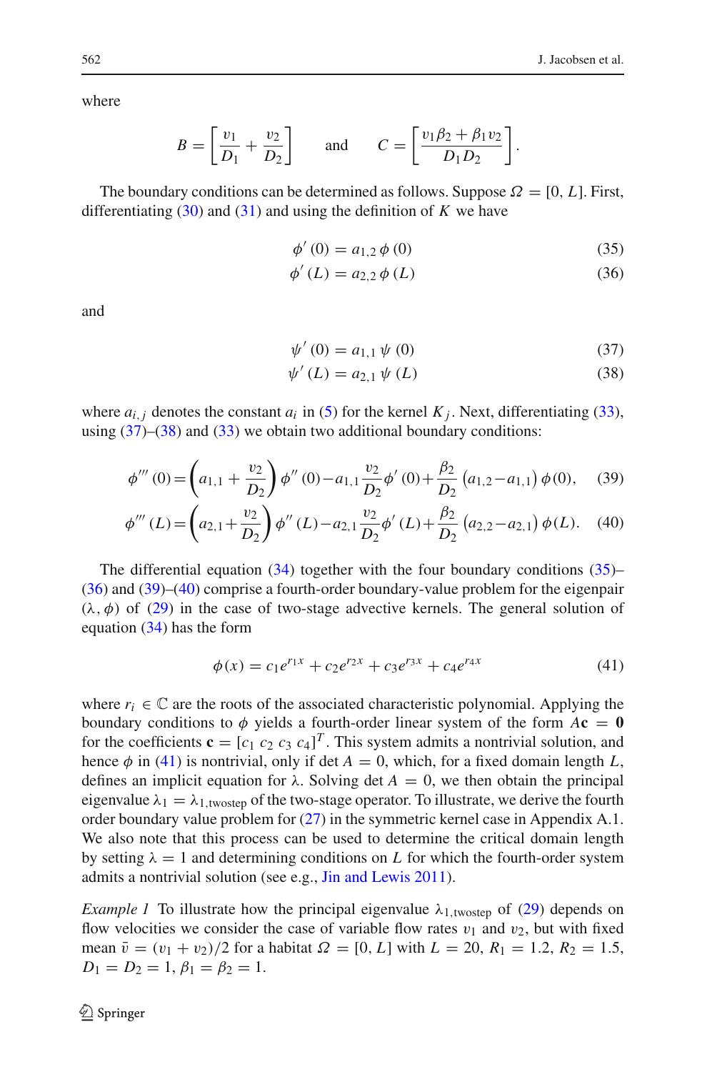where

$$B = \left[\frac{v_1}{D_1} + \frac{v_2}{D_2}\right] \quad \text{and} \quad C = \left[\frac{v_1\beta_2 + \beta_1 v_2}{D_1 D_2}\right].$$

The boundary conditions can be determined as follows. Suppose $\Omega = [0, L]$. First, differentiating (30) and (31) and using the definition of $K$ we have

$$\phi'(0) = a_{1,2}\,\phi(0) \tag{35}$$

$$\phi'(L) = a_{2,2}\,\phi(L) \tag{36}$$

and

$$\psi'(0) = a_{1,1}\,\psi(0) \tag{37}$$

$$\psi'(L) = a_{2,1}\,\psi(L) \tag{38}$$

where $a_{i,j}$ denotes the constant $a_i$ in (5) for the kernel $K_j$. Next, differentiating (33), using (37)–(38) and (33) we obtain two additional boundary conditions:

$$\phi'''(0) = \left(a_{1,1} + \frac{v_2}{D_2}\right)\phi''(0) - a_{1,1}\frac{v_2}{D_2}\phi'(0) + \frac{\beta_2}{D_2}\left(a_{1,2} - a_{1,1}\right)\phi(0), \tag{39}$$

$$\phi'''(L) = \left(a_{2,1} + \frac{v_2}{D_2}\right)\phi''(L) - a_{2,1}\frac{v_2}{D_2}\phi'(L) + \frac{\beta_2}{D_2}\left(a_{2,2} - a_{2,1}\right)\phi(L). \tag{40}$$

The differential equation (34) together with the four boundary conditions (35)–(36) and (39)–(40) comprise a fourth-order boundary-value problem for the eigenpair $(\lambda, \phi)$ of (29) in the case of two-stage advective kernels. The general solution of equation (34) has the form

$$\phi(x) = c_1 e^{r_1 x} + c_2 e^{r_2 x} + c_3 e^{r_3 x} + c_4 e^{r_4 x} \tag{41}$$

where $r_i \in \mathbb{C}$ are the roots of the associated characteristic polynomial. Applying the boundary conditions to $\phi$ yields a fourth-order linear system of the form $A\mathbf{c} = \mathbf{0}$ for the coefficients $\mathbf{c} = [c_1\ c_2\ c_3\ c_4]^T$. This system admits a nontrivial solution, and hence $\phi$ in (41) is nontrivial, only if $\det A = 0$, which, for a fixed domain length $L$, defines an implicit equation for $\lambda$. Solving $\det A = 0$, we then obtain the principal eigenvalue $\lambda_1 = \lambda_{1,\text{twostep}}$ of the two-stage operator. To illustrate, we derive the fourth order boundary value problem for (27) in the symmetric kernel case in Appendix A.1. We also note that this process can be used to determine the critical domain length by setting $\lambda = 1$ and determining conditions on $L$ for which the fourth-order system admits a nontrivial solution (see e.g., Jin and Lewis 2011).

*Example 1* To illustrate how the principal eigenvalue $\lambda_{1,\text{twostep}}$ of (29) depends on flow velocities we consider the case of variable flow rates $v_1$ and $v_2$, but with fixed mean $\bar{v} = (v_1 + v_2)/2$ for a habitat $\Omega = [0, L]$ with $L = 20$, $R_1 = 1.2$, $R_2 = 1.5$, $D_1 = D_2 = 1$, $\beta_1 = \beta_2 = 1$.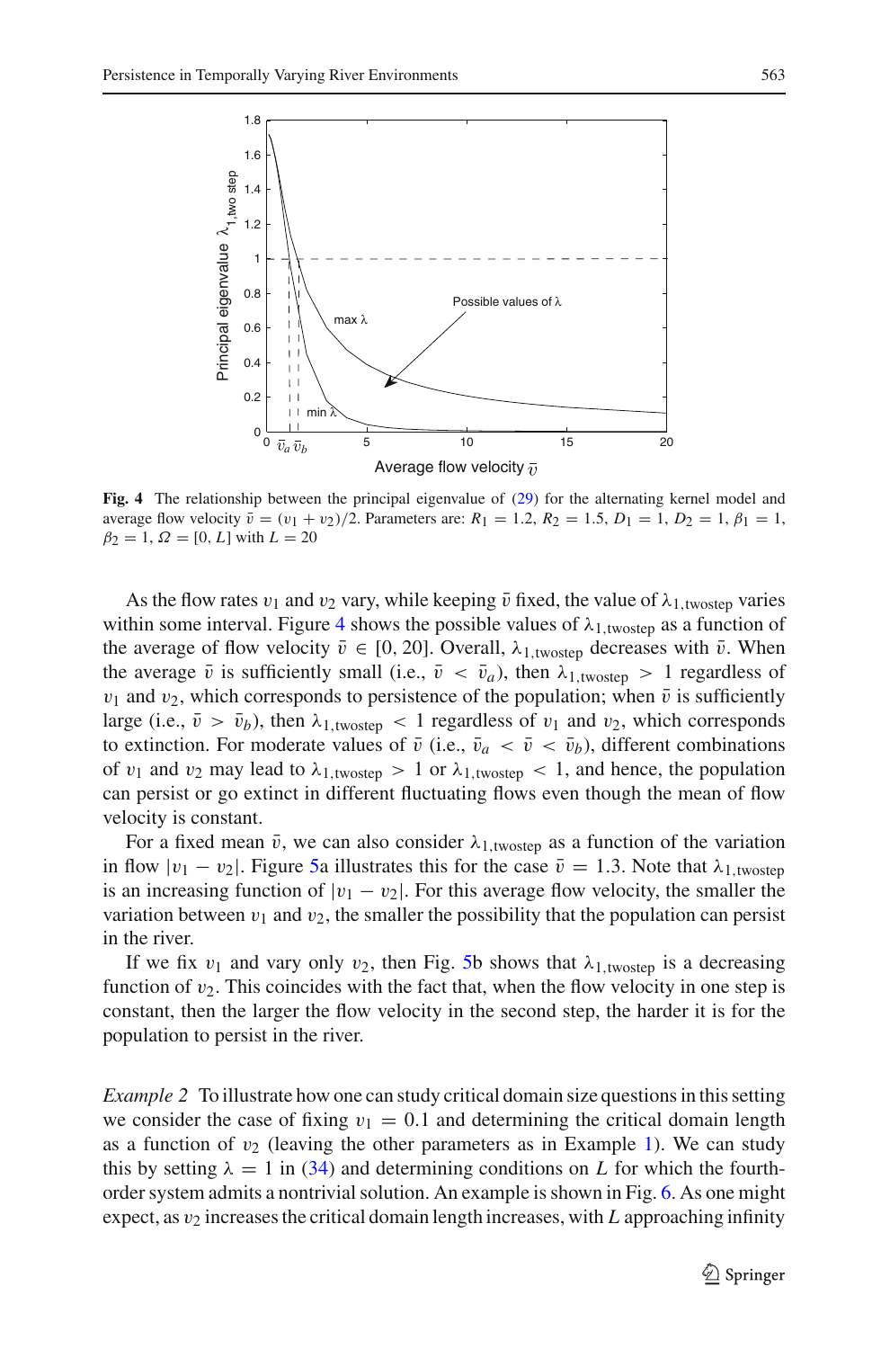**Fig. 4** The relationship between the principal eigenvalue of (29) for the alternating kernel model and average flow velocity $\bar{v} = (v_1 + v_2)/2$. Parameters are: $R_1 = 1.2$, $R_2 = 1.5$, $D_1 = 1$, $D_2 = 1$, $\beta_1 = 1$, $\beta_2 = 1$, $\Omega = [0, L]$ with $L = 20$

As the flow rates $v_1$ and $v_2$ vary, while keeping $\bar{v}$ fixed, the value of $\lambda_{1,\text{twostep}}$ varies within some interval. Figure 4 shows the possible values of $\lambda_{1,\text{twostep}}$ as a function of the average of flow velocity $\bar{v} \in [0, 20]$. Overall, $\lambda_{1,\text{twostep}}$ decreases with $\bar{v}$. When the average $\bar{v}$ is sufficiently small (i.e., $\bar{v} < \bar{v}_a$), then $\lambda_{1,\text{twostep}} > 1$ regardless of $v_1$ and $v_2$, which corresponds to persistence of the population; when $\bar{v}$ is sufficiently large (i.e., $\bar{v} > \bar{v}_b$), then $\lambda_{1,\text{twostep}} < 1$ regardless of $v_1$ and $v_2$, which corresponds to extinction. For moderate values of $\bar{v}$ (i.e., $\bar{v}_a < \bar{v} < \bar{v}_b$), different combinations of $v_1$ and $v_2$ may lead to $\lambda_{1,\text{twostep}} > 1$ or $\lambda_{1,\text{twostep}} < 1$, and hence, the population can persist or go extinct in different fluctuating flows even though the mean of flow velocity is constant.

For a fixed mean $\bar{v}$, we can also consider $\lambda_{1,\text{twostep}}$ as a function of the variation in flow $|v_1 - v_2|$. Figure 5a illustrates this for the case $\bar{v} = 1.3$. Note that $\lambda_{1,\text{twostep}}$ is an increasing function of $|v_1 - v_2|$. For this average flow velocity, the smaller the variation between $v_1$ and $v_2$, the smaller the possibility that the population can persist in the river.

If we fix $v_1$ and vary only $v_2$, then Fig. 5b shows that $\lambda_{1,\text{twostep}}$ is a decreasing function of $v_2$. This coincides with the fact that, when the flow velocity in one step is constant, then the larger the flow velocity in the second step, the harder it is for the population to persist in the river.

*Example 2* To illustrate how one can study critical domain size questions in this setting we consider the case of fixing $v_1 = 0.1$ and determining the critical domain length as a function of $v_2$ (leaving the other parameters as in Example 1). We can study this by setting $\lambda = 1$ in (34) and determining conditions on $L$ for which the fourth-order system admits a nontrivial solution. An example is shown in Fig. 6. As one might expect, as $v_2$ increases the critical domain length increases, with $L$ approaching infinity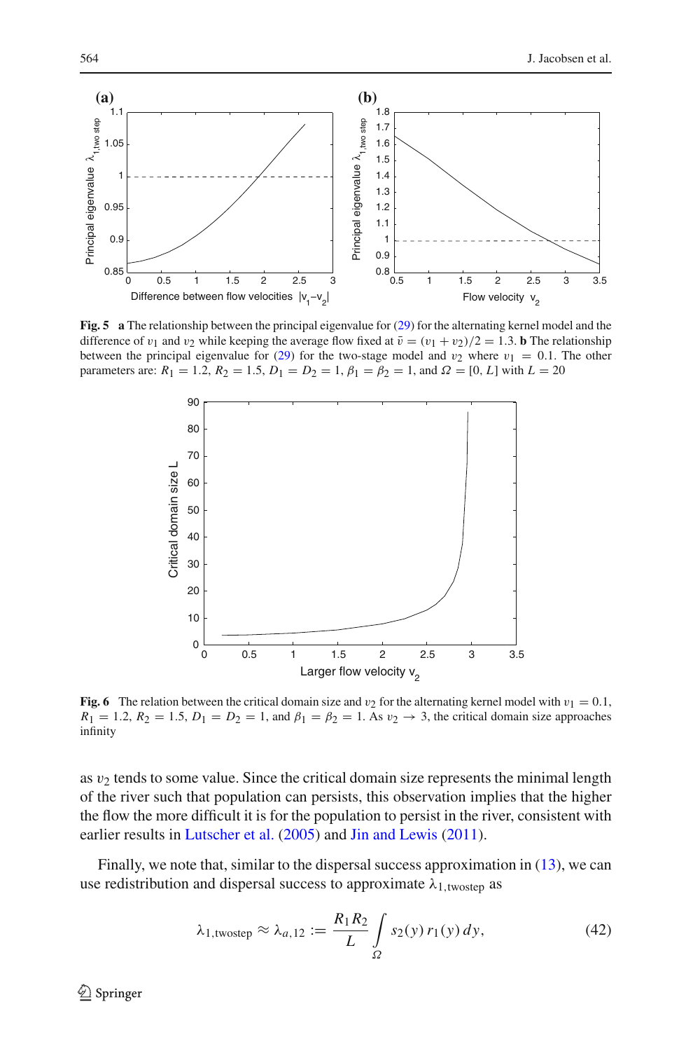**Fig. 5** **a** The relationship between the principal eigenvalue for (29) for the alternating kernel model and the difference of $v_1$ and $v_2$ while keeping the average flow fixed at $\bar{v} = (v_1 + v_2)/2 = 1.3$. **b** The relationship between the principal eigenvalue for (29) for the two-stage model and $v_2$ where $v_1 = 0.1$. The other parameters are: $R_1 = 1.2$, $R_2 = 1.5$, $D_1 = D_2 = 1$, $\beta_1 = \beta_2 = 1$, and $\Omega = [0, L]$ with $L = 20$

**Fig. 6** The relation between the critical domain size and $v_2$ for the alternating kernel model with $v_1 = 0.1$, $R_1 = 1.2$, $R_2 = 1.5$, $D_1 = D_2 = 1$, and $\beta_1 = \beta_2 = 1$. As $v_2 \to 3$, the critical domain size approaches infinity

as $v_2$ tends to some value. Since the critical domain size represents the minimal length of the river such that population can persists, this observation implies that the higher the flow the more difficult it is for the population to persist in the river, consistent with earlier results in Lutscher et al. (2005) and Jin and Lewis (2011).

Finally, we note that, similar to the dispersal success approximation in (13), we can use redistribution and dispersal success to approximate $\lambda_{1,\text{twostep}}$ as

$$\lambda_{1,\text{twostep}} \approx \lambda_{a,12} := \frac{R_1 R_2}{L} \int_{\Omega} s_2(y)\, r_1(y)\, dy, \tag{42}$$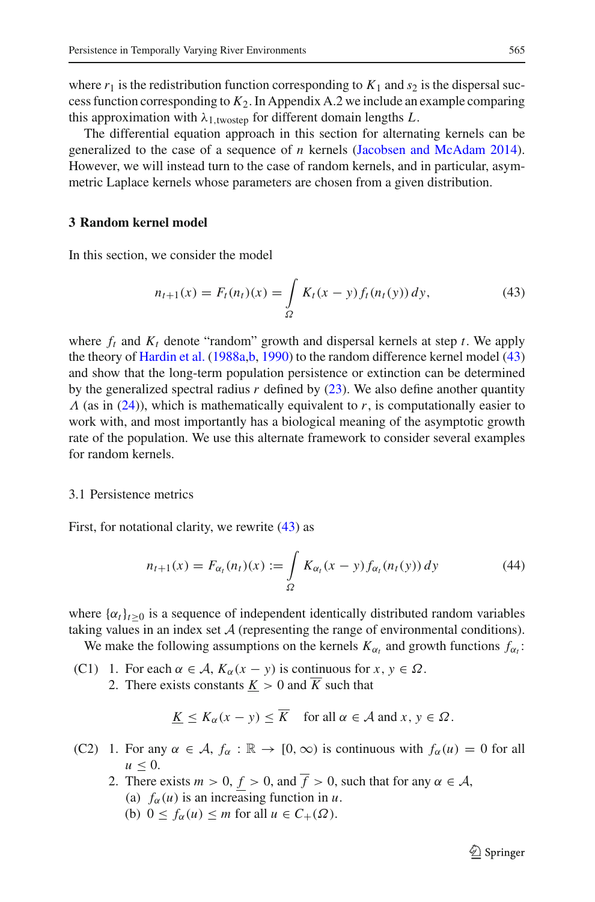where $r_1$ is the redistribution function corresponding to $K_1$ and $s_2$ is the dispersal success function corresponding to $K_2$. In Appendix A.2 we include an example comparing this approximation with $\lambda_{1,\text{twostep}}$ for different domain lengths $L$.

The differential equation approach in this section for alternating kernels can be generalized to the case of a sequence of $n$ kernels (Jacobsen and McAdam 2014). However, we will instead turn to the case of random kernels, and in particular, asymmetric Laplace kernels whose parameters are chosen from a given distribution.

## 3 Random kernel model

In this section, we consider the model

$$n_{t+1}(x) = F_t(n_t)(x) = \int_{\Omega} K_t(x-y) f_t(n_t(y))\, dy, \tag{43}$$

where $f_t$ and $K_t$ denote "random" growth and dispersal kernels at step $t$. We apply the theory of Hardin et al. (1988a,b, 1990) to the random difference kernel model (43) and show that the long-term population persistence or extinction can be determined by the generalized spectral radius $r$ defined by (23). We also define another quantity $\Lambda$ (as in (24)), which is mathematically equivalent to $r$, is computationally easier to work with, and most importantly has a biological meaning of the asymptotic growth rate of the population. We use this alternate framework to consider several examples for random kernels.

### 3.1 Persistence metrics

First, for notational clarity, we rewrite (43) as

$$n_{t+1}(x) = F_{\alpha_t}(n_t)(x) := \int_{\Omega} K_{\alpha_t}(x-y) f_{\alpha_t}(n_t(y))\, dy \tag{44}$$

where $\{\alpha_t\}_{t\geq 0}$ is a sequence of independent identically distributed random variables taking values in an index set $\mathcal{A}$ (representing the range of environmental conditions).

We make the following assumptions on the kernels $K_{\alpha_t}$ and growth functions $f_{\alpha_t}$:

(C1) 1. For each $\alpha \in \mathcal{A}$, $K_\alpha(x-y)$ is continuous for $x, y \in \Omega$.
2. There exists constants $\underline{K} > 0$ and $\overline{K}$ such that

$$\underline{K} \leq K_\alpha(x-y) \leq \overline{K} \quad \text{for all } \alpha \in \mathcal{A} \text{ and } x, y \in \Omega.$$

(C2) 1. For any $\alpha \in \mathcal{A}$, $f_\alpha : \mathbb{R} \to [0, \infty)$ is continuous with $f_\alpha(u) = 0$ for all $u \leq 0$.
2. There exists $m > 0$, $\underline{f} > 0$, and $\overline{f} > 0$, such that for any $\alpha \in \mathcal{A}$,
   (a) $f_\alpha(u)$ is an increasing function in $u$.
   (b) $0 \leq f_\alpha(u) \leq m$ for all $u \in C_+(\Omega)$.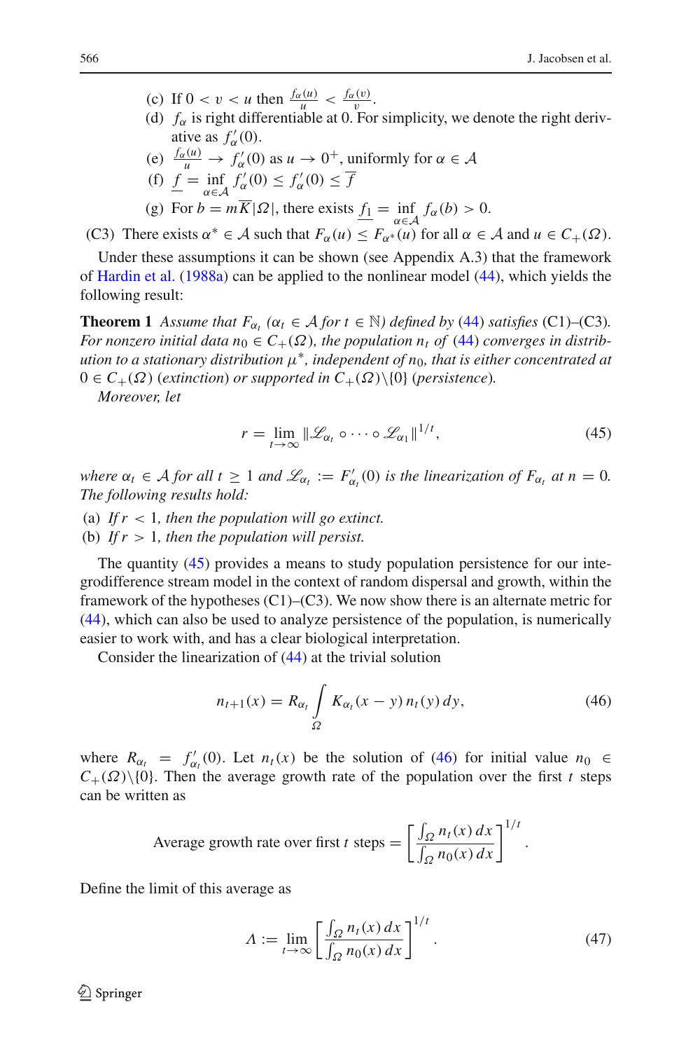(c) If $0 < v < u$ then $\frac{f_\alpha(u)}{u} < \frac{f_\alpha(v)}{v}$.

(d) $f_\alpha$ is right differentiable at 0. For simplicity, we denote the right derivative as $f'_\alpha(0)$.

(e) $\frac{f_\alpha(u)}{u} \to f'_\alpha(0)$ as $u \to 0^+$, uniformly for $\alpha \in \mathcal{A}$

(f) $\underline{f} = \inf_{\alpha \in \mathcal{A}} f'_\alpha(0) \le f'_\alpha(0) \le \overline{f}$

(g) For $b = m\overline{K}|\Omega|$, there exists $\underline{f_1} = \inf_{\alpha \in \mathcal{A}} f_\alpha(b) > 0$.

(C3) There exists $\alpha^* \in \mathcal{A}$ such that $F_\alpha(u) \le F_{\alpha^*}(u)$ for all $\alpha \in \mathcal{A}$ and $u \in C_+(\Omega)$.

Under these assumptions it can be shown (see Appendix A.3) that the framework of Hardin et al. (1988a) can be applied to the nonlinear model (44), which yields the following result:

**Theorem 1** *Assume that $F_{\alpha_t}$ ($\alpha_t \in \mathcal{A}$ for $t \in \mathbb{N}$) defined by (44) satisfies (C1)–(C3). For nonzero initial data $n_0 \in C_+(\Omega)$, the population $n_t$ of (44) converges in distribution to a stationary distribution $\mu^*$, independent of $n_0$, that is either concentrated at $0 \in C_+(\Omega)$ (extinction) or supported in $C_+(\Omega)\backslash\{0\}$ (persistence).*

*Moreover, let*

$$r = \lim_{t\to\infty} \|\mathscr{L}_{\alpha_t} \circ \cdots \circ \mathscr{L}_{\alpha_1}\|^{1/t}, \tag{45}$$

*where $\alpha_t \in \mathcal{A}$ for all $t \ge 1$ and $\mathscr{L}_{\alpha_t} := F'_{\alpha_t}(0)$ is the linearization of $F_{\alpha_t}$ at $n = 0$. The following results hold:*

(a) *If $r < 1$, then the population will go extinct.*

(b) *If $r > 1$, then the population will persist.*

The quantity (45) provides a means to study population persistence for our integrodifference stream model in the context of random dispersal and growth, within the framework of the hypotheses (C1)–(C3). We now show there is an alternate metric for (44), which can also be used to analyze persistence of the population, is numerically easier to work with, and has a clear biological interpretation.

Consider the linearization of (44) at the trivial solution

$$n_{t+1}(x) = R_{\alpha_t} \int_\Omega K_{\alpha_t}(x-y)\, n_t(y)\, dy, \tag{46}$$

where $R_{\alpha_t} = f'_{\alpha_t}(0)$. Let $n_t(x)$ be the solution of (46) for initial value $n_0 \in C_+(\Omega)\backslash\{0\}$. Then the average growth rate of the population over the first $t$ steps can be written as

$$\text{Average growth rate over first } t \text{ steps} = \left[\frac{\int_\Omega n_t(x)\,dx}{\int_\Omega n_0(x)\,dx}\right]^{1/t}.$$

Define the limit of this average as

$$\Lambda := \lim_{t\to\infty} \left[\frac{\int_\Omega n_t(x)\,dx}{\int_\Omega n_0(x)\,dx}\right]^{1/t}. \tag{47}$$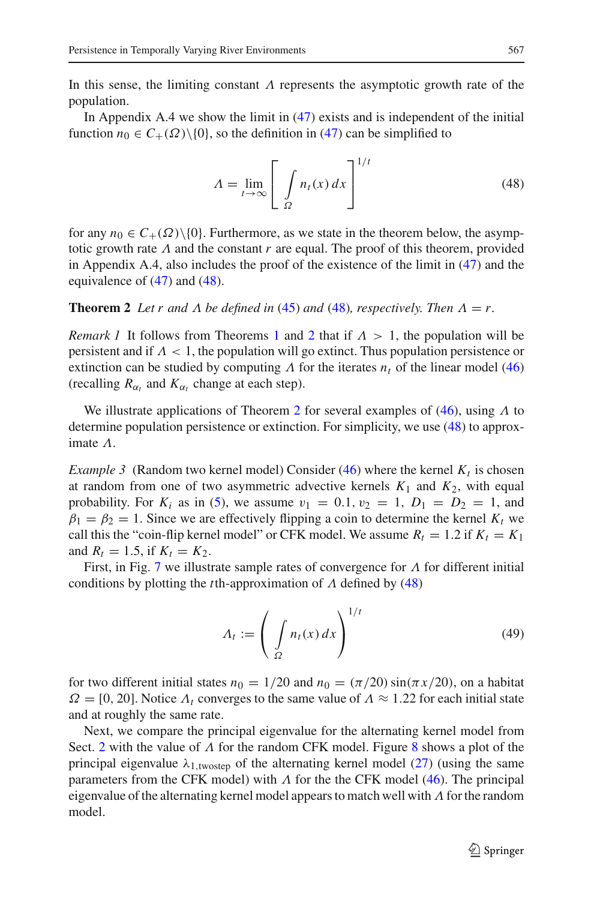In this sense, the limiting constant $\Lambda$ represents the asymptotic growth rate of the population.

In Appendix A.4 we show the limit in (47) exists and is independent of the initial function $n_0 \in C_+(\Omega)\backslash\{0\}$, so the definition in (47) can be simplified to

$$\Lambda = \lim_{t\to\infty} \left[ \int_{\Omega} n_t(x)\, dx \right]^{1/t} \tag{48}$$

for any $n_0 \in C_+(\Omega)\backslash\{0\}$. Furthermore, as we state in the theorem below, the asymptotic growth rate $\Lambda$ and the constant $r$ are equal. The proof of this theorem, provided in Appendix A.4, also includes the proof of the existence of the limit in (47) and the equivalence of (47) and (48).

**Theorem 2** *Let $r$ and $\Lambda$ be defined in* (45) *and* (48)*, respectively. Then $\Lambda = r$.*

*Remark 1* It follows from Theorems 1 and 2 that if $\Lambda > 1$, the population will be persistent and if $\Lambda < 1$, the population will go extinct. Thus population persistence or extinction can be studied by computing $\Lambda$ for the iterates $n_t$ of the linear model (46) (recalling $R_{\alpha_t}$ and $K_{\alpha_t}$ change at each step).

We illustrate applications of Theorem 2 for several examples of (46), using $\Lambda$ to determine population persistence or extinction. For simplicity, we use (48) to approximate $\Lambda$.

*Example 3* (Random two kernel model) Consider (46) where the kernel $K_t$ is chosen at random from one of two asymmetric advective kernels $K_1$ and $K_2$, with equal probability. For $K_i$ as in (5), we assume $v_1 = 0.1$, $v_2 = 1$, $D_1 = D_2 = 1$, and $\beta_1 = \beta_2 = 1$. Since we are effectively flipping a coin to determine the kernel $K_t$ we call this the "coin-flip kernel model" or CFK model. We assume $R_t = 1.2$ if $K_t = K_1$ and $R_t = 1.5$, if $K_t = K_2$.

First, in Fig. 7 we illustrate sample rates of convergence for $\Lambda$ for different initial conditions by plotting the $t$th-approximation of $\Lambda$ defined by (48)

$$\Lambda_t := \left( \int_{\Omega} n_t(x)\, dx \right)^{1/t} \tag{49}$$

for two different initial states $n_0 = 1/20$ and $n_0 = (\pi/20)\sin(\pi x/20)$, on a habitat $\Omega = [0, 20]$. Notice $\Lambda_t$ converges to the same value of $\Lambda \approx 1.22$ for each initial state and at roughly the same rate.

Next, we compare the principal eigenvalue for the alternating kernel model from Sect. 2 with the value of $\Lambda$ for the random CFK model. Figure 8 shows a plot of the principal eigenvalue $\lambda_{1,\text{twostep}}$ of the alternating kernel model (27) (using the same parameters from the CFK model) with $\Lambda$ for the the CFK model (46). The principal eigenvalue of the alternating kernel model appears to match well with $\Lambda$ for the random model.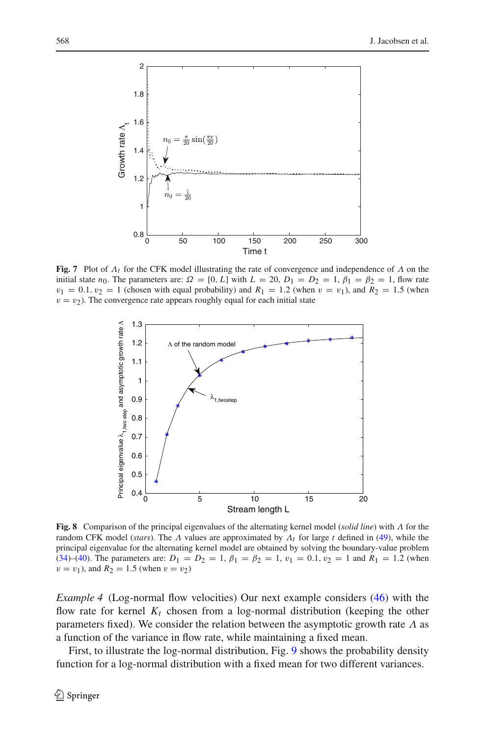**Fig. 7** Plot of $\Lambda_t$ for the CFK model illustrating the rate of convergence and independence of $\Lambda$ on the initial state $n_0$. The parameters are: $\Omega = [0, L]$ with $L = 20$, $D_1 = D_2 = 1$, $\beta_1 = \beta_2 = 1$, flow rate $v_1 = 0.1$, $v_2 = 1$ (chosen with equal probability) and $R_1 = 1.2$ (when $v = v_1$), and $R_2 = 1.5$ (when $v = v_2$). The convergence rate appears roughly equal for each initial state

**Fig. 8** Comparison of the principal eigenvalues of the alternating kernel model (*solid line*) with $\Lambda$ for the random CFK model (*stars*). The $\Lambda$ values are approximated by $\Lambda_t$ for large $t$ defined in (49), while the principal eigenvalue for the alternating kernel model are obtained by solving the boundary-value problem (34)–(40). The parameters are: $D_1 = D_2 = 1$, $\beta_1 = \beta_2 = 1$, $v_1 = 0.1$, $v_2 = 1$ and $R_1 = 1.2$ (when $v = v_1$), and $R_2 = 1.5$ (when $v = v_2$)

*Example 4* (Log-normal flow velocities) Our next example considers (46) with the flow rate for kernel $K_t$ chosen from a log-normal distribution (keeping the other parameters fixed). We consider the relation between the asymptotic growth rate $\Lambda$ as a function of the variance in flow rate, while maintaining a fixed mean.

First, to illustrate the log-normal distribution, Fig. 9 shows the probability density function for a log-normal distribution with a fixed mean for two different variances.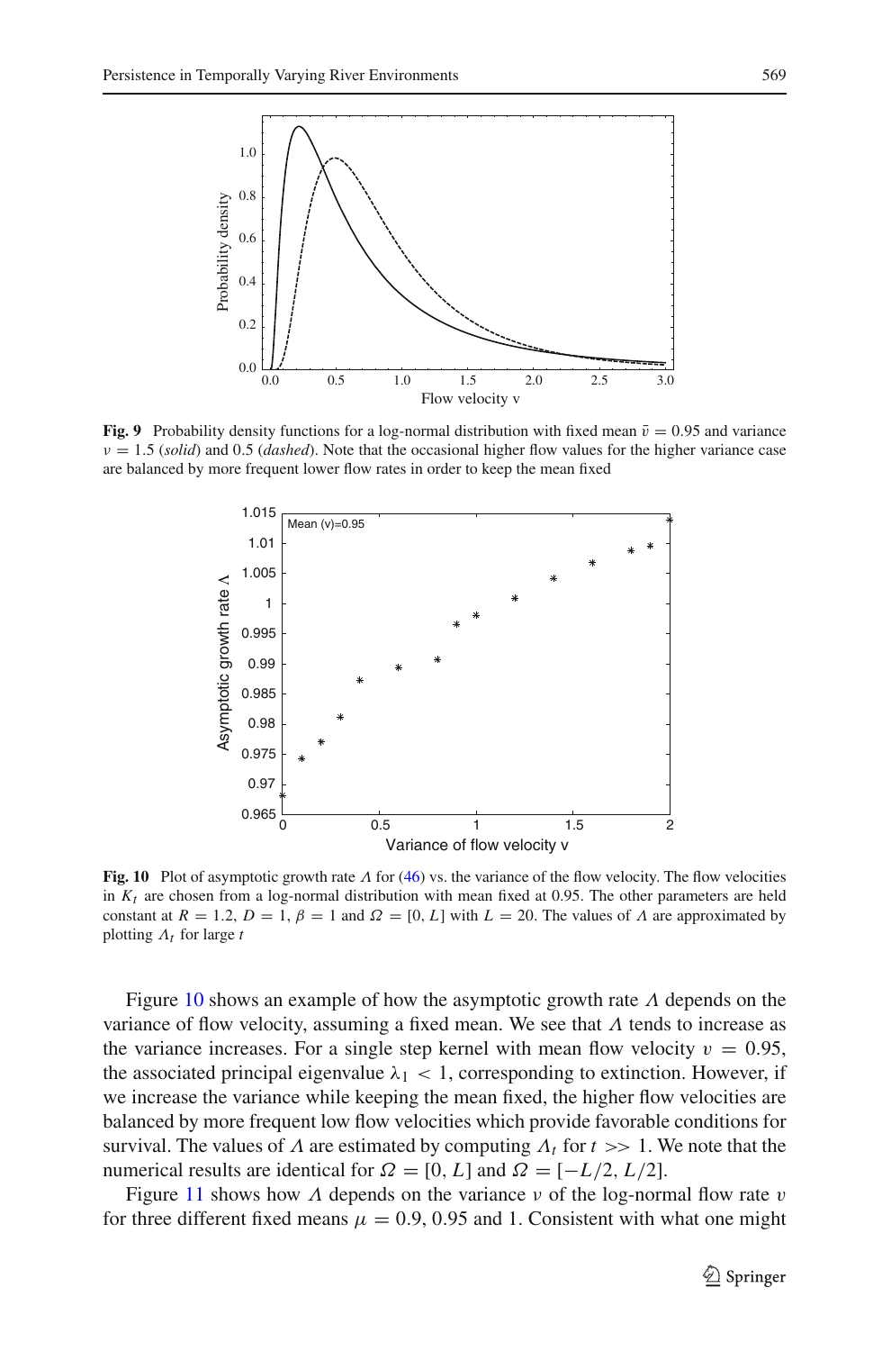**Fig. 9** Probability density functions for a log-normal distribution with fixed mean $\bar{v} = 0.95$ and variance $\nu = 1.5$ (*solid*) and 0.5 (*dashed*). Note that the occasional higher flow values for the higher variance case are balanced by more frequent lower flow rates in order to keep the mean fixed

**Fig. 10** Plot of asymptotic growth rate $\Lambda$ for (46) vs. the variance of the flow velocity. The flow velocities in $K_t$ are chosen from a log-normal distribution with mean fixed at 0.95. The other parameters are held constant at $R = 1.2$, $D = 1$, $\beta = 1$ and $\Omega = [0, L]$ with $L = 20$. The values of $\Lambda$ are approximated by plotting $\Lambda_t$ for large $t$

Figure 10 shows an example of how the asymptotic growth rate $\Lambda$ depends on the variance of flow velocity, assuming a fixed mean. We see that $\Lambda$ tends to increase as the variance increases. For a single step kernel with mean flow velocity $v = 0.95$, the associated principal eigenvalue $\lambda_1 < 1$, corresponding to extinction. However, if we increase the variance while keeping the mean fixed, the higher flow velocities are balanced by more frequent low flow velocities which provide favorable conditions for survival. The values of $\Lambda$ are estimated by computing $\Lambda_t$ for $t >> 1$. We note that the numerical results are identical for $\Omega = [0, L]$ and $\Omega = [-L/2, L/2]$.

Figure 11 shows how $\Lambda$ depends on the variance $\nu$ of the log-normal flow rate $v$ for three different fixed means $\mu = 0.9, 0.95$ and 1. Consistent with what one might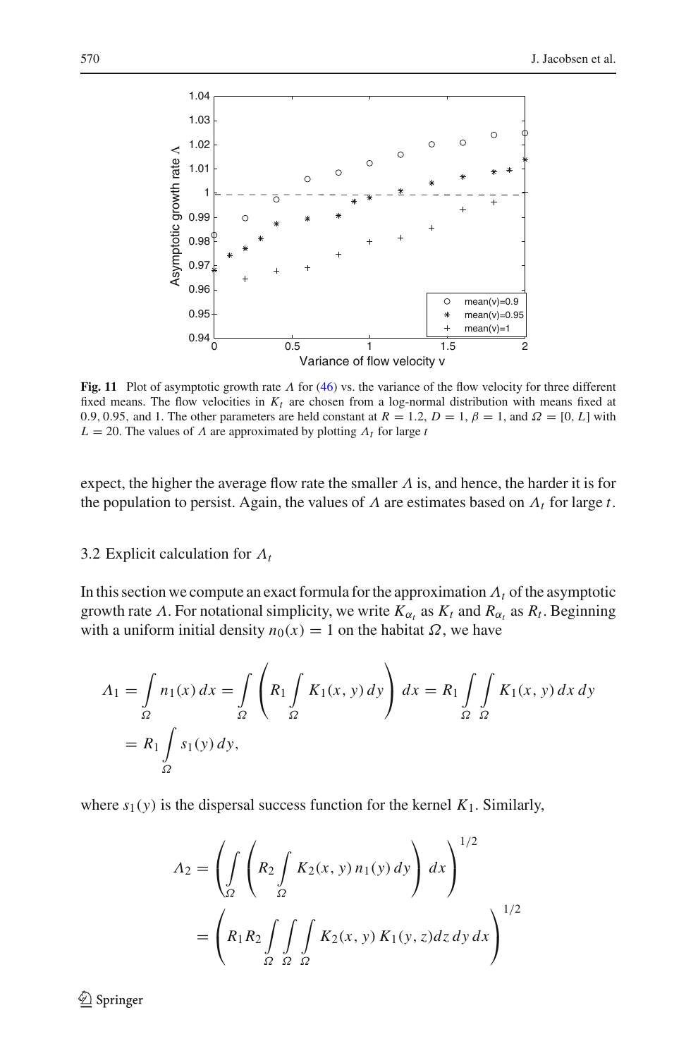**Fig. 11** Plot of asymptotic growth rate $\Lambda$ for (46) vs. the variance of the flow velocity for three different fixed means. The flow velocities in $K_t$ are chosen from a log-normal distribution with means fixed at 0.9, 0.95, and 1. The other parameters are held constant at $R = 1.2$, $D = 1$, $\beta = 1$, and $\Omega = [0, L]$ with $L = 20$. The values of $\Lambda$ are approximated by plotting $\Lambda_t$ for large $t$

expect, the higher the average flow rate the smaller $\Lambda$ is, and hence, the harder it is for the population to persist. Again, the values of $\Lambda$ are estimates based on $\Lambda_t$ for large $t$.

### 3.2 Explicit calculation for $\Lambda_t$

In this section we compute an exact formula for the approximation $\Lambda_t$ of the asymptotic growth rate $\Lambda$. For notational simplicity, we write $K_{\alpha_t}$ as $K_t$ and $R_{\alpha_t}$ as $R_t$. Beginning with a uniform initial density $n_0(x) = 1$ on the habitat $\Omega$, we have

$$
\begin{aligned}
\Lambda_1 &= \int_\Omega n_1(x)\,dx = \int_\Omega \left( R_1 \int_\Omega K_1(x,y)\,dy \right) dx = R_1 \int_\Omega \int_\Omega K_1(x,y)\,dx\,dy \\
&= R_1 \int_\Omega s_1(y)\,dy,
\end{aligned}
$$

where $s_1(y)$ is the dispersal success function for the kernel $K_1$. Similarly,

$$
\begin{aligned}
\Lambda_2 &= \left( \int_\Omega \left( R_2 \int_\Omega K_2(x,y)\,n_1(y)\,dy \right) dx \right)^{1/2} \\
&= \left( R_1 R_2 \int_\Omega \int_\Omega \int_\Omega K_2(x,y)\,K_1(y,z)dz\,dy\,dx \right)^{1/2}
\end{aligned}
$$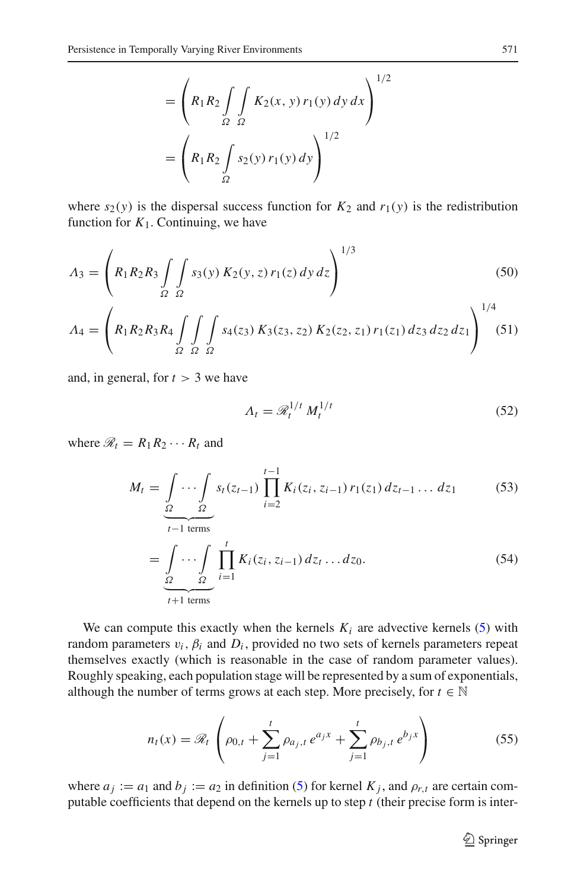$$= \left( R_1 R_2 \int\limits_{\Omega} \int\limits_{\Omega} K_2(x, y)\, r_1(y)\, dy\, dx \right)^{1/2}$$

$$= \left( R_1 R_2 \int\limits_{\Omega} s_2(y)\, r_1(y)\, dy \right)^{1/2}$$

where $s_2(y)$ is the dispersal success function for $K_2$ and $r_1(y)$ is the redistribution function for $K_1$. Continuing, we have

$$\Lambda_3 = \left( R_1 R_2 R_3 \int\limits_{\Omega} \int\limits_{\Omega} s_3(y)\, K_2(y, z)\, r_1(z)\, dy\, dz \right)^{1/3} \tag{50}$$

$$\Lambda_4 = \left( R_1 R_2 R_3 R_4 \int\limits_{\Omega} \int\limits_{\Omega} \int\limits_{\Omega} s_4(z_3)\, K_3(z_3, z_2)\, K_2(z_2, z_1)\, r_1(z_1)\, dz_3\, dz_2\, dz_1 \right)^{1/4} \tag{51}$$

and, in general, for $t > 3$ we have

$$\Lambda_t = \mathscr{R}_t^{1/t}\, M_t^{1/t} \tag{52}$$

where $\mathscr{R}_t = R_1 R_2 \cdots R_t$ and

$$M_t = \underbrace{\int\limits_{\Omega} \cdots \int\limits_{\Omega}}_{t-1 \text{ terms}} s_t(z_{t-1}) \prod_{i=2}^{t-1} K_i(z_i, z_{i-1})\, r_1(z_1)\, dz_{t-1} \ldots dz_1 \tag{53}$$

$$= \underbrace{\int\limits_{\Omega} \cdots \int\limits_{\Omega}}_{t+1 \text{ terms}} \prod_{i=1}^{t} K_i(z_i, z_{i-1})\, dz_t \ldots dz_0. \tag{54}$$

We can compute this exactly when the kernels $K_i$ are advective kernels (5) with random parameters $v_i$, $\beta_i$ and $D_i$, provided no two sets of kernels parameters repeat themselves exactly (which is reasonable in the case of random parameter values). Roughly speaking, each population stage will be represented by a sum of exponentials, although the number of terms grows at each step. More precisely, for $t \in \mathbb{N}$

$$n_t(x) = \mathscr{R}_t \left( \rho_{0,t} + \sum_{j=1}^{t} \rho_{a_j,t}\, e^{a_j x} + \sum_{j=1}^{t} \rho_{b_j,t}\, e^{b_j x} \right) \tag{55}$$

where $a_j := a_1$ and $b_j := a_2$ in definition (5) for kernel $K_j$, and $\rho_{r,t}$ are certain computable coefficients that depend on the kernels up to step $t$ (their precise form is inter-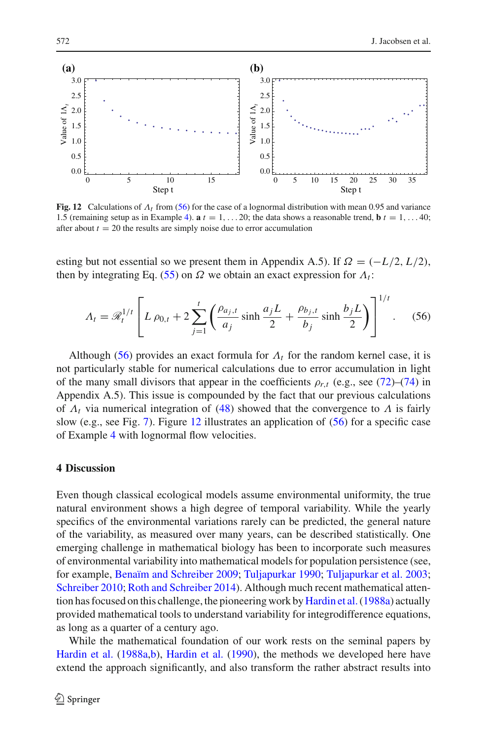**Fig. 12** Calculations of $\Lambda_t$ from (56) for the case of a lognormal distribution with mean 0.95 and variance 1.5 (remaining setup as in Example 4). **a** $t = 1, \ldots 20$; the data shows a reasonable trend, **b** $t = 1, \ldots 40$; after about $t = 20$ the results are simply noise due to error accumulation

esting but not essential so we present them in Appendix A.5). If $\Omega = (-L/2, L/2)$, then by integrating Eq. (55) on $\Omega$ we obtain an exact expression for $\Lambda_t$:

$$\Lambda_t = \mathscr{R}_t^{1/t} \left[ L\, \rho_{0,t} + 2 \sum_{j=1}^{t} \left( \frac{\rho_{a_j,t}}{a_j} \sinh \frac{a_j L}{2} + \frac{\rho_{b_j,t}}{b_j} \sinh \frac{b_j L}{2} \right) \right]^{1/t}. \quad (56)$$

Although (56) provides an exact formula for $\Lambda_t$ for the random kernel case, it is not particularly stable for numerical calculations due to error accumulation in light of the many small divisors that appear in the coefficients $\rho_{r,t}$ (e.g., see (72)–(74) in Appendix A.5). This issue is compounded by the fact that our previous calculations of $\Lambda_t$ via numerical integration of (48) showed that the convergence to $\Lambda$ is fairly slow (e.g., see Fig. 7). Figure 12 illustrates an application of (56) for a specific case of Example 4 with lognormal flow velocities.

## 4 Discussion

Even though classical ecological models assume environmental uniformity, the true natural environment shows a high degree of temporal variability. While the yearly specifics of the environmental variations rarely can be predicted, the general nature of the variability, as measured over many years, can be described statistically. One emerging challenge in mathematical biology has been to incorporate such measures of environmental variability into mathematical models for population persistence (see, for example, Benaïm and Schreiber 2009; Tuljapurkar 1990; Tuljapurkar et al. 2003; Schreiber 2010; Roth and Schreiber 2014). Although much recent mathematical attention has focused on this challenge, the pioneering work by Hardin et al. (1988a) actually provided mathematical tools to understand variability for integrodifference equations, as long as a quarter of a century ago.

While the mathematical foundation of our work rests on the seminal papers by Hardin et al. (1988a,b), Hardin et al. (1990), the methods we developed here have extend the approach significantly, and also transform the rather abstract results into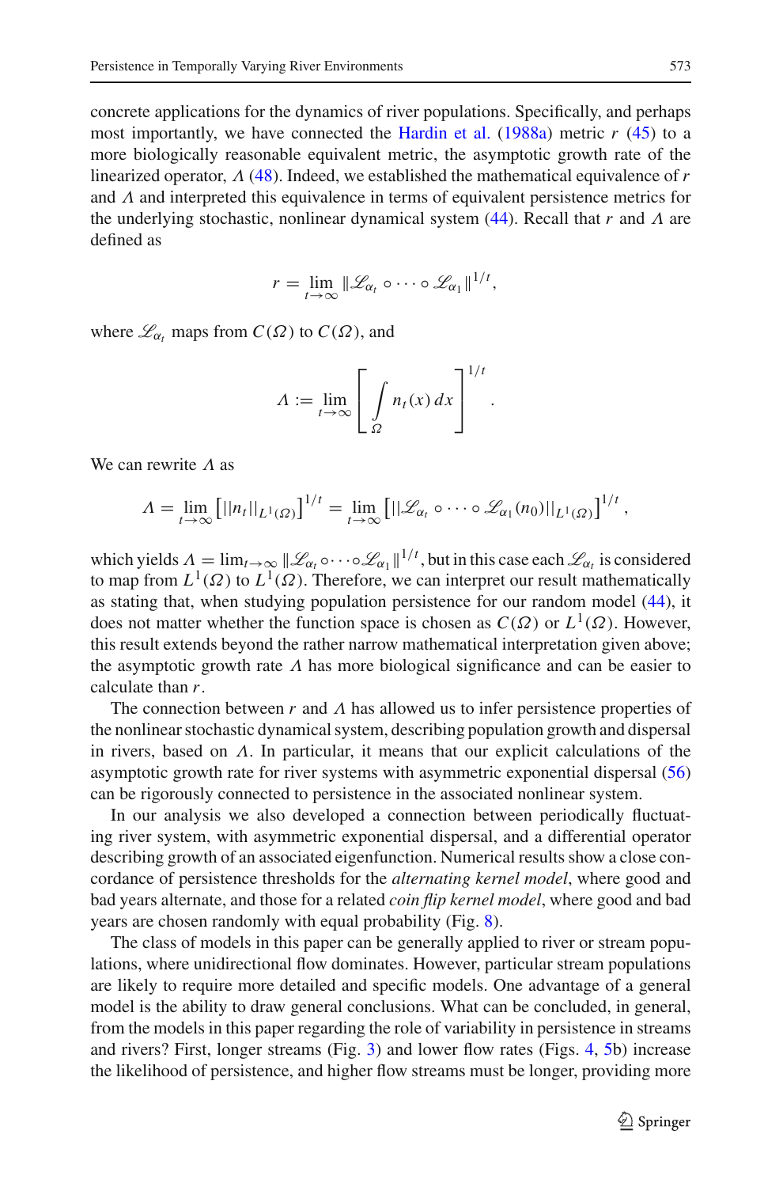concrete applications for the dynamics of river populations. Specifically, and perhaps most importantly, we have connected the Hardin et al. (1988a) metric $r$ (45) to a more biologically reasonable equivalent metric, the asymptotic growth rate of the linearized operator, $\Lambda$ (48). Indeed, we established the mathematical equivalence of $r$ and $\Lambda$ and interpreted this equivalence in terms of equivalent persistence metrics for the underlying stochastic, nonlinear dynamical system (44). Recall that $r$ and $\Lambda$ are defined as

$$r = \lim_{t\to\infty} \|\mathscr{L}_{\alpha_t} \circ \cdots \circ \mathscr{L}_{\alpha_1}\|^{1/t},$$

where $\mathscr{L}_{\alpha_t}$ maps from $C(\Omega)$ to $C(\Omega)$, and

$$\Lambda := \lim_{t\to\infty} \left[ \int_{\Omega} n_t(x)\, dx \right]^{1/t}.$$

We can rewrite $\Lambda$ as

$$\Lambda = \lim_{t\to\infty} \left[ ||n_t||_{L^1(\Omega)} \right]^{1/t} = \lim_{t\to\infty} \left[ ||\mathscr{L}_{\alpha_t} \circ \cdots \circ \mathscr{L}_{\alpha_1}(n_0)||_{L^1(\Omega)} \right]^{1/t},$$

which yields $\Lambda = \lim_{t\to\infty} \|\mathscr{L}_{\alpha_t} \circ \cdots \circ \mathscr{L}_{\alpha_1}\|^{1/t}$, but in this case each $\mathscr{L}_{\alpha_t}$ is considered to map from $L^1(\Omega)$ to $L^1(\Omega)$. Therefore, we can interpret our result mathematically as stating that, when studying population persistence for our random model (44), it does not matter whether the function space is chosen as $C(\Omega)$ or $L^1(\Omega)$. However, this result extends beyond the rather narrow mathematical interpretation given above; the asymptotic growth rate $\Lambda$ has more biological significance and can be easier to calculate than $r$.

The connection between $r$ and $\Lambda$ has allowed us to infer persistence properties of the nonlinear stochastic dynamical system, describing population growth and dispersal in rivers, based on $\Lambda$. In particular, it means that our explicit calculations of the asymptotic growth rate for river systems with asymmetric exponential dispersal (56) can be rigorously connected to persistence in the associated nonlinear system.

In our analysis we also developed a connection between periodically fluctuating river system, with asymmetric exponential dispersal, and a differential operator describing growth of an associated eigenfunction. Numerical results show a close concordance of persistence thresholds for the *alternating kernel model*, where good and bad years alternate, and those for a related *coin flip kernel model*, where good and bad years are chosen randomly with equal probability (Fig. 8).

The class of models in this paper can be generally applied to river or stream populations, where unidirectional flow dominates. However, particular stream populations are likely to require more detailed and specific models. One advantage of a general model is the ability to draw general conclusions. What can be concluded, in general, from the models in this paper regarding the role of variability in persistence in streams and rivers? First, longer streams (Fig. 3) and lower flow rates (Figs. 4, 5b) increase the likelihood of persistence, and higher flow streams must be longer, providing more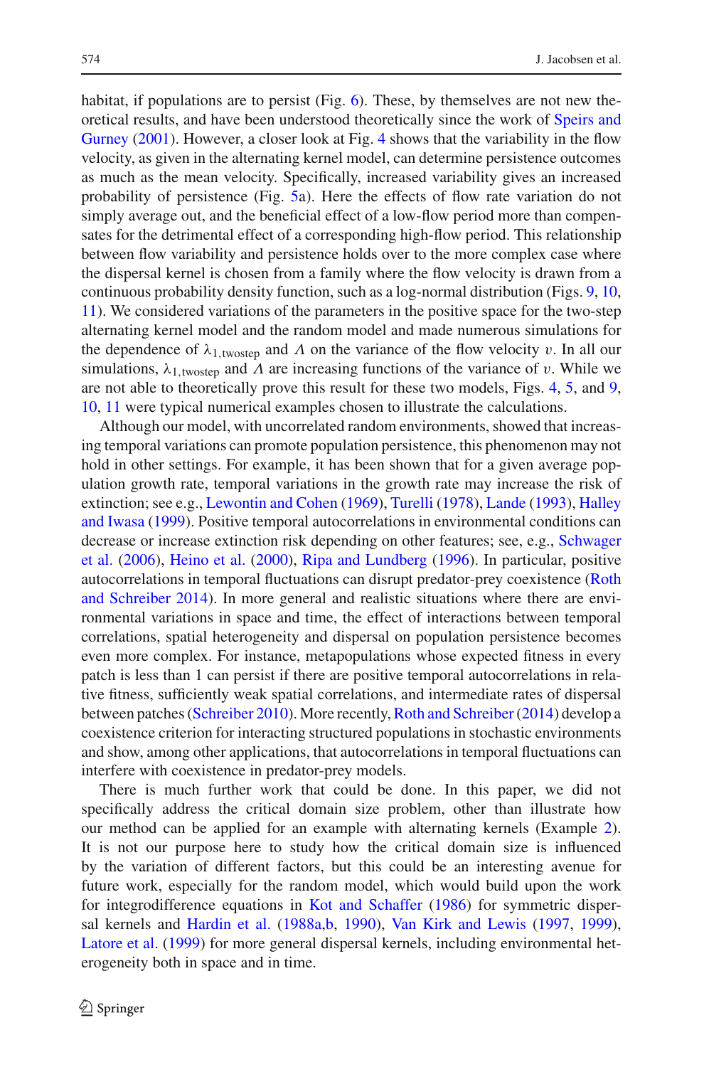habitat, if populations are to persist (Fig. 6). These, by themselves are not new theoretical results, and have been understood theoretically since the work of Speirs and Gurney (2001). However, a closer look at Fig. 4 shows that the variability in the flow velocity, as given in the alternating kernel model, can determine persistence outcomes as much as the mean velocity. Specifically, increased variability gives an increased probability of persistence (Fig. 5a). Here the effects of flow rate variation do not simply average out, and the beneficial effect of a low-flow period more than compensates for the detrimental effect of a corresponding high-flow period. This relationship between flow variability and persistence holds over to the more complex case where the dispersal kernel is chosen from a family where the flow velocity is drawn from a continuous probability density function, such as a log-normal distribution (Figs. 9, 10, 11). We considered variations of the parameters in the positive space for the two-step alternating kernel model and the random model and made numerous simulations for the dependence of $\lambda_{1,\text{twostep}}$ and $\Lambda$ on the variance of the flow velocity $v$. In all our simulations, $\lambda_{1,\text{twostep}}$ and $\Lambda$ are increasing functions of the variance of $v$. While we are not able to theoretically prove this result for these two models, Figs. 4, 5, and 9, 10, 11 were typical numerical examples chosen to illustrate the calculations.

Although our model, with uncorrelated random environments, showed that increasing temporal variations can promote population persistence, this phenomenon may not hold in other settings. For example, it has been shown that for a given average population growth rate, temporal variations in the growth rate may increase the risk of extinction; see e.g., Lewontin and Cohen (1969), Turelli (1978), Lande (1993), Halley and Iwasa (1999). Positive temporal autocorrelations in environmental conditions can decrease or increase extinction risk depending on other features; see, e.g., Schwager et al. (2006), Heino et al. (2000), Ripa and Lundberg (1996). In particular, positive autocorrelations in temporal fluctuations can disrupt predator-prey coexistence (Roth and Schreiber 2014). In more general and realistic situations where there are environmental variations in space and time, the effect of interactions between temporal correlations, spatial heterogeneity and dispersal on population persistence becomes even more complex. For instance, metapopulations whose expected fitness in every patch is less than 1 can persist if there are positive temporal autocorrelations in relative fitness, sufficiently weak spatial correlations, and intermediate rates of dispersal between patches (Schreiber 2010). More recently, Roth and Schreiber (2014) develop a coexistence criterion for interacting structured populations in stochastic environments and show, among other applications, that autocorrelations in temporal fluctuations can interfere with coexistence in predator-prey models.

There is much further work that could be done. In this paper, we did not specifically address the critical domain size problem, other than illustrate how our method can be applied for an example with alternating kernels (Example 2). It is not our purpose here to study how the critical domain size is influenced by the variation of different factors, but this could be an interesting avenue for future work, especially for the random model, which would build upon the work for integrodifference equations in Kot and Schaffer (1986) for symmetric dispersal kernels and Hardin et al. (1988a,b, 1990), Van Kirk and Lewis (1997, 1999), Latore et al. (1999) for more general dispersal kernels, including environmental heterogeneity both in space and in time.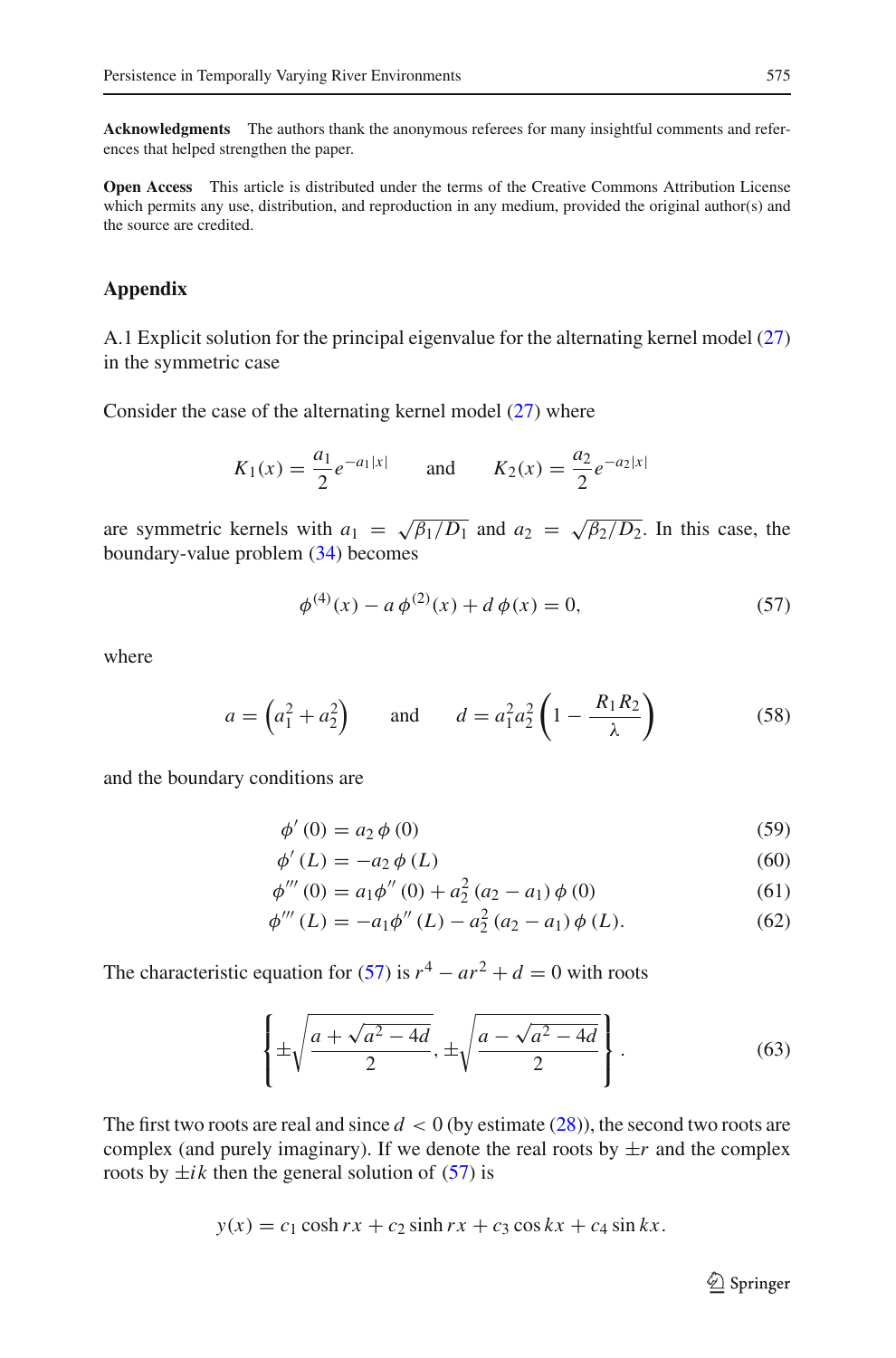**Acknowledgments** The authors thank the anonymous referees for many insightful comments and references that helped strengthen the paper.

**Open Access** This article is distributed under the terms of the Creative Commons Attribution License which permits any use, distribution, and reproduction in any medium, provided the original author(s) and the source are credited.

## Appendix

A.1 Explicit solution for the principal eigenvalue for the alternating kernel model (27) in the symmetric case

Consider the case of the alternating kernel model (27) where

$$K_1(x) = \frac{a_1}{2}e^{-a_1|x|} \qquad \text{and} \qquad K_2(x) = \frac{a_2}{2}e^{-a_2|x|}$$

are symmetric kernels with $a_1 = \sqrt{\beta_1/D_1}$ and $a_2 = \sqrt{\beta_2/D_2}$. In this case, the boundary-value problem (34) becomes

$$\phi^{(4)}(x) - a\,\phi^{(2)}(x) + d\,\phi(x) = 0, \tag{57}$$

where

$$a = \left(a_1^2 + a_2^2\right) \qquad \text{and} \qquad d = a_1^2 a_2^2 \left(1 - \frac{R_1 R_2}{\lambda}\right) \tag{58}$$

and the boundary conditions are

$$\phi'(0) = a_2\,\phi(0) \tag{59}$$

$$\phi'(L) = -a_2\,\phi(L) \tag{60}$$

$$\phi'''(0) = a_1\phi''(0) + a_2^2\,(a_2 - a_1)\,\phi(0) \tag{61}$$

$$\phi'''(L) = -a_1\phi''(L) - a_2^2\,(a_2 - a_1)\,\phi(L). \tag{62}$$

The characteristic equation for (57) is $r^4 - ar^2 + d = 0$ with roots

$$\left\{ \pm\sqrt{\frac{a + \sqrt{a^2 - 4d}}{2}}, \pm\sqrt{\frac{a - \sqrt{a^2 - 4d}}{2}} \right\}. \tag{63}$$

The first two roots are real and since $d < 0$ (by estimate (28)), the second two roots are complex (and purely imaginary). If we denote the real roots by $\pm r$ and the complex roots by $\pm ik$ then the general solution of (57) is

$$y(x) = c_1 \cosh rx + c_2 \sinh rx + c_3 \cos kx + c_4 \sin kx.$$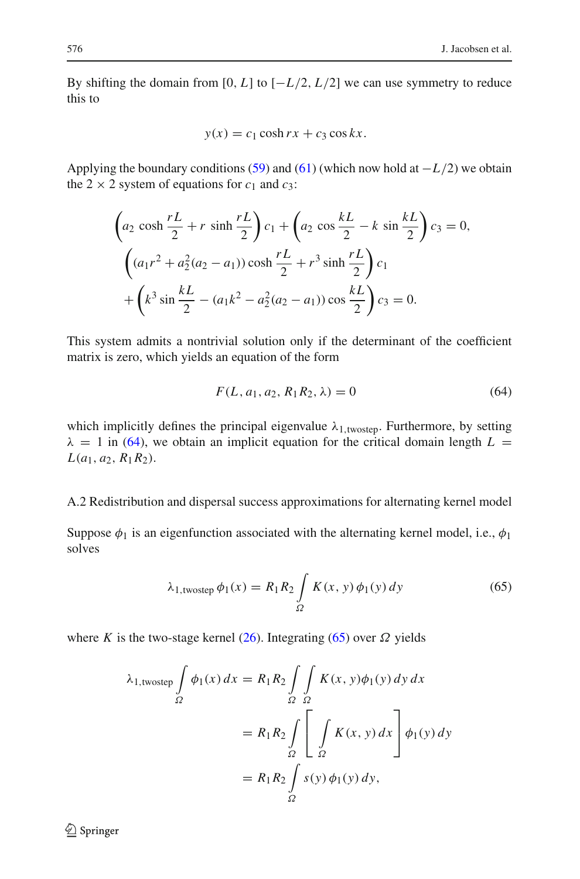By shifting the domain from $[0, L]$ to $[-L/2, L/2]$ we can use symmetry to reduce this to

$$y(x) = c_1 \cosh rx + c_3 \cos kx.$$

Applying the boundary conditions (59) and (61) (which now hold at $-L/2$) we obtain the $2 \times 2$ system of equations for $c_1$ and $c_3$:

$$\begin{aligned}
&\left(a_2 \cosh \frac{rL}{2} + r \sinh \frac{rL}{2}\right) c_1 + \left(a_2 \cos \frac{kL}{2} - k \sin \frac{kL}{2}\right) c_3 = 0, \\
&\left((a_1 r^2 + a_2^2(a_2 - a_1)) \cosh \frac{rL}{2} + r^3 \sinh \frac{rL}{2}\right) c_1 \\
&\quad + \left(k^3 \sin \frac{kL}{2} - (a_1 k^2 - a_2^2(a_2 - a_1)) \cos \frac{kL}{2}\right) c_3 = 0.
\end{aligned}$$

This system admits a nontrivial solution only if the determinant of the coefficient matrix is zero, which yields an equation of the form

$$F(L, a_1, a_2, R_1 R_2, \lambda) = 0 \tag{64}$$

which implicitly defines the principal eigenvalue $\lambda_{1,\text{twostep}}$. Furthermore, by setting $\lambda = 1$ in (64), we obtain an implicit equation for the critical domain length $L = L(a_1, a_2, R_1 R_2)$.

### A.2 Redistribution and dispersal success approximations for alternating kernel model

Suppose $\phi_1$ is an eigenfunction associated with the alternating kernel model, i.e., $\phi_1$ solves

$$\lambda_{1,\text{twostep}}\, \phi_1(x) = R_1 R_2 \int_{\Omega} K(x, y)\, \phi_1(y)\, dy \tag{65}$$

where $K$ is the two-stage kernel (26). Integrating (65) over $\Omega$ yields

$$\begin{aligned}
\lambda_{1,\text{twostep}} \int_{\Omega} \phi_1(x)\, dx &= R_1 R_2 \int_{\Omega} \int_{\Omega} K(x, y) \phi_1(y)\, dy\, dx \\
&= R_1 R_2 \int_{\Omega} \left[ \int_{\Omega} K(x, y)\, dx \right] \phi_1(y)\, dy \\
&= R_1 R_2 \int_{\Omega} s(y)\, \phi_1(y)\, dy,
\end{aligned}$$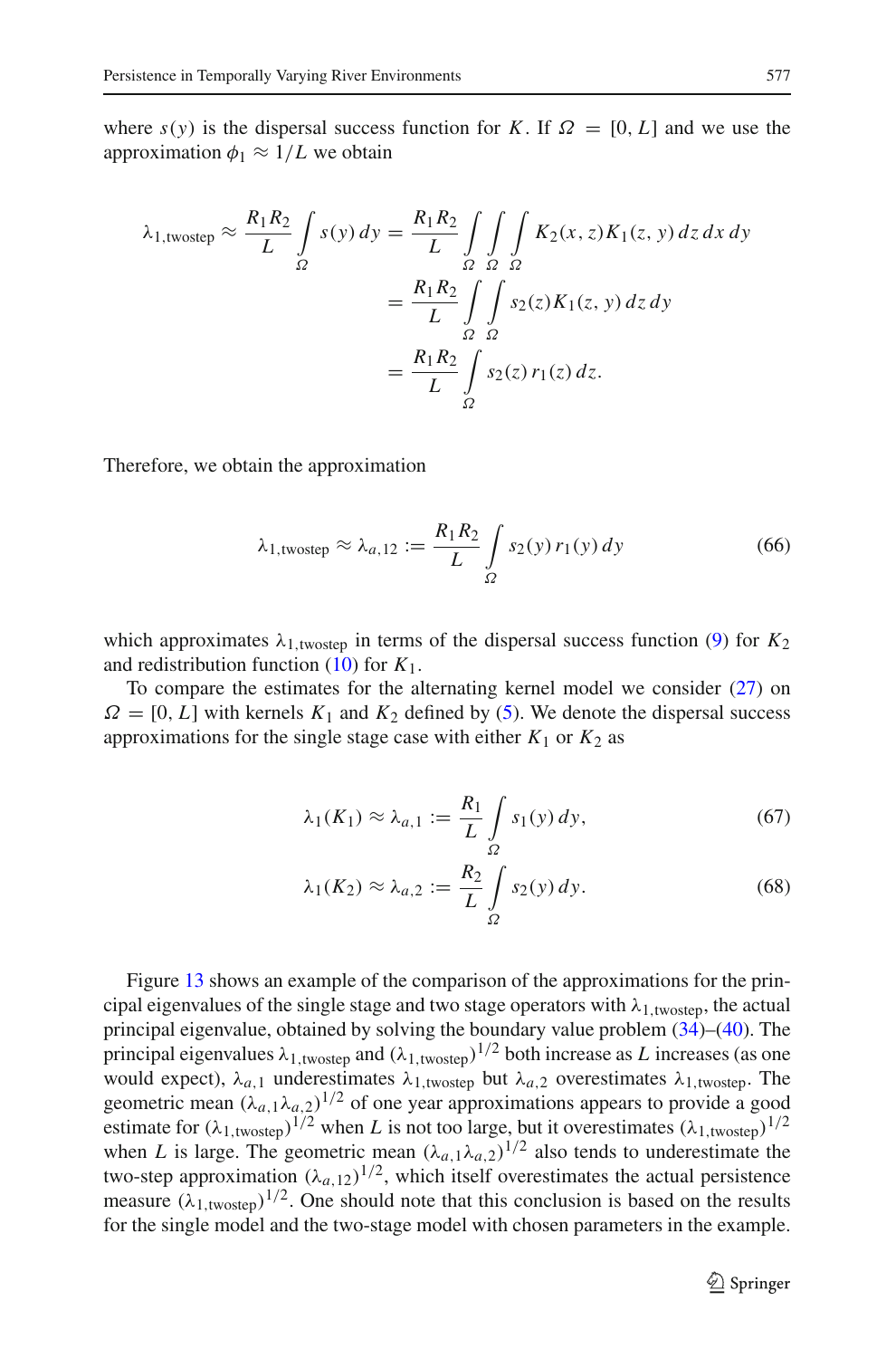where $s(y)$ is the dispersal success function for $K$. If $\Omega = [0, L]$ and we use the approximation $\phi_1 \approx 1/L$ we obtain

$$
\begin{aligned}
\lambda_{1,\text{twostep}} \approx \frac{R_1 R_2}{L} \int_{\Omega} s(y)\, dy &= \frac{R_1 R_2}{L} \int_{\Omega} \int_{\Omega} \int_{\Omega} K_2(x,z) K_1(z,y)\, dz\, dx\, dy \\
&= \frac{R_1 R_2}{L} \int_{\Omega} \int_{\Omega} s_2(z) K_1(z,y)\, dz\, dy \\
&= \frac{R_1 R_2}{L} \int_{\Omega} s_2(z)\, r_1(z)\, dz.
\end{aligned}
$$

Therefore, we obtain the approximation

$$
\lambda_{1,\text{twostep}} \approx \lambda_{a,12} := \frac{R_1 R_2}{L} \int_{\Omega} s_2(y)\, r_1(y)\, dy \tag{66}
$$

which approximates $\lambda_{1,\text{twostep}}$ in terms of the dispersal success function (9) for $K_2$ and redistribution function (10) for $K_1$.

To compare the estimates for the alternating kernel model we consider (27) on $\Omega = [0, L]$ with kernels $K_1$ and $K_2$ defined by (5). We denote the dispersal success approximations for the single stage case with either $K_1$ or $K_2$ as

$$
\lambda_1(K_1) \approx \lambda_{a,1} := \frac{R_1}{L} \int_{\Omega} s_1(y)\, dy, \tag{67}
$$

$$
\lambda_1(K_2) \approx \lambda_{a,2} := \frac{R_2}{L} \int_{\Omega} s_2(y)\, dy. \tag{68}
$$

Figure 13 shows an example of the comparison of the approximations for the principal eigenvalues of the single stage and two stage operators with $\lambda_{1,\text{twostep}}$, the actual principal eigenvalue, obtained by solving the boundary value problem (34)–(40). The principal eigenvalues $\lambda_{1,\text{twostep}}$ and $(\lambda_{1,\text{twostep}})^{1/2}$ both increase as $L$ increases (as one would expect), $\lambda_{a,1}$ underestimates $\lambda_{1,\text{twostep}}$ but $\lambda_{a,2}$ overestimates $\lambda_{1,\text{twostep}}$. The geometric mean $(\lambda_{a,1}\lambda_{a,2})^{1/2}$ of one year approximations appears to provide a good estimate for $(\lambda_{1,\text{twostep}})^{1/2}$ when $L$ is not too large, but it overestimates $(\lambda_{1,\text{twostep}})^{1/2}$ when $L$ is large. The geometric mean $(\lambda_{a,1}\lambda_{a,2})^{1/2}$ also tends to underestimate the two-step approximation $(\lambda_{a,12})^{1/2}$, which itself overestimates the actual persistence measure $(\lambda_{1,\text{twostep}})^{1/2}$. One should note that this conclusion is based on the results for the single model and the two-stage model with chosen parameters in the example.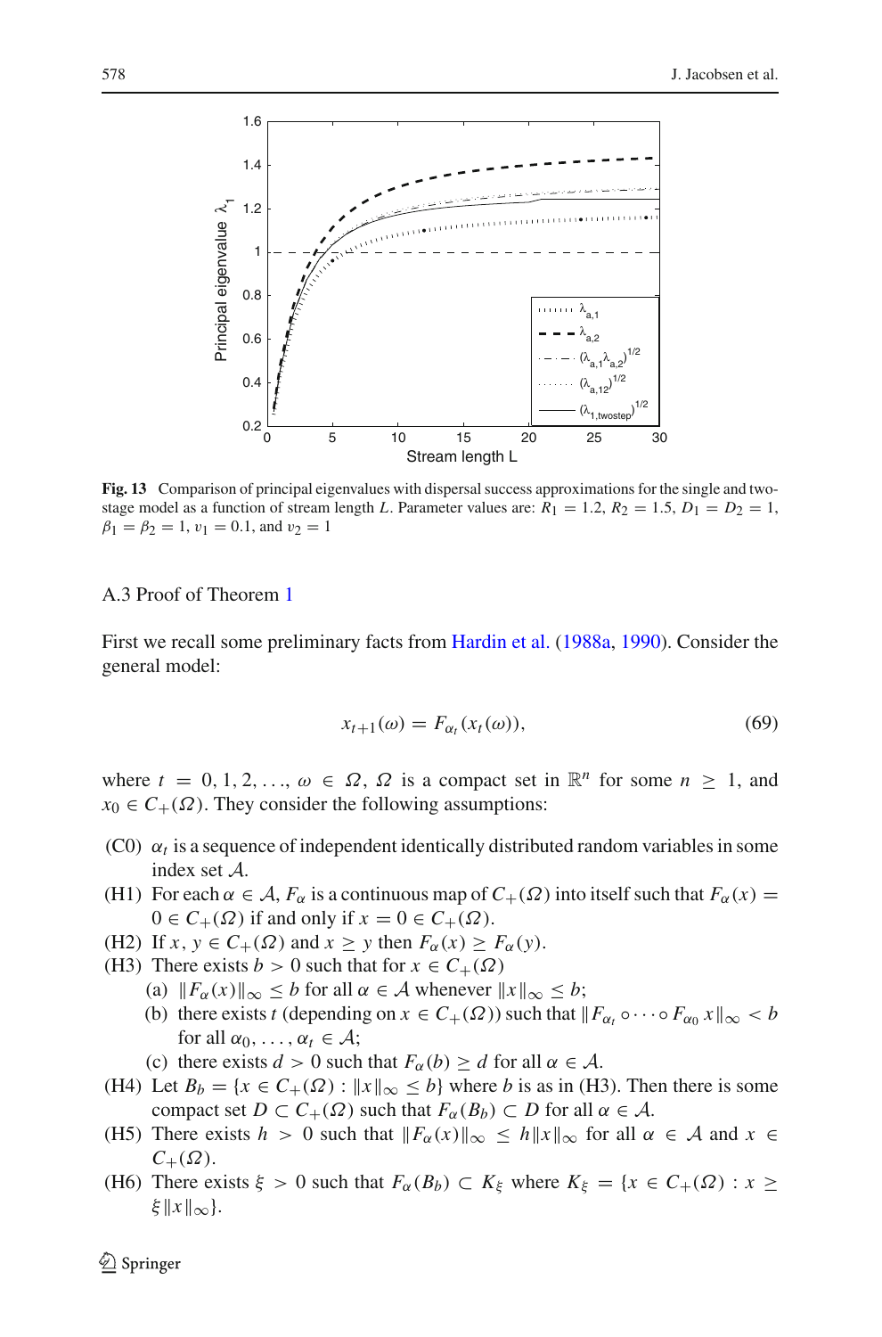Fig. 13 Comparison of principal eigenvalues with dispersal success approximations for the single and two-stage model as a function of stream length $L$. Parameter values are: $R_1 = 1.2$, $R_2 = 1.5$, $D_1 = D_2 = 1$, $\beta_1 = \beta_2 = 1$, $v_1 = 0.1$, and $v_2 = 1$

### A.3 Proof of Theorem 1

First we recall some preliminary facts from Hardin et al. (1988a, 1990). Consider the general model:

$$x_{t+1}(\omega) = F_{\alpha_t}(x_t(\omega)), \tag{69}$$

where $t = 0, 1, 2, \ldots$, $\omega \in \Omega$, $\Omega$ is a compact set in $\mathbb{R}^n$ for some $n \geq 1$, and $x_0 \in C_+(\Omega)$. They consider the following assumptions:

- (C0) $\alpha_t$ is a sequence of independent identically distributed random variables in some index set $\mathcal{A}$.
- (H1) For each $\alpha \in \mathcal{A}$, $F_\alpha$ is a continuous map of $C_+(\Omega)$ into itself such that $F_\alpha(x) = 0 \in C_+(\Omega)$ if and only if $x = 0 \in C_+(\Omega)$.
- (H2) If $x, y \in C_+(\Omega)$ and $x \geq y$ then $F_\alpha(x) \geq F_\alpha(y)$.
- (H3) There exists $b > 0$ such that for $x \in C_+(\Omega)$
  - (a) $\|F_\alpha(x)\|_\infty \leq b$ for all $\alpha \in \mathcal{A}$ whenever $\|x\|_\infty \leq b$;
  - (b) there exists $t$ (depending on $x \in C_+(\Omega)$) such that $\|F_{\alpha_t} \circ \cdots \circ F_{\alpha_0} x\|_\infty < b$ for all $\alpha_0, \ldots, \alpha_t \in \mathcal{A}$;
  - (c) there exists $d > 0$ such that $F_\alpha(b) \geq d$ for all $\alpha \in \mathcal{A}$.
- (H4) Let $B_b = \{x \in C_+(\Omega) : \|x\|_\infty \leq b\}$ where $b$ is as in (H3). Then there is some compact set $D \subset C_+(\Omega)$ such that $F_\alpha(B_b) \subset D$ for all $\alpha \in \mathcal{A}$.
- (H5) There exists $h > 0$ such that $\|F_\alpha(x)\|_\infty \leq h\|x\|_\infty$ for all $\alpha \in \mathcal{A}$ and $x \in C_+(\Omega)$.
- (H6) There exists $\xi > 0$ such that $F_\alpha(B_b) \subset K_\xi$ where $K_\xi = \{x \in C_+(\Omega) : x \geq \xi\|x\|_\infty\}$.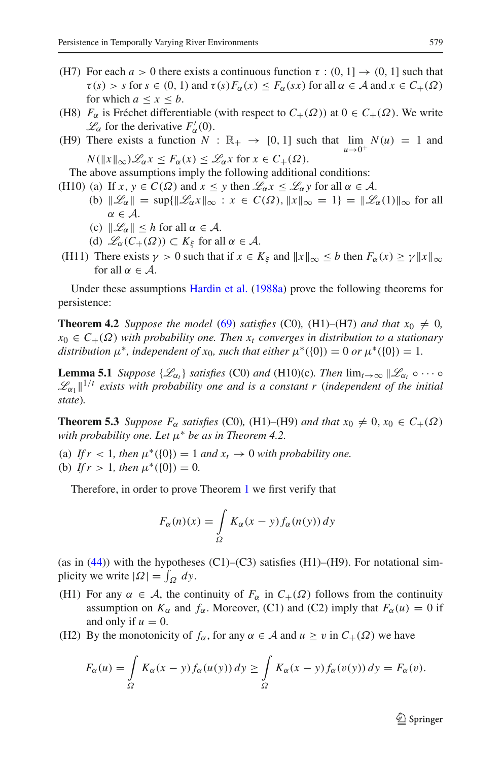(H7) For each $a > 0$ there exists a continuous function $\tau : (0, 1] \to (0, 1]$ such that $\tau(s) > s$ for $s \in (0, 1)$ and $\tau(s) F_\alpha(x) \leq F_\alpha(sx)$ for all $\alpha \in \mathcal{A}$ and $x \in C_+(\Omega)$ for which $a \leq x \leq b$.

(H8) $F_\alpha$ is Fréchet differentiable (with respect to $C_+(\Omega)$) at $0 \in C_+(\Omega)$. We write $\mathscr{L}_\alpha$ for the derivative $F'_\alpha(0)$.

(H9) There exists a function $N : \mathbb{R}_+ \to [0, 1]$ such that $\lim_{u \to 0^+} N(u) = 1$ and $N(\|x\|_\infty)\mathscr{L}_\alpha x \leq F_\alpha(x) \leq \mathscr{L}_\alpha x$ for $x \in C_+(\Omega)$.

The above assumptions imply the following additional conditions:

(H10) (a) If $x, y \in C(\Omega)$ and $x \leq y$ then $\mathscr{L}_\alpha x \leq \mathscr{L}_\alpha y$ for all $\alpha \in \mathcal{A}$.

(b) $\|\mathscr{L}_\alpha\| = \sup\{\|\mathscr{L}_\alpha x\|_\infty : x \in C(\Omega), \|x\|_\infty = 1\} = \|\mathscr{L}_\alpha(1)\|_\infty$ for all $\alpha \in \mathcal{A}$.

(c) $\|\mathscr{L}_\alpha\| \leq h$ for all $\alpha \in \mathcal{A}$.

(d) $\mathscr{L}_\alpha(C_+(\Omega)) \subset K_\xi$ for all $\alpha \in \mathcal{A}$.

(H11) There exists $\gamma > 0$ such that if $x \in K_\xi$ and $\|x\|_\infty \leq b$ then $F_\alpha(x) \geq \gamma\|x\|_\infty$ for all $\alpha \in \mathcal{A}$.

Under these assumptions Hardin et al. (1988a) prove the following theorems for persistence:

**Theorem 4.2** *Suppose the model* (69) *satisfies* (C0), (H1)–(H7) *and that* $x_0 \neq 0$, $x_0 \in C_+(\Omega)$ *with probability one. Then* $x_t$ *converges in distribution to a stationary distribution* $\mu^*$, *independent of* $x_0$, *such that either* $\mu^*(\{0\}) = 0$ *or* $\mu^*(\{0\}) = 1$.

**Lemma 5.1** *Suppose* $\{\mathscr{L}_{\alpha_t}\}$ *satisfies* (C0) *and* (H10)(c). *Then* $\lim_{t\to\infty} \|\mathscr{L}_{\alpha_t} \circ \cdots \circ \mathscr{L}_{\alpha_1}\|^{1/t}$ *exists with probability one and is a constant* $r$ (*independent of the initial state*).

**Theorem 5.3** *Suppose* $F_\alpha$ *satisfies* (C0), (H1)–(H9) *and that* $x_0 \neq 0$, $x_0 \in C_+(\Omega)$ *with probability one. Let* $\mu^*$ *be as in Theorem 4.2.*

(a) *If* $r < 1$, *then* $\mu^*(\{0\}) = 1$ *and* $x_t \to 0$ *with probability one.*
(b) *If* $r > 1$, *then* $\mu^*(\{0\}) = 0$.

Therefore, in order to prove Theorem 1 we first verify that

$$F_\alpha(n)(x) = \int_\Omega K_\alpha(x - y) f_\alpha(n(y))\, dy$$

(as in (44)) with the hypotheses (C1)–(C3) satisfies (H1)–(H9). For notational simplicity we write $|\Omega| = \int_\Omega dy$.

(H1) For any $\alpha \in \mathcal{A}$, the continuity of $F_\alpha$ in $C_+(\Omega)$ follows from the continuity assumption on $K_\alpha$ and $f_\alpha$. Moreover, (C1) and (C2) imply that $F_\alpha(u) = 0$ if and only if $u = 0$.

(H2) By the monotonicity of $f_\alpha$, for any $\alpha \in \mathcal{A}$ and $u \geq v$ in $C_+(\Omega)$ we have

$$F_\alpha(u) = \int_\Omega K_\alpha(x - y) f_\alpha(u(y))\, dy \geq \int_\Omega K_\alpha(x - y) f_\alpha(v(y))\, dy = F_\alpha(v).$$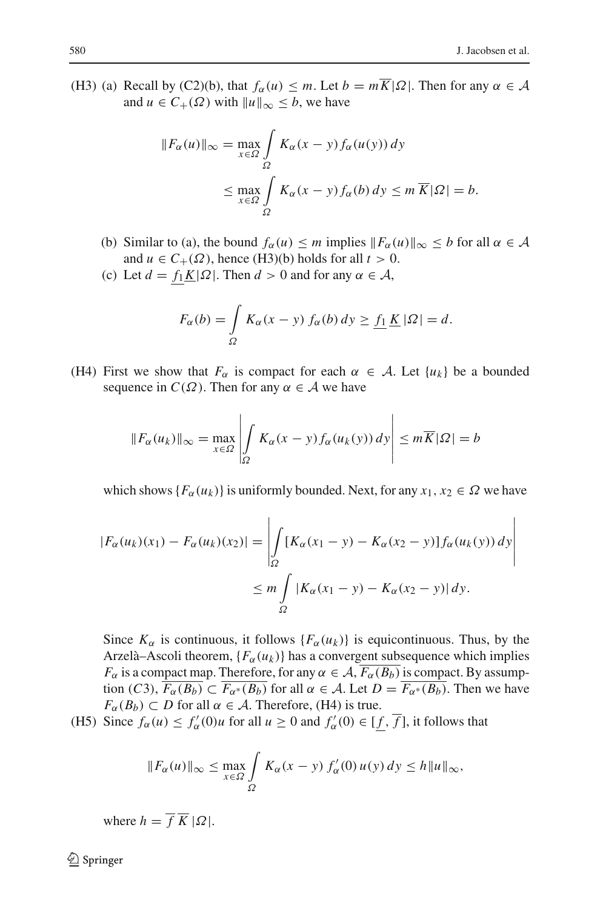(H3) (a) Recall by (C2)(b), that $f_\alpha(u) \leq m$. Let $b = m\overline{K}|\Omega|$. Then for any $\alpha \in \mathcal{A}$ and $u \in C_+(\Omega)$ with $\|u\|_\infty \leq b$, we have

$$\|F_\alpha(u)\|_\infty = \max_{x\in\Omega} \int\limits_\Omega K_\alpha(x-y) f_\alpha(u(y))\, dy$$
$$\leq \max_{x\in\Omega} \int\limits_\Omega K_\alpha(x-y) f_\alpha(b)\, dy \leq m\, \overline{K}|\Omega| = b.$$

(b) Similar to (a), the bound $f_\alpha(u) \leq m$ implies $\|F_\alpha(u)\|_\infty \leq b$ for all $\alpha \in \mathcal{A}$ and $u \in C_+(\Omega)$, hence (H3)(b) holds for all $t > 0$.

(c) Let $d = \underline{f_1}\underline{K}|\Omega|$. Then $d > 0$ and for any $\alpha \in \mathcal{A}$,

$$F_\alpha(b) = \int\limits_\Omega K_\alpha(x-y)\, f_\alpha(b)\, dy \geq \underline{f_1}\, \underline{K}\, |\Omega| = d.$$

(H4) First we show that $F_\alpha$ is compact for each $\alpha \in \mathcal{A}$. Let $\{u_k\}$ be a bounded sequence in $C(\Omega)$. Then for any $\alpha \in \mathcal{A}$ we have

$$\|F_\alpha(u_k)\|_\infty = \max_{x\in\Omega} \left| \int\limits_\Omega K_\alpha(x-y) f_\alpha(u_k(y))\, dy \right| \leq m\overline{K}|\Omega| = b$$

which shows $\{F_\alpha(u_k)\}$ is uniformly bounded. Next, for any $x_1, x_2 \in \Omega$ we have

$$|F_\alpha(u_k)(x_1) - F_\alpha(u_k)(x_2)| = \left| \int\limits_\Omega [K_\alpha(x_1-y) - K_\alpha(x_2-y)] f_\alpha(u_k(y))\, dy \right|$$
$$\leq m \int\limits_\Omega |K_\alpha(x_1-y) - K_\alpha(x_2-y)|\, dy.$$

Since $K_\alpha$ is continuous, it follows $\{F_\alpha(u_k)\}$ is equicontinuous. Thus, by the Arzelà–Ascoli theorem, $\{F_\alpha(u_k)\}$ has a convergent subsequence which implies $F_\alpha$ is a compact map. Therefore, for any $\alpha \in \mathcal{A}$, $\overline{F_\alpha(B_b)}$ is compact. By assumption $(C3)$, $\overline{F_\alpha(B_b)} \subset \overline{F_{\alpha^*}(B_b)}$ for all $\alpha \in \mathcal{A}$. Let $D = \overline{F_{\alpha^*}(B_b)}$. Then we have $F_\alpha(B_b) \subset D$ for all $\alpha \in \mathcal{A}$. Therefore, (H4) is true.

(H5) Since $f_\alpha(u) \leq f'_\alpha(0)u$ for all $u \geq 0$ and $f'_\alpha(0) \in [\underline{f}, \overline{f}]$, it follows that

$$\|F_\alpha(u)\|_\infty \leq \max_{x\in\Omega} \int\limits_\Omega K_\alpha(x-y)\, f'_\alpha(0)\, u(y)\, dy \leq h\|u\|_\infty,$$

where $h = \overline{f}\, \overline{K}\, |\Omega|$.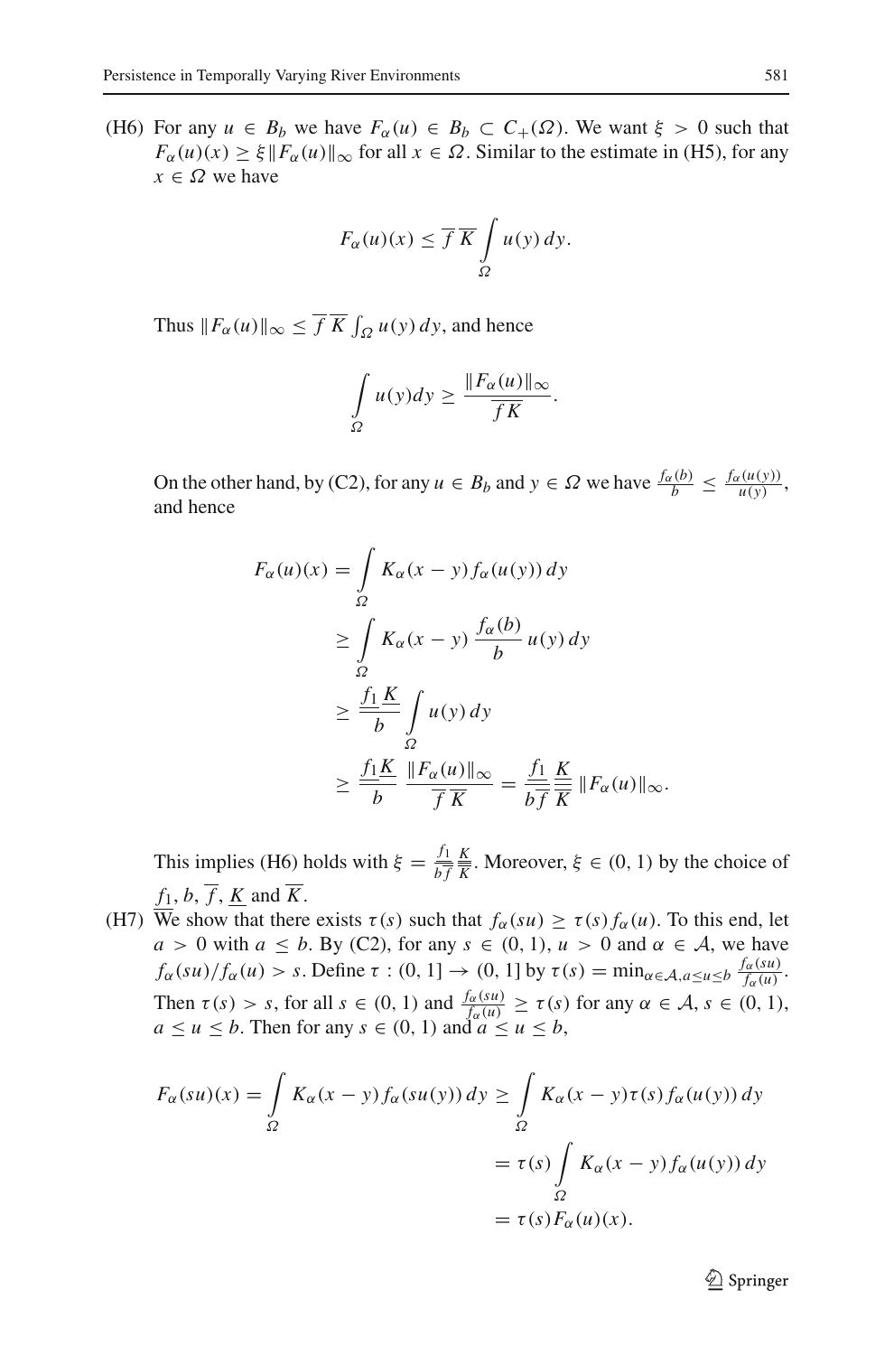(H6) For any $u \in B_b$ we have $F_\alpha(u) \in B_b \subset C_+(\Omega)$. We want $\xi > 0$ such that $F_\alpha(u)(x) \geq \xi \|F_\alpha(u)\|_\infty$ for all $x \in \Omega$. Similar to the estimate in (H5), for any $x \in \Omega$ we have

$$F_\alpha(u)(x) \leq \overline{f}\,\overline{K} \int_\Omega u(y)\,dy.$$

Thus $\|F_\alpha(u)\|_\infty \leq \overline{f}\,\overline{K} \int_\Omega u(y)\,dy$, and hence

$$\int_\Omega u(y)dy \geq \frac{\|F_\alpha(u)\|_\infty}{\overline{f}\overline{K}}.$$

On the other hand, by (C2), for any $u \in B_b$ and $y \in \Omega$ we have $\frac{f_\alpha(b)}{b} \leq \frac{f_\alpha(u(y))}{u(y)}$, and hence

$$\begin{aligned}
F_\alpha(u)(x) &= \int_\Omega K_\alpha(x-y) f_\alpha(u(y))\,dy \\
&\geq \int_\Omega K_\alpha(x-y) \frac{f_\alpha(b)}{b}\, u(y)\,dy \\
&\geq \frac{\underline{f_1}\,\underline{K}}{b} \int_\Omega u(y)\,dy \\
&\geq \frac{\underline{f_1}\underline{K}}{b} \frac{\|F_\alpha(u)\|_\infty}{\overline{f}\,\overline{K}} = \frac{\underline{f_1}}{b\overline{f}} \frac{\underline{K}}{\overline{K}} \|F_\alpha(u)\|_\infty.
\end{aligned}$$

This implies (H6) holds with $\xi = \frac{\underline{f_1}}{b\overline{f}} \frac{\underline{K}}{\overline{K}}$. Moreover, $\xi \in (0, 1)$ by the choice of $\underline{f_1}$, $b$, $\overline{f}$, $\underline{K}$ and $\overline{K}$.

(H7) We show that there exists $\tau(s)$ such that $f_\alpha(su) \geq \tau(s) f_\alpha(u)$. To this end, let $a > 0$ with $a \leq b$. By (C2), for any $s \in (0, 1)$, $u > 0$ and $\alpha \in \mathcal{A}$, we have $f_\alpha(su)/f_\alpha(u) > s$. Define $\tau : (0, 1] \to (0, 1]$ by $\tau(s) = \min_{\alpha \in \mathcal{A}, a \leq u \leq b} \frac{f_\alpha(su)}{f_\alpha(u)}$. Then $\tau(s) > s$, for all $s \in (0, 1)$ and $\frac{f_\alpha(su)}{f_\alpha(u)} \geq \tau(s)$ for any $\alpha \in \mathcal{A}$, $s \in (0, 1)$, $a \leq u \leq b$. Then for any $s \in (0, 1)$ and $a \leq u \leq b$,

$$\begin{aligned}
F_\alpha(su)(x) = \int_\Omega K_\alpha(x-y) f_\alpha(su(y))\,dy &\geq \int_\Omega K_\alpha(x-y) \tau(s) f_\alpha(u(y))\,dy \\
&= \tau(s) \int_\Omega K_\alpha(x-y) f_\alpha(u(y))\,dy \\
&= \tau(s) F_\alpha(u)(x).
\end{aligned}$$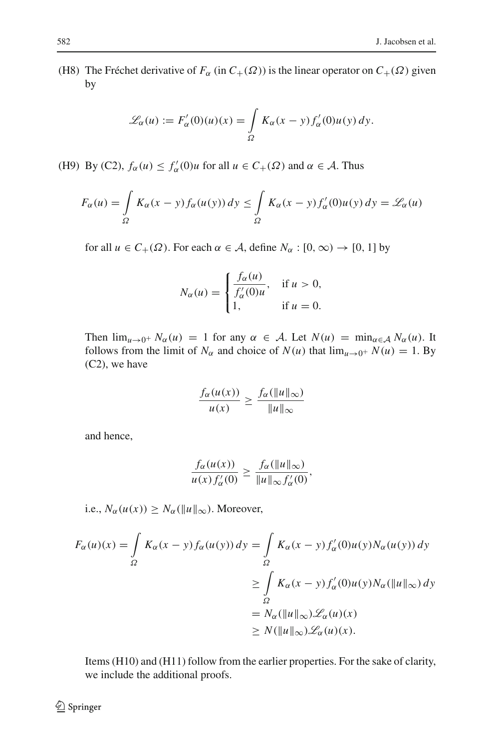(H8) The Fréchet derivative of $F_\alpha$ (in $C_+(\Omega)$) is the linear operator on $C_+(\Omega)$ given by

$$\mathscr{L}_\alpha(u) := F'_\alpha(0)(u)(x) = \int_\Omega K_\alpha(x-y) f'_\alpha(0) u(y)\, dy.$$

(H9) By (C2), $f_\alpha(u) \le f'_\alpha(0)u$ for all $u \in C_+(\Omega)$ and $\alpha \in \mathcal{A}$. Thus

$$F_\alpha(u) = \int_\Omega K_\alpha(x-y) f_\alpha(u(y))\, dy \le \int_\Omega K_\alpha(x-y) f'_\alpha(0) u(y)\, dy = \mathscr{L}_\alpha(u)$$

for all $u \in C_+(\Omega)$. For each $\alpha \in \mathcal{A}$, define $N_\alpha : [0,\infty) \to [0,1]$ by

$$N_\alpha(u) = \begin{cases} \dfrac{f_\alpha(u)}{f'_\alpha(0)u}, & \text{if } u > 0, \\ 1, & \text{if } u = 0. \end{cases}$$

Then $\lim_{u\to 0^+} N_\alpha(u) = 1$ for any $\alpha \in \mathcal{A}$. Let $N(u) = \min_{\alpha\in\mathcal{A}} N_\alpha(u)$. It follows from the limit of $N_\alpha$ and choice of $N(u)$ that $\lim_{u\to 0^+} N(u) = 1$. By (C2), we have

$$\frac{f_\alpha(u(x))}{u(x)} \ge \frac{f_\alpha(\|u\|_\infty)}{\|u\|_\infty}$$

and hence,

$$\frac{f_\alpha(u(x))}{u(x) f'_\alpha(0)} \ge \frac{f_\alpha(\|u\|_\infty)}{\|u\|_\infty f'_\alpha(0)},$$

i.e., $N_\alpha(u(x)) \ge N_\alpha(\|u\|_\infty)$. Moreover,

$$\begin{aligned} F_\alpha(u)(x) = \int_\Omega K_\alpha(x-y) f_\alpha(u(y))\, dy &= \int_\Omega K_\alpha(x-y) f'_\alpha(0) u(y) N_\alpha(u(y))\, dy \\ &\ge \int_\Omega K_\alpha(x-y) f'_\alpha(0) u(y) N_\alpha(\|u\|_\infty)\, dy \\ &= N_\alpha(\|u\|_\infty) \mathscr{L}_\alpha(u)(x) \\ &\ge N(\|u\|_\infty) \mathscr{L}_\alpha(u)(x). \end{aligned}$$

Items (H10) and (H11) follow from the earlier properties. For the sake of clarity, we include the additional proofs.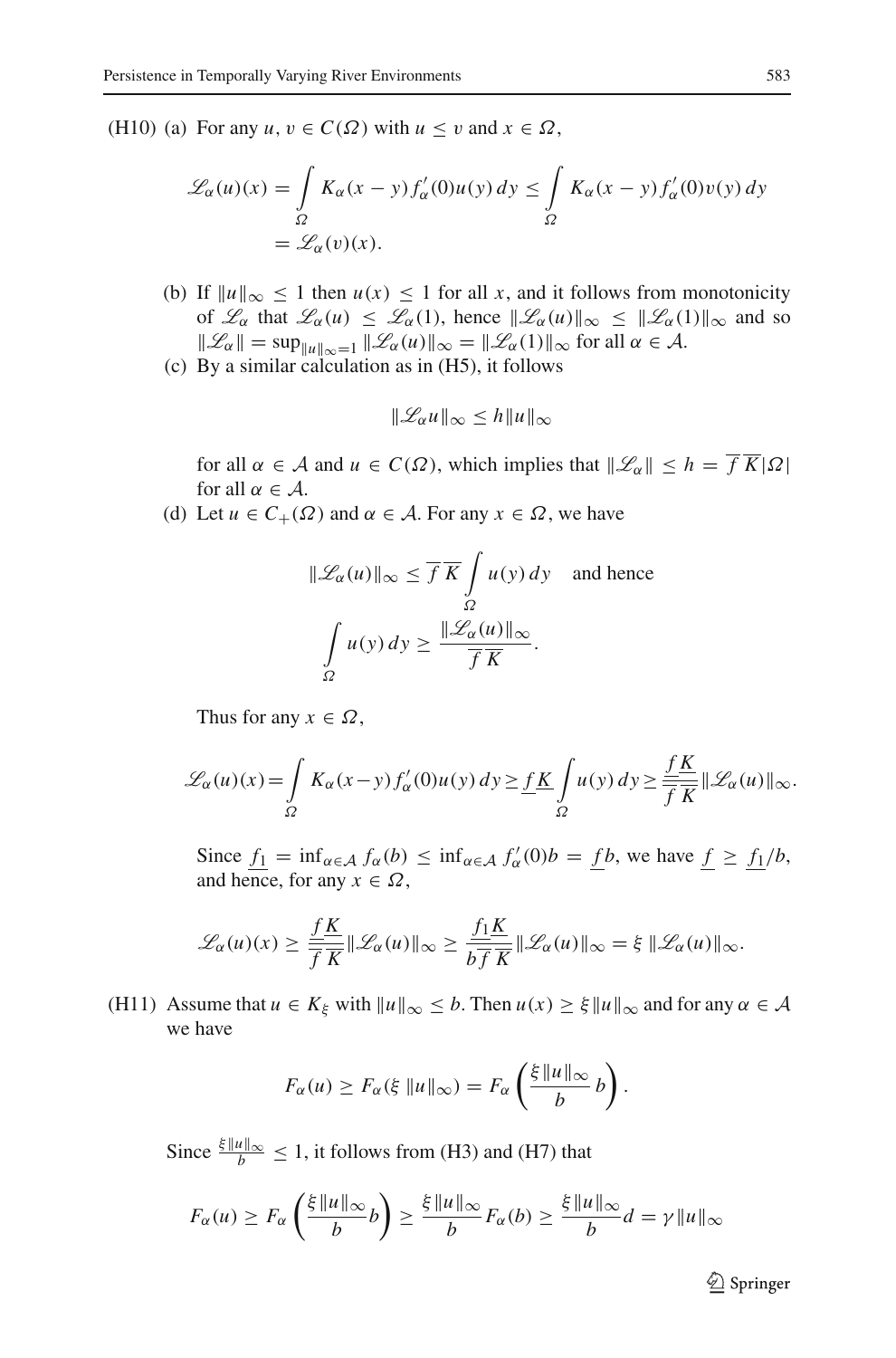(H10) (a) For any $u, v \in C(\Omega)$ with $u \leq v$ and $x \in \Omega$,

$$
\begin{aligned}
\mathscr{L}_\alpha(u)(x) &= \int_\Omega K_\alpha(x-y) f'_\alpha(0) u(y)\, dy \leq \int_\Omega K_\alpha(x-y) f'_\alpha(0) v(y)\, dy \\
&= \mathscr{L}_\alpha(v)(x).
\end{aligned}
$$

(b) If $\|u\|_\infty \leq 1$ then $u(x) \leq 1$ for all $x$, and it follows from monotonicity of $\mathscr{L}_\alpha$ that $\mathscr{L}_\alpha(u) \leq \mathscr{L}_\alpha(1)$, hence $\|\mathscr{L}_\alpha(u)\|_\infty \leq \|\mathscr{L}_\alpha(1)\|_\infty$ and so $\|\mathscr{L}_\alpha\| = \sup_{\|u\|_\infty = 1} \|\mathscr{L}_\alpha(u)\|_\infty = \|\mathscr{L}_\alpha(1)\|_\infty$ for all $\alpha \in \mathcal{A}$.

(c) By a similar calculation as in (H5), it follows

$$
\|\mathscr{L}_\alpha u\|_\infty \leq h \|u\|_\infty
$$

for all $\alpha \in \mathcal{A}$ and $u \in C(\Omega)$, which implies that $\|\mathscr{L}_\alpha\| \leq h = \overline{f}\,\overline{K}|\Omega|$ for all $\alpha \in \mathcal{A}$.

(d) Let $u \in C_+(\Omega)$ and $\alpha \in \mathcal{A}$. For any $x \in \Omega$, we have

$$
\|\mathscr{L}_\alpha(u)\|_\infty \leq \overline{f}\,\overline{K} \int_\Omega u(y)\, dy \quad \text{and hence}
$$

$$
\int_\Omega u(y)\, dy \geq \frac{\|\mathscr{L}_\alpha(u)\|_\infty}{\overline{f}\,\overline{K}}.
$$

Thus for any $x \in \Omega$,

$$
\mathscr{L}_\alpha(u)(x) = \int_\Omega K_\alpha(x-y) f'_\alpha(0) u(y)\, dy \geq \underline{f}\,\underline{K} \int_\Omega u(y)\, dy \geq \frac{\underline{f}\,\underline{K}}{\overline{f}\,\overline{K}} \|\mathscr{L}_\alpha(u)\|_\infty.
$$

Since $\underline{f_1} = \inf_{\alpha \in \mathcal{A}} f_\alpha(b) \leq \inf_{\alpha \in \mathcal{A}} f'_\alpha(0) b = \underline{f} b$, we have $\underline{f} \geq \underline{f_1}/b$, and hence, for any $x \in \Omega$,

$$
\mathscr{L}_\alpha(u)(x) \geq \frac{\underline{f}\,\underline{K}}{\overline{f}\,\overline{K}} \|\mathscr{L}_\alpha(u)\|_\infty \geq \frac{\underline{f_1}\,\underline{K}}{b\,\overline{f}\,\overline{K}} \|\mathscr{L}_\alpha(u)\|_\infty = \xi\, \|\mathscr{L}_\alpha(u)\|_\infty.
$$

(H11) Assume that $u \in K_\xi$ with $\|u\|_\infty \leq b$. Then $u(x) \geq \xi \|u\|_\infty$ and for any $\alpha \in \mathcal{A}$ we have

$$
F_\alpha(u) \geq F_\alpha(\xi\, \|u\|_\infty) = F_\alpha\left(\frac{\xi \|u\|_\infty}{b} b\right).
$$

Since $\frac{\xi \|u\|_\infty}{b} \leq 1$, it follows from (H3) and (H7) that

$$
F_\alpha(u) \geq F_\alpha\left(\frac{\xi \|u\|_\infty}{b} b\right) \geq \frac{\xi \|u\|_\infty}{b} F_\alpha(b) \geq \frac{\xi \|u\|_\infty}{b} d = \gamma \|u\|_\infty
$$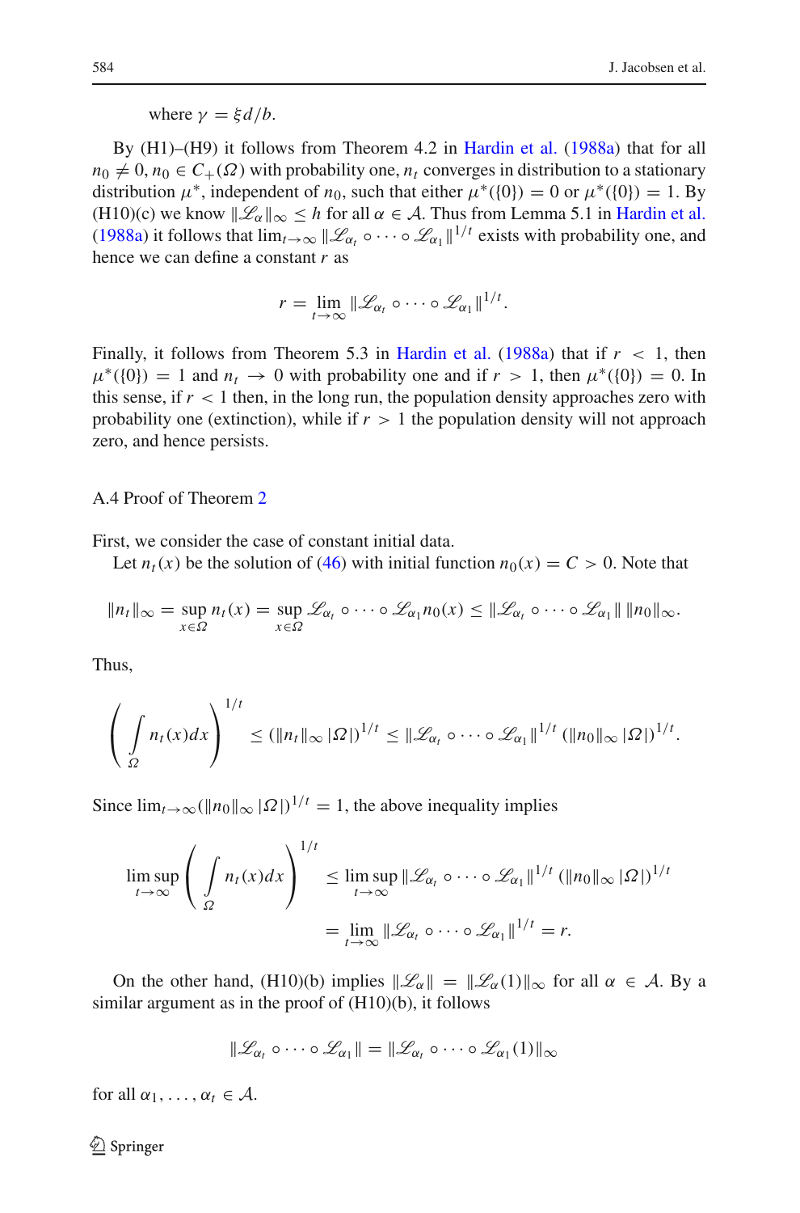where $\gamma = \xi d/b$.

By (H1)–(H9) it follows from Theorem 4.2 in Hardin et al. (1988a) that for all $n_0 \neq 0, n_0 \in C_+(\Omega)$ with probability one, $n_t$ converges in distribution to a stationary distribution $\mu^*$, independent of $n_0$, such that either $\mu^*(\{0\}) = 0$ or $\mu^*(\{0\}) = 1$. By (H10)(c) we know $\|\mathscr{L}_\alpha\|_\infty \leq h$ for all $\alpha \in \mathcal{A}$. Thus from Lemma 5.1 in Hardin et al. (1988a) it follows that $\lim_{t\to\infty} \|\mathscr{L}_{\alpha_t} \circ \cdots \circ \mathscr{L}_{\alpha_1}\|^{1/t}$ exists with probability one, and hence we can define a constant $r$ as

$$r = \lim_{t\to\infty} \|\mathscr{L}_{\alpha_t} \circ \cdots \circ \mathscr{L}_{\alpha_1}\|^{1/t}.$$

Finally, it follows from Theorem 5.3 in Hardin et al. (1988a) that if $r < 1$, then $\mu^*(\{0\}) = 1$ and $n_t \to 0$ with probability one and if $r > 1$, then $\mu^*(\{0\}) = 0$. In this sense, if $r < 1$ then, in the long run, the population density approaches zero with probability one (extinction), while if $r > 1$ the population density will not approach zero, and hence persists.

### A.4 Proof of Theorem 2

First, we consider the case of constant initial data.

Let $n_t(x)$ be the solution of (46) with initial function $n_0(x) = C > 0$. Note that

$$\|n_t\|_\infty = \sup_{x\in\Omega} n_t(x) = \sup_{x\in\Omega} \mathscr{L}_{\alpha_t} \circ \cdots \circ \mathscr{L}_{\alpha_1} n_0(x) \leq \|\mathscr{L}_{\alpha_t} \circ \cdots \circ \mathscr{L}_{\alpha_1}\| \, \|n_0\|_\infty.$$

Thus,

$$\left(\int_\Omega n_t(x)dx\right)^{1/t} \leq (\|n_t\|_\infty |\Omega|)^{1/t} \leq \|\mathscr{L}_{\alpha_t} \circ \cdots \circ \mathscr{L}_{\alpha_1}\|^{1/t} (\|n_0\|_\infty |\Omega|)^{1/t}.$$

Since $\lim_{t\to\infty}(\|n_0\|_\infty |\Omega|)^{1/t} = 1$, the above inequality implies

$$\limsup_{t\to\infty} \left(\int_\Omega n_t(x)dx\right)^{1/t} \leq \limsup_{t\to\infty} \|\mathscr{L}_{\alpha_t} \circ \cdots \circ \mathscr{L}_{\alpha_1}\|^{1/t} (\|n_0\|_\infty |\Omega|)^{1/t}$$
$$= \lim_{t\to\infty} \|\mathscr{L}_{\alpha_t} \circ \cdots \circ \mathscr{L}_{\alpha_1}\|^{1/t} = r.$$

On the other hand, (H10)(b) implies $\|\mathscr{L}_\alpha\| = \|\mathscr{L}_\alpha(1)\|_\infty$ for all $\alpha \in \mathcal{A}$. By a similar argument as in the proof of (H10)(b), it follows

$$\|\mathscr{L}_{\alpha_t} \circ \cdots \circ \mathscr{L}_{\alpha_1}\| = \|\mathscr{L}_{\alpha_t} \circ \cdots \circ \mathscr{L}_{\alpha_1}(1)\|_\infty$$

for all $\alpha_1, \ldots, \alpha_t \in \mathcal{A}$.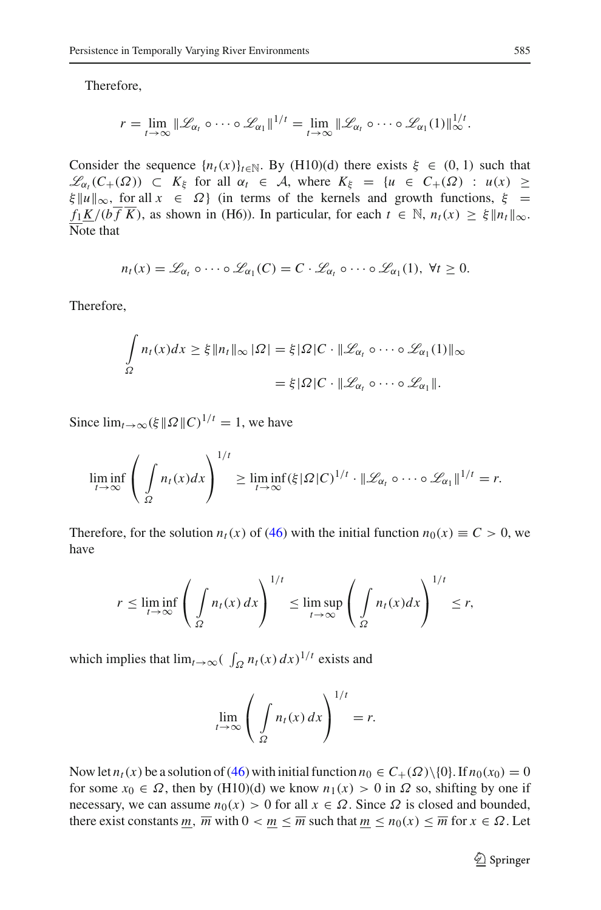Therefore,

$$r = \lim_{t\to\infty} \|\mathscr{L}_{\alpha_t} \circ \cdots \circ \mathscr{L}_{\alpha_1}\|^{1/t} = \lim_{t\to\infty} \|\mathscr{L}_{\alpha_t} \circ \cdots \circ \mathscr{L}_{\alpha_1}(1)\|_\infty^{1/t}.$$

Consider the sequence $\{n_t(x)\}_{t\in\mathbb{N}}$. By (H10)(d) there exists $\xi \in (0,1)$ such that $\mathscr{L}_{\alpha_t}(C_+(\Omega)) \subset K_\xi$ for all $\alpha_t \in \mathcal{A}$, where $K_\xi = \{u \in C_+(\Omega) : u(x) \geq \xi\|u\|_\infty$, for all $x \in \Omega\}$ (in terms of the kernels and growth functions, $\xi = \underline{f_1}\,\underline{K}/(b\overline{f}\,\overline{K})$, as shown in (H6)). In particular, for each $t \in \mathbb{N}$, $n_t(x) \geq \xi\|n_t\|_\infty$. Note that

$$n_t(x) = \mathscr{L}_{\alpha_t} \circ \cdots \circ \mathscr{L}_{\alpha_1}(C) = C \cdot \mathscr{L}_{\alpha_t} \circ \cdots \circ \mathscr{L}_{\alpha_1}(1),\ \forall t \geq 0.$$

Therefore,

$$\begin{aligned}\int_\Omega n_t(x)dx \geq \xi\|n_t\|_\infty\,|\Omega| &= \xi|\Omega|C \cdot \|\mathscr{L}_{\alpha_t} \circ \cdots \circ \mathscr{L}_{\alpha_1}(1)\|_\infty \\ &= \xi|\Omega|C \cdot \|\mathscr{L}_{\alpha_t} \circ \cdots \circ \mathscr{L}_{\alpha_1}\|.\end{aligned}$$

Since $\lim_{t\to\infty}(\xi\|\Omega\|C)^{1/t} = 1$, we have

$$\liminf_{t\to\infty}\left(\int_\Omega n_t(x)dx\right)^{1/t} \geq \liminf_{t\to\infty}(\xi|\Omega|C)^{1/t} \cdot \|\mathscr{L}_{\alpha_t} \circ \cdots \circ \mathscr{L}_{\alpha_1}\|^{1/t} = r.$$

Therefore, for the solution $n_t(x)$ of (46) with the initial function $n_0(x) \equiv C > 0$, we have

$$r \leq \liminf_{t\to\infty}\left(\int_\Omega n_t(x)\,dx\right)^{1/t} \leq \limsup_{t\to\infty}\left(\int_\Omega n_t(x)dx\right)^{1/t} \leq r,$$

which implies that $\lim_{t\to\infty}(\int_\Omega n_t(x)\,dx)^{1/t}$ exists and

$$\lim_{t\to\infty}\left(\int_\Omega n_t(x)\,dx\right)^{1/t} = r.$$

Now let $n_t(x)$ be a solution of (46) with initial function $n_0 \in C_+(\Omega)\backslash\{0\}$. If $n_0(x_0) = 0$ for some $x_0 \in \Omega$, then by (H10)(d) we know $n_1(x) > 0$ in $\Omega$ so, shifting by one if necessary, we can assume $n_0(x) > 0$ for all $x \in \Omega$. Since $\Omega$ is closed and bounded, there exist constants $\underline{m}$, $\overline{m}$ with $0 < \underline{m} \leq \overline{m}$ such that $\underline{m} \leq n_0(x) \leq \overline{m}$ for $x \in \Omega$. Let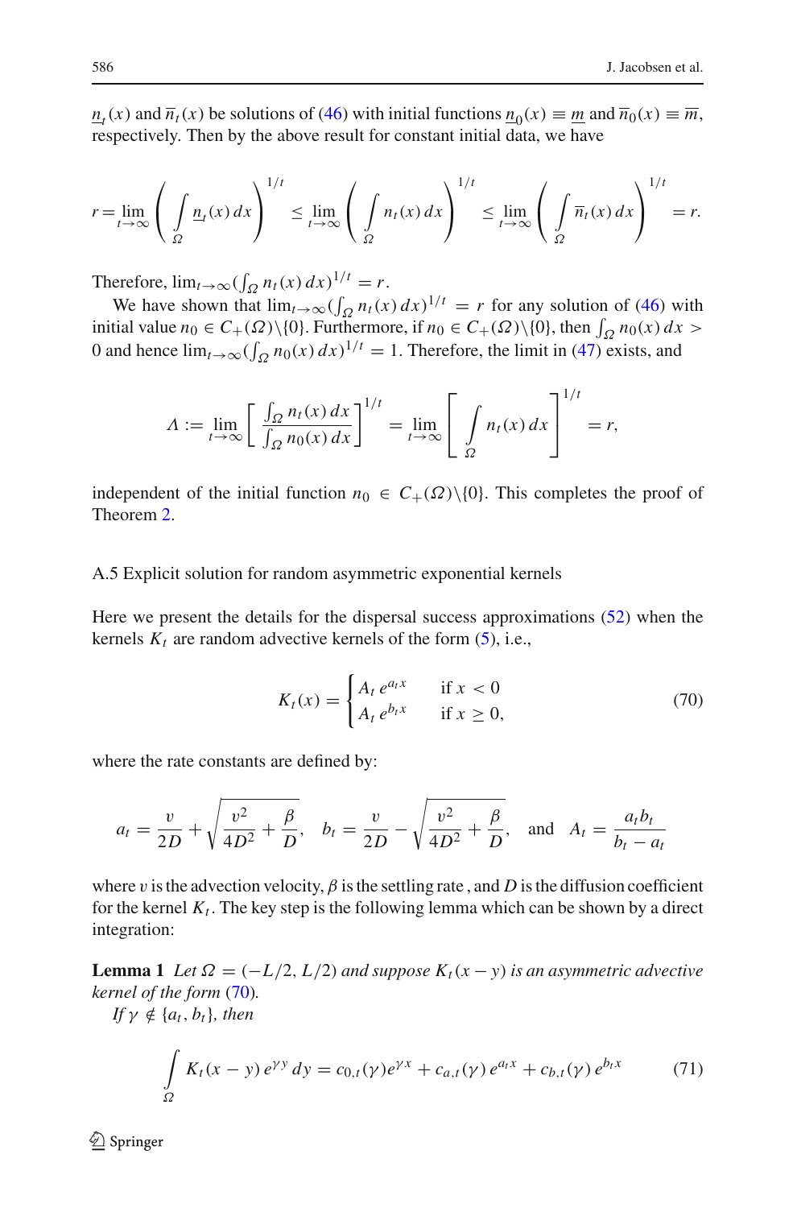$\underline{n}_t(x)$ and $\overline{n}_t(x)$ be solutions of (46) with initial functions $\underline{n}_0(x) \equiv \underline{m}$ and $\overline{n}_0(x) \equiv \overline{m}$, respectively. Then by the above result for constant initial data, we have

$$r = \lim_{t\to\infty}\left(\int_\Omega \underline{n}_t(x)\,dx\right)^{1/t} \le \lim_{t\to\infty}\left(\int_\Omega n_t(x)\,dx\right)^{1/t} \le \lim_{t\to\infty}\left(\int_\Omega \overline{n}_t(x)\,dx\right)^{1/t} = r.$$

Therefore, $\lim_{t\to\infty}(\int_\Omega n_t(x)\,dx)^{1/t} = r$.

We have shown that $\lim_{t\to\infty}(\int_\Omega n_t(x)\,dx)^{1/t} = r$ for any solution of (46) with initial value $n_0 \in C_+(\Omega)\backslash\{0\}$. Furthermore, if $n_0 \in C_+(\Omega)\backslash\{0\}$, then $\int_\Omega n_0(x)\,dx > 0$ and hence $\lim_{t\to\infty}(\int_\Omega n_0(x)\,dx)^{1/t} = 1$. Therefore, the limit in (47) exists, and

$$\Lambda := \lim_{t\to\infty}\left[\frac{\int_\Omega n_t(x)\,dx}{\int_\Omega n_0(x)\,dx}\right]^{1/t} = \lim_{t\to\infty}\left[\int_\Omega n_t(x)\,dx\right]^{1/t} = r,$$

independent of the initial function $n_0 \in C_+(\Omega)\backslash\{0\}$. This completes the proof of Theorem 2.

### A.5 Explicit solution for random asymmetric exponential kernels

Here we present the details for the dispersal success approximations (52) when the kernels $K_t$ are random advective kernels of the form (5), i.e.,

$$K_t(x) = \begin{cases} A_t\, e^{a_t x} & \text{if } x < 0 \\ A_t\, e^{b_t x} & \text{if } x \ge 0, \end{cases} \tag{70}$$

where the rate constants are defined by:

$$a_t = \frac{v}{2D} + \sqrt{\frac{v^2}{4D^2} + \frac{\beta}{D}}, \quad b_t = \frac{v}{2D} - \sqrt{\frac{v^2}{4D^2} + \frac{\beta}{D}}, \quad \text{and} \quad A_t = \frac{a_t b_t}{b_t - a_t}$$

where $v$ is the advection velocity, $\beta$ is the settling rate , and $D$ is the diffusion coefficient for the kernel $K_t$. The key step is the following lemma which can be shown by a direct integration:

**Lemma 1** *Let $\Omega = (-L/2, L/2)$ and suppose $K_t(x-y)$ is an asymmetric advective kernel of the form (70).*

*If $\gamma \notin \{a_t, b_t\}$, then*

$$\int_\Omega K_t(x-y)\, e^{\gamma y}\, dy = c_{0,t}(\gamma) e^{\gamma x} + c_{a,t}(\gamma)\, e^{a_t x} + c_{b,t}(\gamma)\, e^{b_t x} \tag{71}$$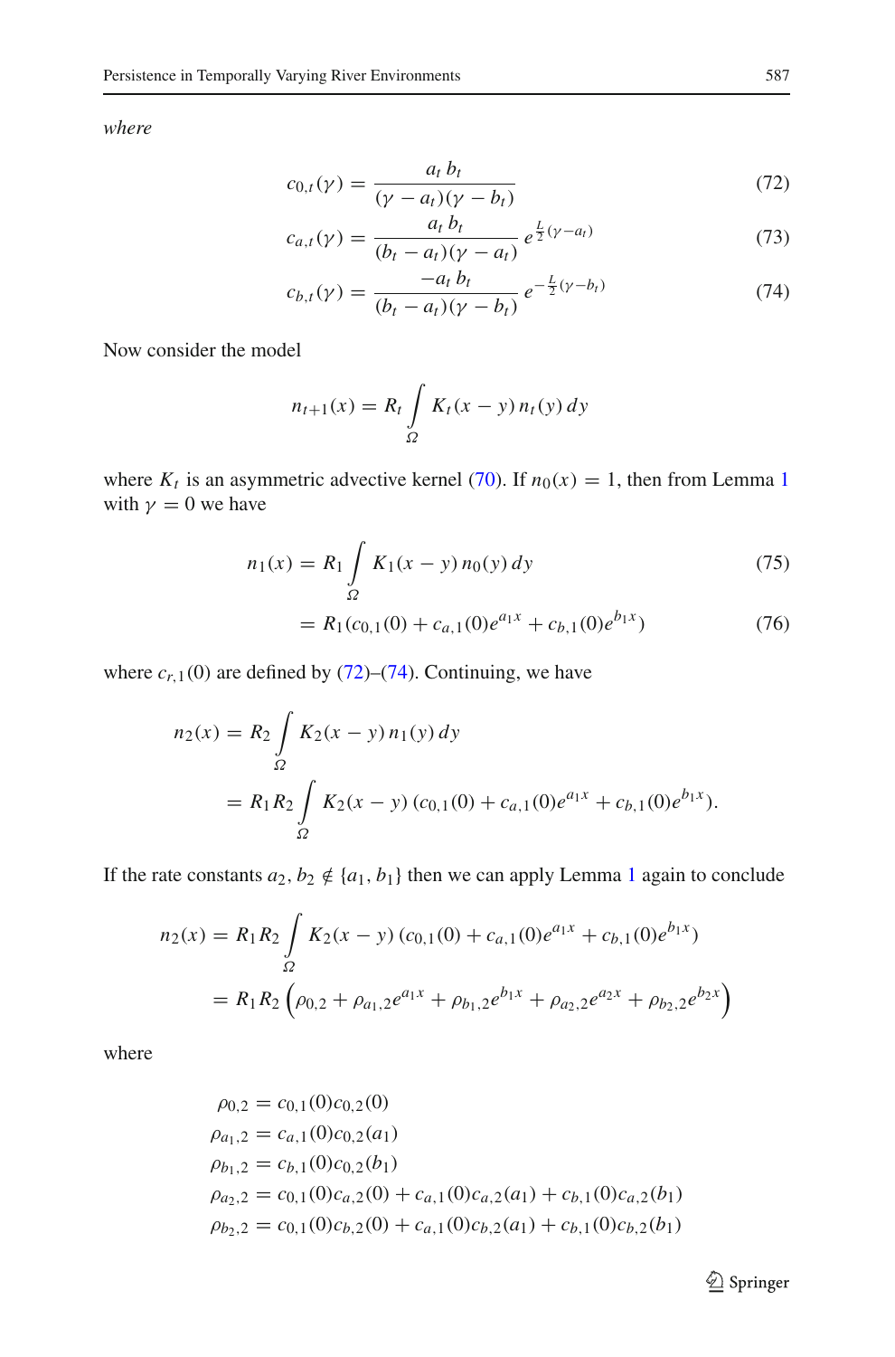*where*

$$c_{0,t}(\gamma) = \frac{a_t\, b_t}{(\gamma - a_t)(\gamma - b_t)} \tag{72}$$

$$c_{a,t}(\gamma) = \frac{a_t\, b_t}{(b_t - a_t)(\gamma - a_t)}\, e^{\frac{L}{2}(\gamma - a_t)} \tag{73}$$

$$c_{b,t}(\gamma) = \frac{-a_t\, b_t}{(b_t - a_t)(\gamma - b_t)}\, e^{-\frac{L}{2}(\gamma - b_t)} \tag{74}$$

Now consider the model

$$n_{t+1}(x) = R_t \int_{\Omega} K_t(x-y)\, n_t(y)\, dy$$

where $K_t$ is an asymmetric advective kernel (70). If $n_0(x) = 1$, then from Lemma 1 with $\gamma = 0$ we have

$$n_1(x) = R_1 \int_{\Omega} K_1(x-y)\, n_0(y)\, dy \tag{75}$$

$$= R_1 (c_{0,1}(0) + c_{a,1}(0) e^{a_1 x} + c_{b,1}(0) e^{b_1 x}) \tag{76}$$

where $c_{r,1}(0)$ are defined by (72)–(74). Continuing, we have

$$\begin{aligned} n_2(x) &= R_2 \int_{\Omega} K_2(x-y)\, n_1(y)\, dy \\ &= R_1 R_2 \int_{\Omega} K_2(x-y)\, (c_{0,1}(0) + c_{a,1}(0) e^{a_1 x} + c_{b,1}(0) e^{b_1 x}). \end{aligned}$$

If the rate constants $a_2, b_2 \notin \{a_1, b_1\}$ then we can apply Lemma 1 again to conclude

$$\begin{aligned} n_2(x) &= R_1 R_2 \int_{\Omega} K_2(x-y)\, (c_{0,1}(0) + c_{a,1}(0) e^{a_1 x} + c_{b,1}(0) e^{b_1 x}) \\ &= R_1 R_2 \left( \rho_{0,2} + \rho_{a_1,2} e^{a_1 x} + \rho_{b_1,2} e^{b_1 x} + \rho_{a_2,2} e^{a_2 x} + \rho_{b_2,2} e^{b_2 x} \right) \end{aligned}$$

where

$$\begin{aligned} \rho_{0,2} &= c_{0,1}(0) c_{0,2}(0) \\ \rho_{a_1,2} &= c_{a,1}(0) c_{0,2}(a_1) \\ \rho_{b_1,2} &= c_{b,1}(0) c_{0,2}(b_1) \\ \rho_{a_2,2} &= c_{0,1}(0) c_{a,2}(0) + c_{a,1}(0) c_{a,2}(a_1) + c_{b,1}(0) c_{a,2}(b_1) \\ \rho_{b_2,2} &= c_{0,1}(0) c_{b,2}(0) + c_{a,1}(0) c_{b,2}(a_1) + c_{b,1}(0) c_{b,2}(b_1) \end{aligned}$$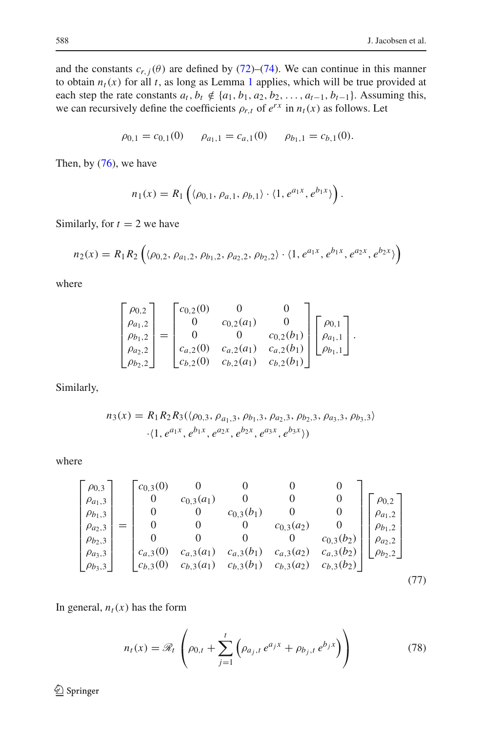and the constants $c_{r,j}(\theta)$ are defined by (72)–(74). We can continue in this manner to obtain $n_t(x)$ for all $t$, as long as Lemma 1 applies, which will be true provided at each step the rate constants $a_t, b_t \notin \{a_1, b_1, a_2, b_2, \ldots, a_{t-1}, b_{t-1}\}$. Assuming this, we can recursively define the coefficients $\rho_{r,t}$ of $e^{rx}$ in $n_t(x)$ as follows. Let

$$\rho_{0,1} = c_{0,1}(0) \qquad \rho_{a_1,1} = c_{a,1}(0) \qquad \rho_{b_1,1} = c_{b,1}(0).$$

Then, by (76), we have

$$n_1(x) = R_1\left(\langle \rho_{0,1}, \rho_{a,1}, \rho_{b,1}\rangle \cdot \langle 1, e^{a_1 x}, e^{b_1 x}\rangle\right).$$

Similarly, for $t = 2$ we have

$$n_2(x) = R_1 R_2\left(\langle \rho_{0,2}, \rho_{a_1,2}, \rho_{b_1,2}, \rho_{a_2,2}, \rho_{b_2,2}\rangle \cdot \langle 1, e^{a_1 x}, e^{b_1 x}, e^{a_2 x}, e^{b_2 x}\rangle\right)$$

where

$$\begin{bmatrix} \rho_{0,2} \\ \rho_{a_1,2} \\ \rho_{b_1,2} \\ \rho_{a_2,2} \\ \rho_{b_2,2} \end{bmatrix} = \begin{bmatrix} c_{0,2}(0) & 0 & 0 \\ 0 & c_{0,2}(a_1) & 0 \\ 0 & 0 & c_{0,2}(b_1) \\ c_{a,2}(0) & c_{a,2}(a_1) & c_{a,2}(b_1) \\ c_{b,2}(0) & c_{b,2}(a_1) & c_{b,2}(b_1) \end{bmatrix} \begin{bmatrix} \rho_{0,1} \\ \rho_{a_1,1} \\ \rho_{b_1,1} \end{bmatrix}.$$

Similarly,

$$\begin{aligned} n_3(x) = R_1 R_2 R_3(&\langle \rho_{0,3}, \rho_{a_1,3}, \rho_{b_1,3}, \rho_{a_2,3}, \rho_{b_2,3}, \rho_{a_3,3}, \rho_{b_3,3}\rangle \\ &\cdot \langle 1, e^{a_1 x}, e^{b_1 x}, e^{a_2 x}, e^{b_2 x}, e^{a_3 x}, e^{b_3 x}\rangle) \end{aligned}$$

where

$$\begin{bmatrix} \rho_{0,3} \\ \rho_{a_1,3} \\ \rho_{b_1,3} \\ \rho_{a_2,3} \\ \rho_{b_2,3} \\ \rho_{a_3,3} \\ \rho_{b_3,3} \end{bmatrix} = \begin{bmatrix} c_{0,3}(0) & 0 & 0 & 0 & 0 \\ 0 & c_{0,3}(a_1) & 0 & 0 & 0 \\ 0 & 0 & c_{0,3}(b_1) & 0 & 0 \\ 0 & 0 & 0 & c_{0,3}(a_2) & 0 \\ 0 & 0 & 0 & 0 & c_{0,3}(b_2) \\ c_{a,3}(0) & c_{a,3}(a_1) & c_{a,3}(b_1) & c_{a,3}(a_2) & c_{a,3}(b_2) \\ c_{b,3}(0) & c_{b,3}(a_1) & c_{b,3}(b_1) & c_{b,3}(a_2) & c_{b,3}(b_2) \end{bmatrix} \begin{bmatrix} \rho_{0,2} \\ \rho_{a_1,2} \\ \rho_{b_1,2} \\ \rho_{a_2,2} \\ \rho_{b_2,2} \end{bmatrix} \tag{77}$$

In general, $n_t(x)$ has the form

$$n_t(x) = \mathscr{R}_t\left(\rho_{0,t} + \sum_{j=1}^{t}\left(\rho_{a_j,t}\, e^{a_j x} + \rho_{b_j,t}\, e^{b_j x}\right)\right) \tag{78}$$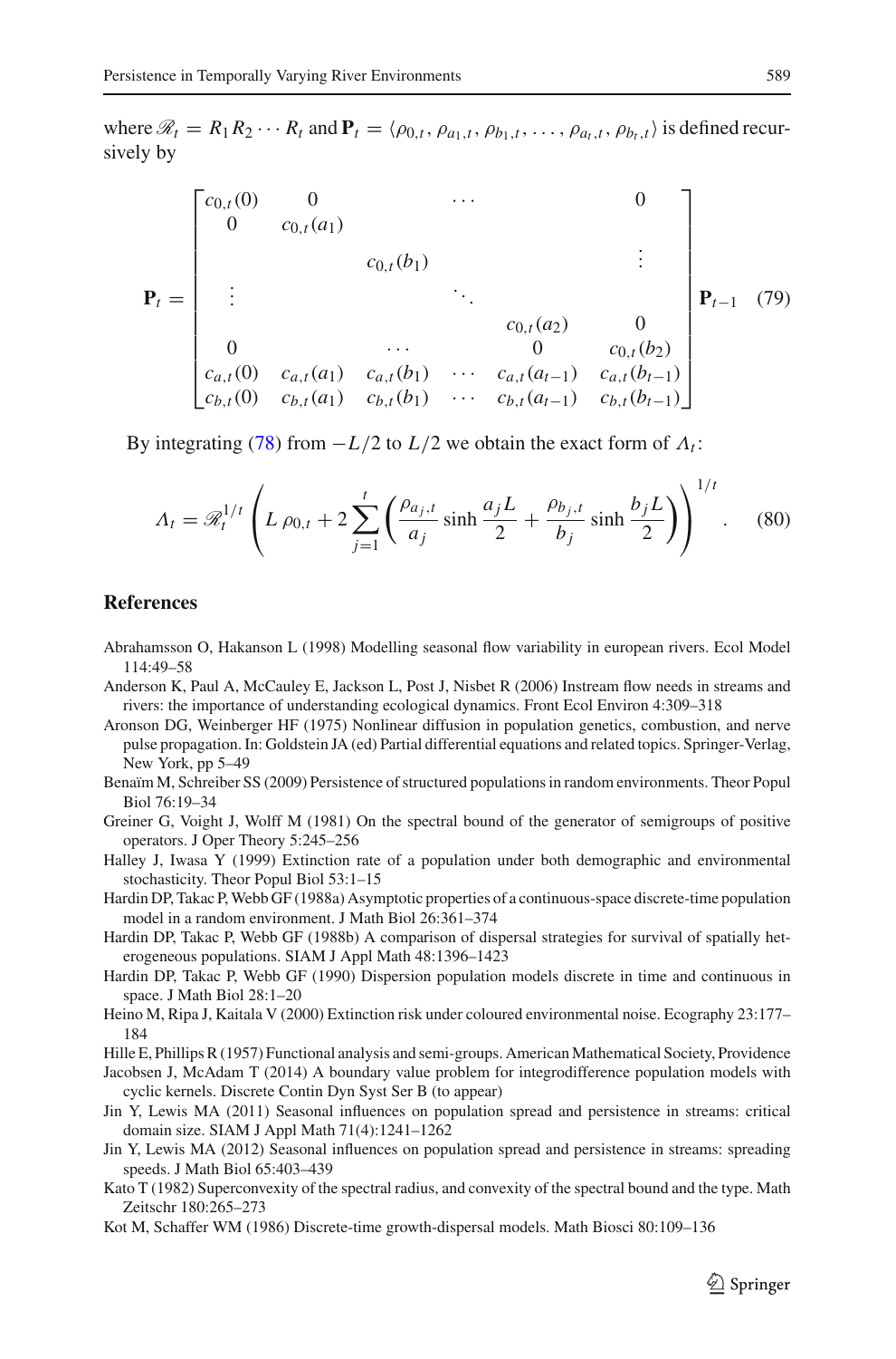where $\mathscr{R}_t = R_1 R_2 \cdots R_t$ and $\mathbf{P}_t = \langle \rho_{0,t}, \rho_{a_1,t}, \rho_{b_1,t}, \ldots, \rho_{a_t,t}, \rho_{b_t,t} \rangle$ is defined recursively by

$$
\mathbf{P}_t = \begin{bmatrix}
c_{0,t}(0) & 0 & & \cdots & & 0 \\
0 & c_{0,t}(a_1) & & & & \\
 & & c_{0,t}(b_1) & & & \vdots \\
\vdots & & & \ddots & & \\
 & & & & c_{0,t}(a_2) & 0 \\
0 & & \cdots & & 0 & c_{0,t}(b_2) \\
c_{a,t}(0) & c_{a,t}(a_1) & c_{a,t}(b_1) & \cdots & c_{a,t}(a_{t-1}) & c_{a,t}(b_{t-1}) \\
c_{b,t}(0) & c_{b,t}(a_1) & c_{b,t}(b_1) & \cdots & c_{b,t}(a_{t-1}) & c_{b,t}(b_{t-1})
\end{bmatrix} \mathbf{P}_{t-1} \quad (79)
$$

By integrating (78) from $-L/2$ to $L/2$ we obtain the exact form of $\Lambda_t$:

$$
\Lambda_t = \mathscr{R}_t^{1/t} \left( L\,\rho_{0,t} + 2 \sum_{j=1}^{t} \left( \frac{\rho_{a_j,t}}{a_j} \sinh \frac{a_j L}{2} + \frac{\rho_{b_j,t}}{b_j} \sinh \frac{b_j L}{2} \right) \right)^{1/t}. \quad (80)
$$

## References

Abrahamsson O, Hakanson L (1998) Modelling seasonal flow variability in european rivers. Ecol Model 114:49–58

Anderson K, Paul A, McCauley E, Jackson L, Post J, Nisbet R (2006) Instream flow needs in streams and rivers: the importance of understanding ecological dynamics. Front Ecol Environ 4:309–318

Aronson DG, Weinberger HF (1975) Nonlinear diffusion in population genetics, combustion, and nerve pulse propagation. In: Goldstein JA (ed) Partial differential equations and related topics. Springer-Verlag, New York, pp 5–49

Benaïm M, Schreiber SS (2009) Persistence of structured populations in random environments. Theor Popul Biol 76:19–34

Greiner G, Voight J, Wolff M (1981) On the spectral bound of the generator of semigroups of positive operators. J Oper Theory 5:245–256

Halley J, Iwasa Y (1999) Extinction rate of a population under both demographic and environmental stochasticity. Theor Popul Biol 53:1–15

Hardin DP, Takac P, Webb GF (1988a) Asymptotic properties of a continuous-space discrete-time population model in a random environment. J Math Biol 26:361–374

Hardin DP, Takac P, Webb GF (1988b) A comparison of dispersal strategies for survival of spatially heterogeneous populations. SIAM J Appl Math 48:1396–1423

Hardin DP, Takac P, Webb GF (1990) Dispersion population models discrete in time and continuous in space. J Math Biol 28:1–20

Heino M, Ripa J, Kaitala V (2000) Extinction risk under coloured environmental noise. Ecography 23:177–184

Hille E, Phillips R (1957) Functional analysis and semi-groups. American Mathematical Society, Providence

Jacobsen J, McAdam T (2014) A boundary value problem for integrodifference population models with cyclic kernels. Discrete Contin Dyn Syst Ser B (to appear)

Jin Y, Lewis MA (2011) Seasonal influences on population spread and persistence in streams: critical domain size. SIAM J Appl Math 71(4):1241–1262

Jin Y, Lewis MA (2012) Seasonal influences on population spread and persistence in streams: spreading speeds. J Math Biol 65:403–439

Kato T (1982) Superconvexity of the spectral radius, and convexity of the spectral bound and the type. Math Zeitschr 180:265–273

Kot M, Schaffer WM (1986) Discrete-time growth-dispersal models. Math Biosci 80:109–136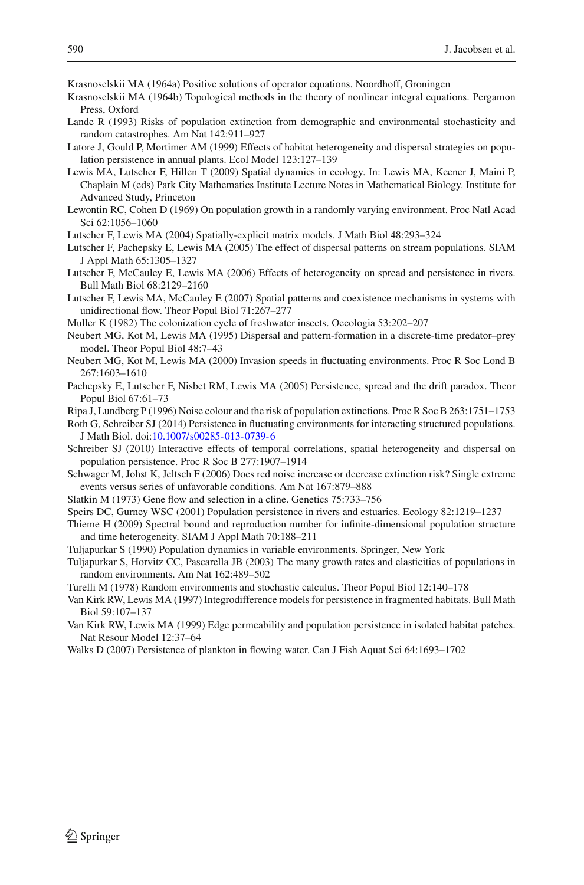Krasnoselskii MA (1964a) Positive solutions of operator equations. Noordhoff, Groningen

Krasnoselskii MA (1964b) Topological methods in the theory of nonlinear integral equations. Pergamon Press, Oxford

Lande R (1993) Risks of population extinction from demographic and environmental stochasticity and random catastrophes. Am Nat 142:911–927

Latore J, Gould P, Mortimer AM (1999) Effects of habitat heterogeneity and dispersal strategies on population persistence in annual plants. Ecol Model 123:127–139

Lewis MA, Lutscher F, Hillen T (2009) Spatial dynamics in ecology. In: Lewis MA, Keener J, Maini P, Chaplain M (eds) Park City Mathematics Institute Lecture Notes in Mathematical Biology. Institute for Advanced Study, Princeton

Lewontin RC, Cohen D (1969) On population growth in a randomly varying environment. Proc Natl Acad Sci 62:1056–1060

Lutscher F, Lewis MA (2004) Spatially-explicit matrix models. J Math Biol 48:293–324

Lutscher F, Pachepsky E, Lewis MA (2005) The effect of dispersal patterns on stream populations. SIAM J Appl Math 65:1305–1327

Lutscher F, McCauley E, Lewis MA (2006) Effects of heterogeneity on spread and persistence in rivers. Bull Math Biol 68:2129–2160

Lutscher F, Lewis MA, McCauley E (2007) Spatial patterns and coexistence mechanisms in systems with unidirectional flow. Theor Popul Biol 71:267–277

Muller K (1982) The colonization cycle of freshwater insects. Oecologia 53:202–207

Neubert MG, Kot M, Lewis MA (1995) Dispersal and pattern-formation in a discrete-time predator–prey model. Theor Popul Biol 48:7–43

Neubert MG, Kot M, Lewis MA (2000) Invasion speeds in fluctuating environments. Proc R Soc Lond B 267:1603–1610

Pachepsky E, Lutscher F, Nisbet RM, Lewis MA (2005) Persistence, spread and the drift paradox. Theor Popul Biol 67:61–73

Ripa J, Lundberg P (1996) Noise colour and the risk of population extinctions. Proc R Soc B 263:1751–1753

Roth G, Schreiber SJ (2014) Persistence in fluctuating environments for interacting structured populations. J Math Biol. doi:10.1007/s00285-013-0739-6

Schreiber SJ (2010) Interactive effects of temporal correlations, spatial heterogeneity and dispersal on population persistence. Proc R Soc B 277:1907–1914

Schwager M, Johst K, Jeltsch F (2006) Does red noise increase or decrease extinction risk? Single extreme events versus series of unfavorable conditions. Am Nat 167:879–888

Slatkin M (1973) Gene flow and selection in a cline. Genetics 75:733–756

Speirs DC, Gurney WSC (2001) Population persistence in rivers and estuaries. Ecology 82:1219–1237

Thieme H (2009) Spectral bound and reproduction number for infinite-dimensional population structure and time heterogeneity. SIAM J Appl Math 70:188–211

Tuljapurkar S (1990) Population dynamics in variable environments. Springer, New York

Tuljapurkar S, Horvitz CC, Pascarella JB (2003) The many growth rates and elasticities of populations in random environments. Am Nat 162:489–502

Turelli M (1978) Random environments and stochastic calculus. Theor Popul Biol 12:140–178

Van Kirk RW, Lewis MA (1997) Integrodifference models for persistence in fragmented habitats. Bull Math Biol 59:107–137

Van Kirk RW, Lewis MA (1999) Edge permeability and population persistence in isolated habitat patches. Nat Resour Model 12:37–64

Walks D (2007) Persistence of plankton in flowing water. Can J Fish Aquat Sci 64:1693–1702